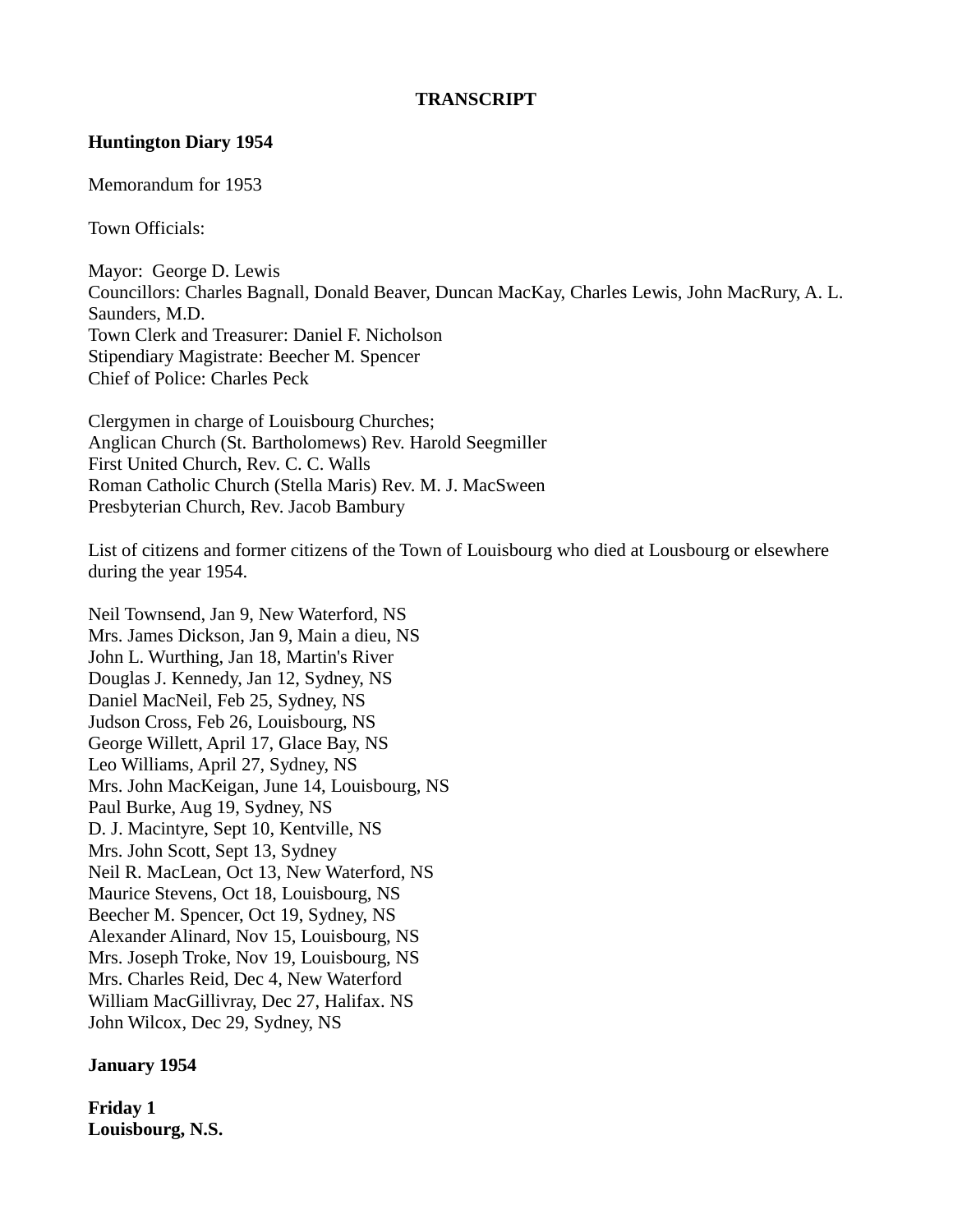**TRANSCRIPT**

**Huntington Diary 1954**

Memorandum for 1953

Town Officials:

Mayor: George D. Lewis
Councillors: Charles Bagnall, Donald Beaver, Duncan MacKay, Charles Lewis, John MacRury, A. L. Saunders, M.D.
Town Clerk and Treasurer: Daniel F. Nicholson
Stipendiary Magistrate: Beecher M. Spencer
Chief of Police: Charles Peck

Clergymen in charge of Louisbourg Churches;
Anglican Church (St. Bartholomews) Rev. Harold Seegmiller
First United Church, Rev. C. C. Walls
Roman Catholic Church (Stella Maris) Rev. M. J. MacSween
Presbyterian Church, Rev. Jacob Bambury

List of citizens and former citizens of the Town of Louisbourg who died at Lousbourg or elsewhere during the year 1954.

Neil Townsend, Jan 9, New Waterford, NS
Mrs. James Dickson, Jan 9, Main a dieu, NS
John L. Wurthing, Jan 18, Martin's River
Douglas J. Kennedy, Jan 12, Sydney, NS
Daniel MacNeil, Feb 25, Sydney, NS
Judson Cross, Feb 26, Louisbourg, NS
George Willett, April 17, Glace Bay, NS
Leo Williams, April 27, Sydney, NS
Mrs. John MacKeigan, June 14, Louisbourg, NS
Paul Burke, Aug 19, Sydney, NS
D. J. Macintyre, Sept 10, Kentville, NS
Mrs. John Scott, Sept 13, Sydney
Neil R. MacLean, Oct 13, New Waterford, NS
Maurice Stevens, Oct 18, Louisbourg, NS
Beecher M. Spencer, Oct 19, Sydney, NS
Alexander Alinard, Nov 15, Louisbourg, NS
Mrs. Joseph Troke, Nov 19, Louisbourg, NS
Mrs. Charles Reid, Dec 4, New Waterford
William MacGillivray, Dec 27, Halifax. NS
John Wilcox, Dec 29, Sydney, NS

**January 1954**

**Friday 1**
**Louisbourg, N.S.**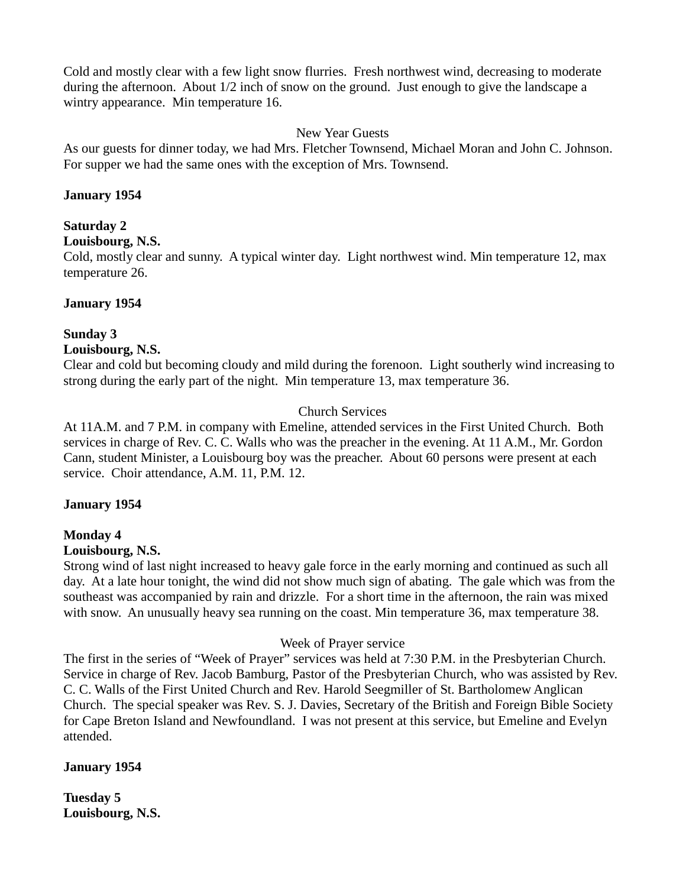Cold and mostly clear with a few light snow flurries. Fresh northwest wind, decreasing to moderate during the afternoon. About 1/2 inch of snow on the ground. Just enough to give the landscape a wintry appearance. Min temperature 16.

New Year Guests

As our guests for dinner today, we had Mrs. Fletcher Townsend, Michael Moran and John C. Johnson. For supper we had the same ones with the exception of Mrs. Townsend.

**January 1954**

**Saturday 2**
**Louisbourg, N.S.**
Cold, mostly clear and sunny. A typical winter day. Light northwest wind. Min temperature 12, max temperature 26.

**January 1954**

**Sunday 3**
**Louisbourg, N.S.**
Clear and cold but becoming cloudy and mild during the forenoon. Light southerly wind increasing to strong during the early part of the night. Min temperature 13, max temperature 36.

Church Services

At 11A.M. and 7 P.M. in company with Emeline, attended services in the First United Church. Both services in charge of Rev. C. C. Walls who was the preacher in the evening. At 11 A.M., Mr. Gordon Cann, student Minister, a Louisbourg boy was the preacher. About 60 persons were present at each service. Choir attendance, A.M. 11, P.M. 12.

**January 1954**

**Monday 4**
**Louisbourg, N.S.**
Strong wind of last night increased to heavy gale force in the early morning and continued as such all day. At a late hour tonight, the wind did not show much sign of abating. The gale which was from the southeast was accompanied by rain and drizzle. For a short time in the afternoon, the rain was mixed with snow. An unusually heavy sea running on the coast. Min temperature 36, max temperature 38.

Week of Prayer service

The first in the series of "Week of Prayer" services was held at 7:30 P.M. in the Presbyterian Church. Service in charge of Rev. Jacob Bamburg, Pastor of the Presbyterian Church, who was assisted by Rev. C. C. Walls of the First United Church and Rev. Harold Seegmiller of St. Bartholomew Anglican Church. The special speaker was Rev. S. J. Davies, Secretary of the British and Foreign Bible Society for Cape Breton Island and Newfoundland. I was not present at this service, but Emeline and Evelyn attended.

**January 1954**

**Tuesday 5**
**Louisbourg, N.S.**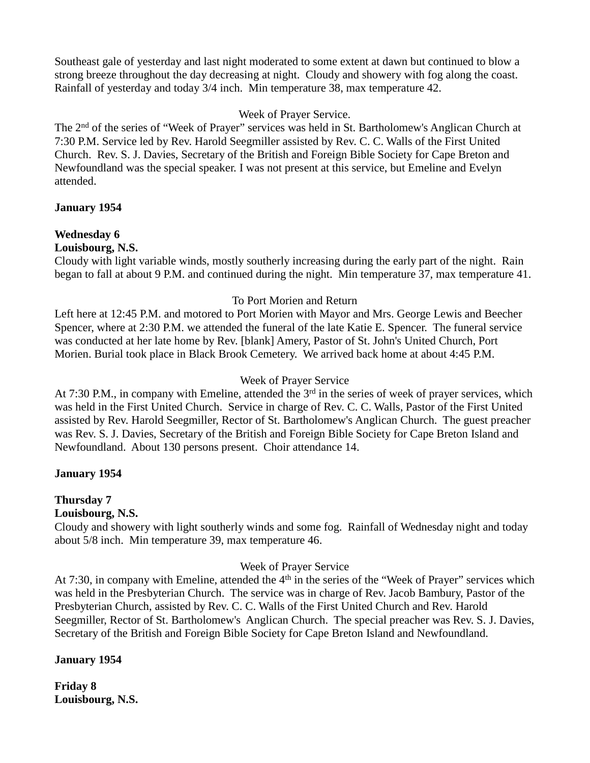Southeast gale of yesterday and last night moderated to some extent at dawn but continued to blow a strong breeze throughout the day decreasing at night. Cloudy and showery with fog along the coast. Rainfall of yesterday and today 3/4 inch. Min temperature 38, max temperature 42.

Week of Prayer Service.

The 2nd of the series of “Week of Prayer” services was held in St. Bartholomew's Anglican Church at 7:30 P.M. Service led by Rev. Harold Seegmiller assisted by Rev. C. C. Walls of the First United Church. Rev. S. J. Davies, Secretary of the British and Foreign Bible Society for Cape Breton and Newfoundland was the special speaker. I was not present at this service, but Emeline and Evelyn attended.

**January 1954**

**Wednesday 6**
**Louisbourg, N.S.**

Cloudy with light variable winds, mostly southerly increasing during the early part of the night. Rain began to fall at about 9 P.M. and continued during the night. Min temperature 37, max temperature 41.

To Port Morien and Return

Left here at 12:45 P.M. and motored to Port Morien with Mayor and Mrs. George Lewis and Beecher Spencer, where at 2:30 P.M. we attended the funeral of the late Katie E. Spencer. The funeral service was conducted at her late home by Rev. [blank] Amery, Pastor of St. John's United Church, Port Morien. Burial took place in Black Brook Cemetery. We arrived back home at about 4:45 P.M.

Week of Prayer Service

At 7:30 P.M., in company with Emeline, attended the 3rd in the series of week of prayer services, which was held in the First United Church. Service in charge of Rev. C. C. Walls, Pastor of the First United assisted by Rev. Harold Seegmiller, Rector of St. Bartholomew's Anglican Church. The guest preacher was Rev. S. J. Davies, Secretary of the British and Foreign Bible Society for Cape Breton Island and Newfoundland. About 130 persons present. Choir attendance 14.

**January 1954**

**Thursday 7**
**Louisbourg, N.S.**

Cloudy and showery with light southerly winds and some fog. Rainfall of Wednesday night and today about 5/8 inch. Min temperature 39, max temperature 46.

Week of Prayer Service

At 7:30, in company with Emeline, attended the 4th in the series of the “Week of Prayer” services which was held in the Presbyterian Church. The service was in charge of Rev. Jacob Bambury, Pastor of the Presbyterian Church, assisted by Rev. C. C. Walls of the First United Church and Rev. Harold Seegmiller, Rector of St. Bartholomew's Anglican Church. The special preacher was Rev. S. J. Davies, Secretary of the British and Foreign Bible Society for Cape Breton Island and Newfoundland.

**January 1954**

**Friday 8**
**Louisbourg, N.S.**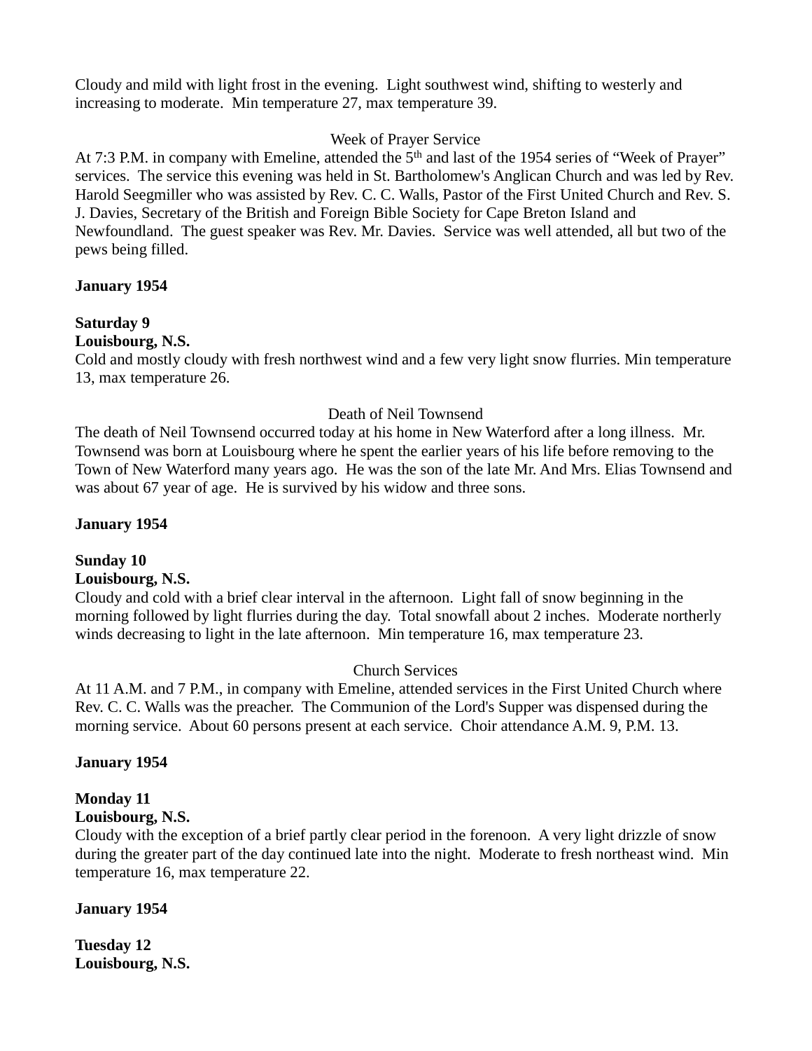Cloudy and mild with light frost in the evening. Light southwest wind, shifting to westerly and increasing to moderate. Min temperature 27, max temperature 39.

Week of Prayer Service

At 7:3 P.M. in company with Emeline, attended the 5th and last of the 1954 series of "Week of Prayer" services. The service this evening was held in St. Bartholomew's Anglican Church and was led by Rev. Harold Seegmiller who was assisted by Rev. C. C. Walls, Pastor of the First United Church and Rev. S. J. Davies, Secretary of the British and Foreign Bible Society for Cape Breton Island and Newfoundland. The guest speaker was Rev. Mr. Davies. Service was well attended, all but two of the pews being filled.

**January 1954**

**Saturday 9**
**Louisbourg, N.S.**
Cold and mostly cloudy with fresh northwest wind and a few very light snow flurries. Min temperature 13, max temperature 26.

Death of Neil Townsend

The death of Neil Townsend occurred today at his home in New Waterford after a long illness. Mr. Townsend was born at Louisbourg where he spent the earlier years of his life before removing to the Town of New Waterford many years ago. He was the son of the late Mr. And Mrs. Elias Townsend and was about 67 year of age. He is survived by his widow and three sons.

**January 1954**

**Sunday 10**
**Louisbourg, N.S.**
Cloudy and cold with a brief clear interval in the afternoon. Light fall of snow beginning in the morning followed by light flurries during the day. Total snowfall about 2 inches. Moderate northerly winds decreasing to light in the late afternoon. Min temperature 16, max temperature 23.

Church Services

At 11 A.M. and 7 P.M., in company with Emeline, attended services in the First United Church where Rev. C. C. Walls was the preacher. The Communion of the Lord's Supper was dispensed during the morning service. About 60 persons present at each service. Choir attendance A.M. 9, P.M. 13.

**January 1954**

**Monday 11**
**Louisbourg, N.S.**
Cloudy with the exception of a brief partly clear period in the forenoon. A very light drizzle of snow during the greater part of the day continued late into the night. Moderate to fresh northeast wind. Min temperature 16, max temperature 22.

**January 1954**

**Tuesday 12**
**Louisbourg, N.S.**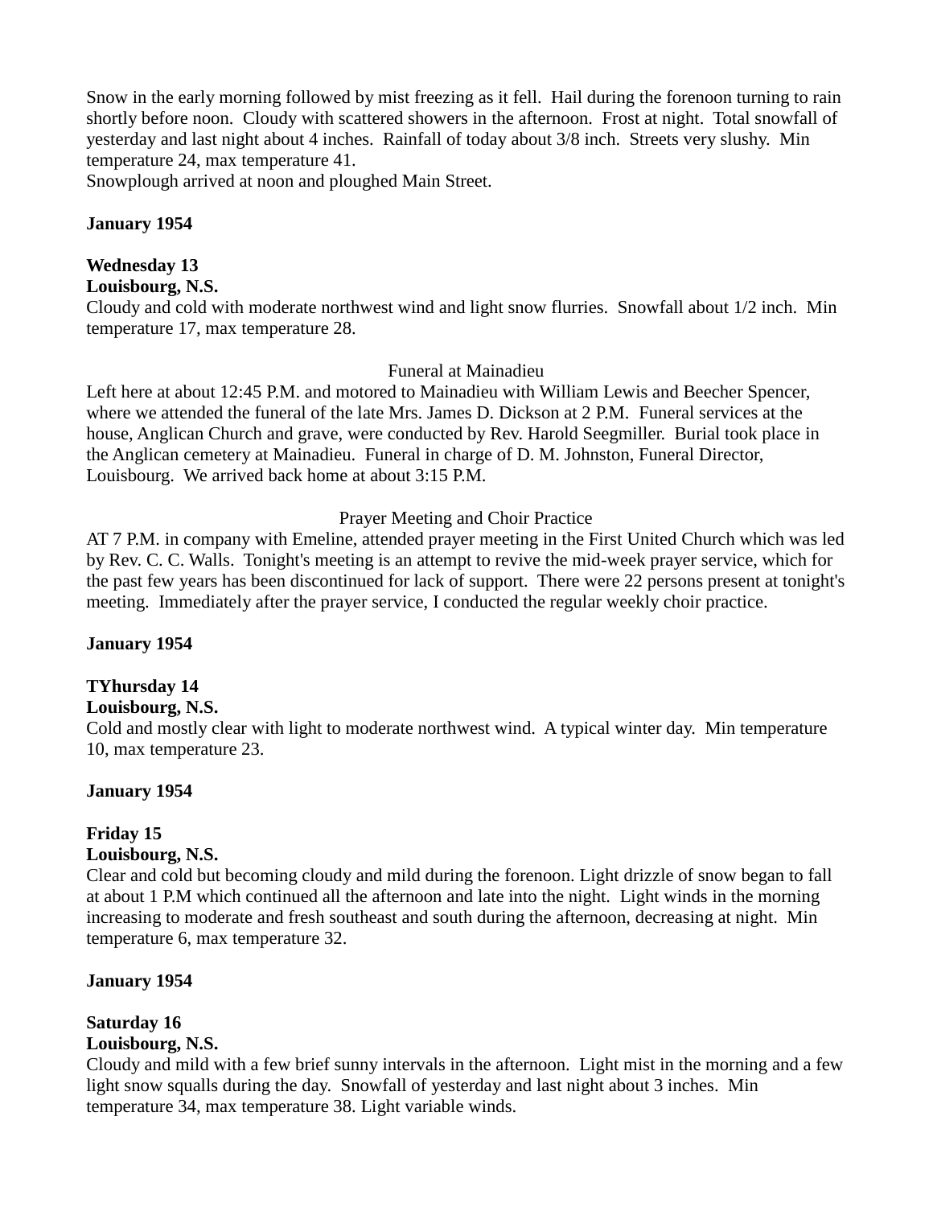Snow in the early morning followed by mist freezing as it fell. Hail during the forenoon turning to rain shortly before noon. Cloudy with scattered showers in the afternoon. Frost at night. Total snowfall of yesterday and last night about 4 inches. Rainfall of today about 3/8 inch. Streets very slushy. Min temperature 24, max temperature 41.
Snowplough arrived at noon and ploughed Main Street.

**January 1954**

**Wednesday 13**
**Louisbourg, N.S.**
Cloudy and cold with moderate northwest wind and light snow flurries. Snowfall about 1/2 inch. Min temperature 17, max temperature 28.

Funeral at Mainadieu

Left here at about 12:45 P.M. and motored to Mainadieu with William Lewis and Beecher Spencer, where we attended the funeral of the late Mrs. James D. Dickson at 2 P.M. Funeral services at the house, Anglican Church and grave, were conducted by Rev. Harold Seegmiller. Burial took place in the Anglican cemetery at Mainadieu. Funeral in charge of D. M. Johnston, Funeral Director, Louisbourg. We arrived back home at about 3:15 P.M.

Prayer Meeting and Choir Practice

AT 7 P.M. in company with Emeline, attended prayer meeting in the First United Church which was led by Rev. C. C. Walls. Tonight's meeting is an attempt to revive the mid-week prayer service, which for the past few years has been discontinued for lack of support. There were 22 persons present at tonight's meeting. Immediately after the prayer service, I conducted the regular weekly choir practice.

**January 1954**

**TYhursday 14**
**Louisbourg, N.S.**
Cold and mostly clear with light to moderate northwest wind. A typical winter day. Min temperature 10, max temperature 23.

**January 1954**

**Friday 15**
**Louisbourg, N.S.**
Clear and cold but becoming cloudy and mild during the forenoon. Light drizzle of snow began to fall at about 1 P.M which continued all the afternoon and late into the night. Light winds in the morning increasing to moderate and fresh southeast and south during the afternoon, decreasing at night. Min temperature 6, max temperature 32.

**January 1954**

**Saturday 16**
**Louisbourg, N.S.**
Cloudy and mild with a few brief sunny intervals in the afternoon. Light mist in the morning and a few light snow squalls during the day. Snowfall of yesterday and last night about 3 inches. Min temperature 34, max temperature 38. Light variable winds.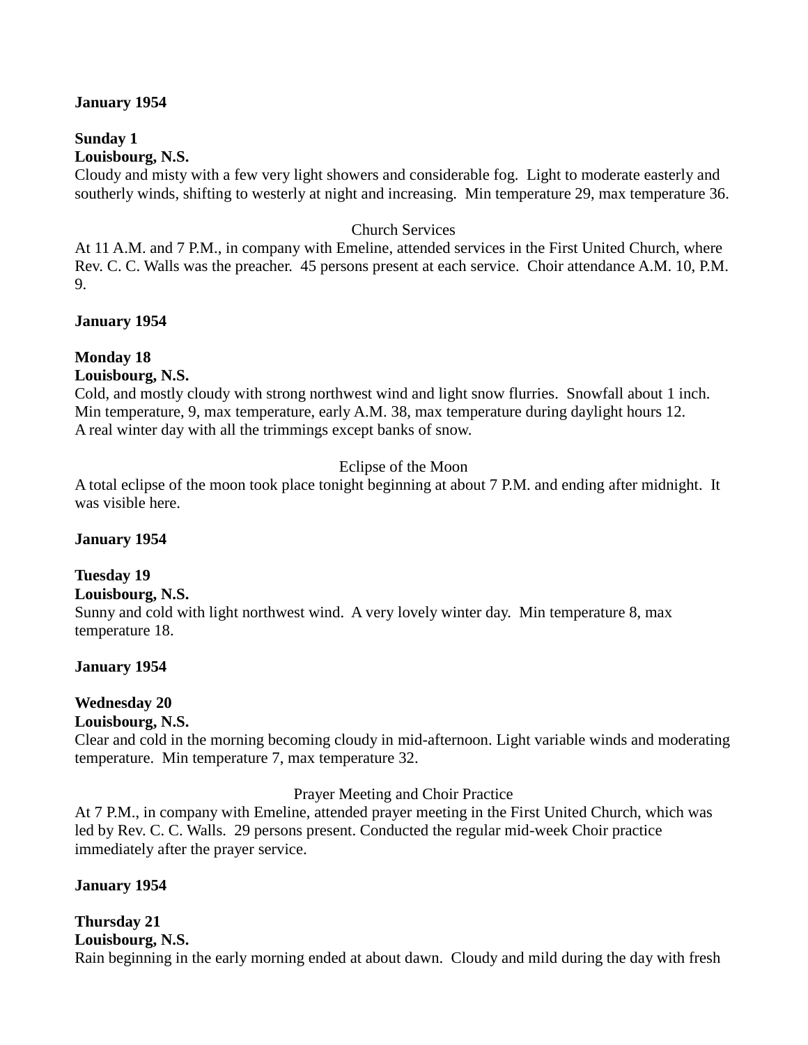**January 1954**

**Sunday 1**
**Louisbourg, N.S.**
Cloudy and misty with a few very light showers and considerable fog. Light to moderate easterly and southerly winds, shifting to westerly at night and increasing. Min temperature 29, max temperature 36.

Church Services

At 11 A.M. and 7 P.M., in company with Emeline, attended services in the First United Church, where Rev. C. C. Walls was the preacher. 45 persons present at each service. Choir attendance A.M. 10, P.M. 9.

**January 1954**

**Monday 18**
**Louisbourg, N.S.**
Cold, and mostly cloudy with strong northwest wind and light snow flurries. Snowfall about 1 inch. Min temperature, 9, max temperature, early A.M. 38, max temperature during daylight hours 12. A real winter day with all the trimmings except banks of snow.

Eclipse of the Moon

A total eclipse of the moon took place tonight beginning at about 7 P.M. and ending after midnight. It was visible here.

**January 1954**

**Tuesday 19**
**Louisbourg, N.S.**
Sunny and cold with light northwest wind. A very lovely winter day. Min temperature 8, max temperature 18.

**January 1954**

**Wednesday 20**
**Louisbourg, N.S.**
Clear and cold in the morning becoming cloudy in mid-afternoon. Light variable winds and moderating temperature. Min temperature 7, max temperature 32.

Prayer Meeting and Choir Practice

At 7 P.M., in company with Emeline, attended prayer meeting in the First United Church, which was led by Rev. C. C. Walls. 29 persons present. Conducted the regular mid-week Choir practice immediately after the prayer service.

**January 1954**

**Thursday 21**
**Louisbourg, N.S.**
Rain beginning in the early morning ended at about dawn. Cloudy and mild during the day with fresh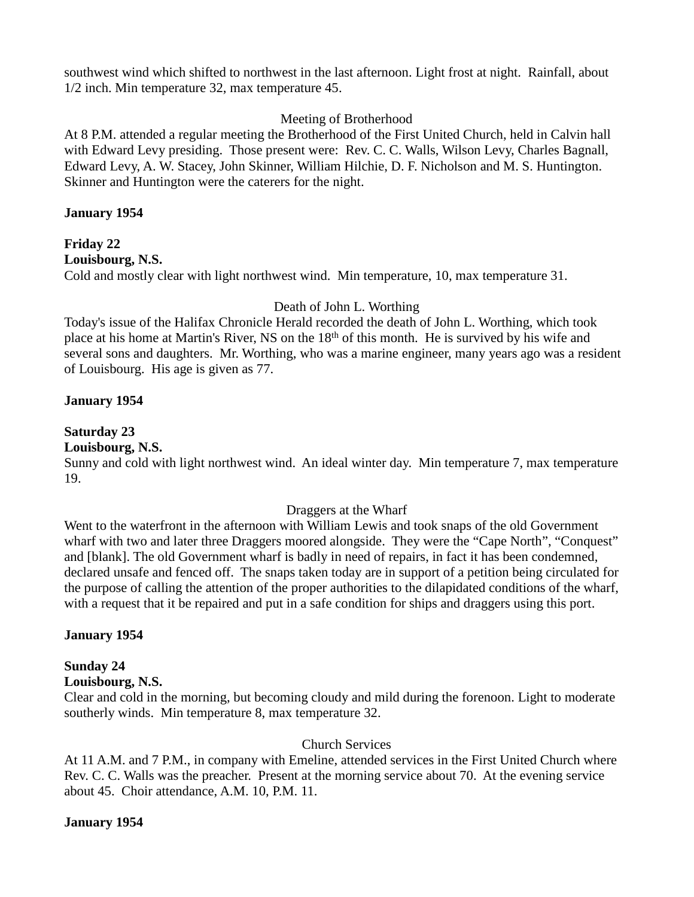southwest wind which shifted to northwest in the last afternoon. Light frost at night. Rainfall, about 1/2 inch. Min temperature 32, max temperature 45.

Meeting of Brotherhood

At 8 P.M. attended a regular meeting the Brotherhood of the First United Church, held in Calvin hall with Edward Levy presiding. Those present were: Rev. C. C. Walls, Wilson Levy, Charles Bagnall, Edward Levy, A. W. Stacey, John Skinner, William Hilchie, D. F. Nicholson and M. S. Huntington. Skinner and Huntington were the caterers for the night.

**January 1954**

**Friday 22**
**Louisbourg, N.S.**
Cold and mostly clear with light northwest wind. Min temperature, 10, max temperature 31.

Death of John L. Worthing

Today's issue of the Halifax Chronicle Herald recorded the death of John L. Worthing, which took place at his home at Martin's River, NS on the 18th of this month. He is survived by his wife and several sons and daughters. Mr. Worthing, who was a marine engineer, many years ago was a resident of Louisbourg. His age is given as 77.

**January 1954**

**Saturday 23**
**Louisbourg, N.S.**
Sunny and cold with light northwest wind. An ideal winter day. Min temperature 7, max temperature 19.

Draggers at the Wharf

Went to the waterfront in the afternoon with William Lewis and took snaps of the old Government wharf with two and later three Draggers moored alongside. They were the “Cape North”, “Conquest” and [blank]. The old Government wharf is badly in need of repairs, in fact it has been condemned, declared unsafe and fenced off. The snaps taken today are in support of a petition being circulated for the purpose of calling the attention of the proper authorities to the dilapidated conditions of the wharf, with a request that it be repaired and put in a safe condition for ships and draggers using this port.

**January 1954**

**Sunday 24**
**Louisbourg, N.S.**
Clear and cold in the morning, but becoming cloudy and mild during the forenoon. Light to moderate southerly winds. Min temperature 8, max temperature 32.

Church Services

At 11 A.M. and 7 P.M., in company with Emeline, attended services in the First United Church where Rev. C. C. Walls was the preacher. Present at the morning service about 70. At the evening service about 45. Choir attendance, A.M. 10, P.M. 11.

**January 1954**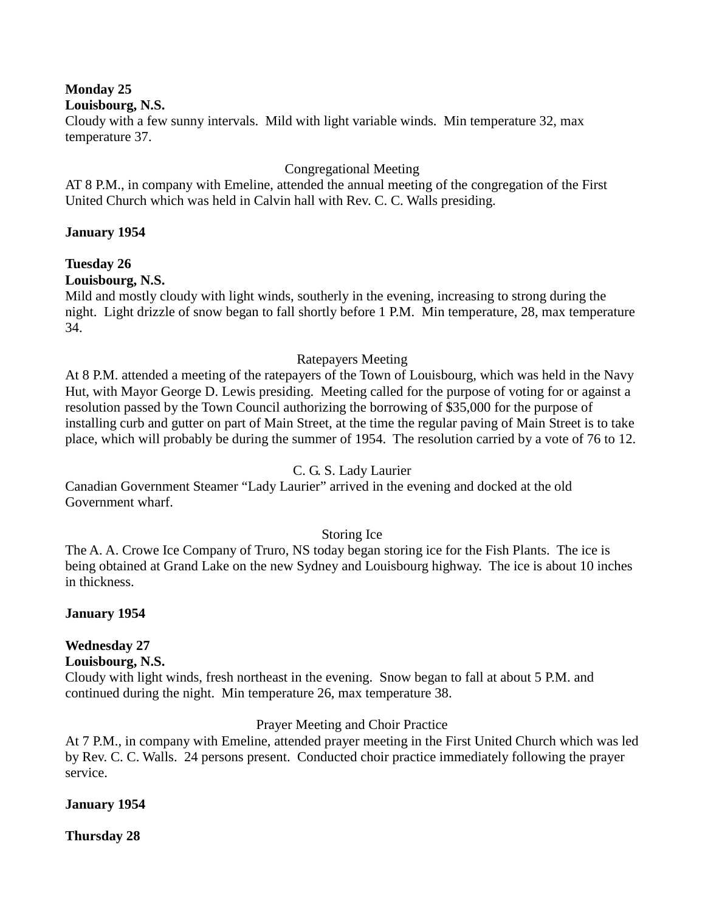**Monday 25**
**Louisbourg, N.S.**
Cloudy with a few sunny intervals. Mild with light variable winds. Min temperature 32, max temperature 37.

Congregational Meeting

AT 8 P.M., in company with Emeline, attended the annual meeting of the congregation of the First United Church which was held in Calvin hall with Rev. C. C. Walls presiding.

**January 1954**

**Tuesday 26**
**Louisbourg, N.S.**
Mild and mostly cloudy with light winds, southerly in the evening, increasing to strong during the night. Light drizzle of snow began to fall shortly before 1 P.M. Min temperature, 28, max temperature 34.

Ratepayers Meeting

At 8 P.M. attended a meeting of the ratepayers of the Town of Louisbourg, which was held in the Navy Hut, with Mayor George D. Lewis presiding. Meeting called for the purpose of voting for or against a resolution passed by the Town Council authorizing the borrowing of $35,000 for the purpose of installing curb and gutter on part of Main Street, at the time the regular paving of Main Street is to take place, which will probably be during the summer of 1954. The resolution carried by a vote of 76 to 12.

C. G. S. Lady Laurier

Canadian Government Steamer "Lady Laurier" arrived in the evening and docked at the old Government wharf.

Storing Ice

The A. A. Crowe Ice Company of Truro, NS today began storing ice for the Fish Plants. The ice is being obtained at Grand Lake on the new Sydney and Louisbourg highway. The ice is about 10 inches in thickness.

**January 1954**

**Wednesday 27**
**Louisbourg, N.S.**
Cloudy with light winds, fresh northeast in the evening. Snow began to fall at about 5 P.M. and continued during the night. Min temperature 26, max temperature 38.

Prayer Meeting and Choir Practice

At 7 P.M., in company with Emeline, attended prayer meeting in the First United Church which was led by Rev. C. C. Walls. 24 persons present. Conducted choir practice immediately following the prayer service.

**January 1954**

**Thursday 28**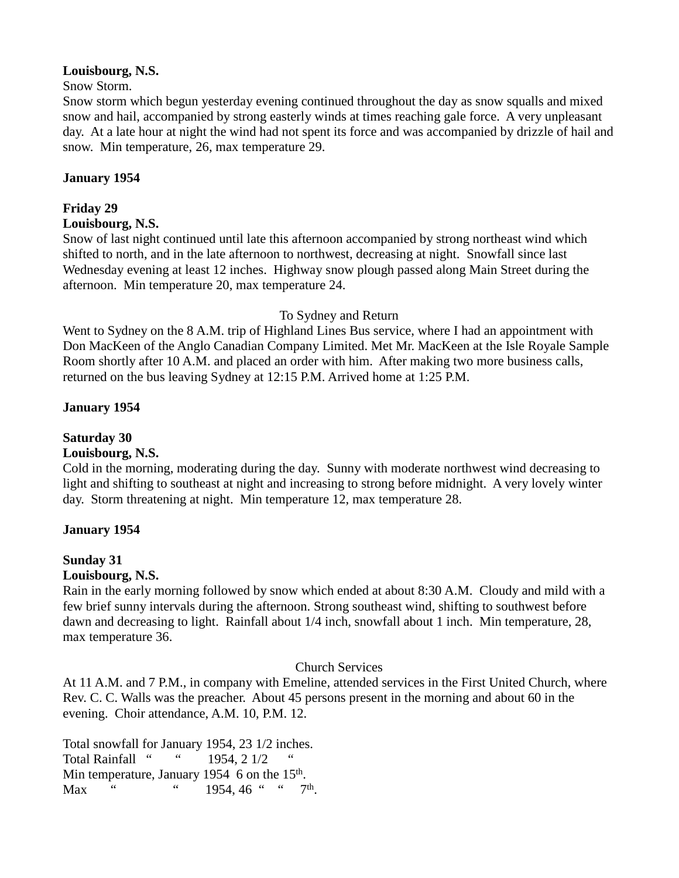**Louisbourg, N.S.**
Snow Storm.
Snow storm which begun yesterday evening continued throughout the day as snow squalls and mixed snow and hail, accompanied by strong easterly winds at times reaching gale force. A very unpleasant day. At a late hour at night the wind had not spent its force and was accompanied by drizzle of hail and snow. Min temperature, 26, max temperature 29.

**January 1954**

**Friday 29**
**Louisbourg, N.S.**
Snow of last night continued until late this afternoon accompanied by strong northeast wind which shifted to north, and in the late afternoon to northwest, decreasing at night. Snowfall since last Wednesday evening at least 12 inches. Highway snow plough passed along Main Street during the afternoon. Min temperature 20, max temperature 24.

To Sydney and Return

Went to Sydney on the 8 A.M. trip of Highland Lines Bus service, where I had an appointment with Don MacKeen of the Anglo Canadian Company Limited. Met Mr. MacKeen at the Isle Royale Sample Room shortly after 10 A.M. and placed an order with him. After making two more business calls, returned on the bus leaving Sydney at 12:15 P.M. Arrived home at 1:25 P.M.

**January 1954**

**Saturday 30**
**Louisbourg, N.S.**
Cold in the morning, moderating during the day. Sunny with moderate northwest wind decreasing to light and shifting to southeast at night and increasing to strong before midnight. A very lovely winter day. Storm threatening at night. Min temperature 12, max temperature 28.

**January 1954**

**Sunday 31**
**Louisbourg, N.S.**
Rain in the early morning followed by snow which ended at about 8:30 A.M. Cloudy and mild with a few brief sunny intervals during the afternoon. Strong southeast wind, shifting to southwest before dawn and decreasing to light. Rainfall about 1/4 inch, snowfall about 1 inch. Min temperature, 28, max temperature 36.

Church Services

At 11 A.M. and 7 P.M., in company with Emeline, attended services in the First United Church, where Rev. C. C. Walls was the preacher. About 45 persons present in the morning and about 60 in the evening. Choir attendance, A.M. 10, P.M. 12.

Total snowfall for January 1954, 23 1/2 inches.
Total Rainfall " " 1954, 2 1/2 "
Min temperature, January 1954 6 on the 15th.
Max " " 1954, 46 " " 7th.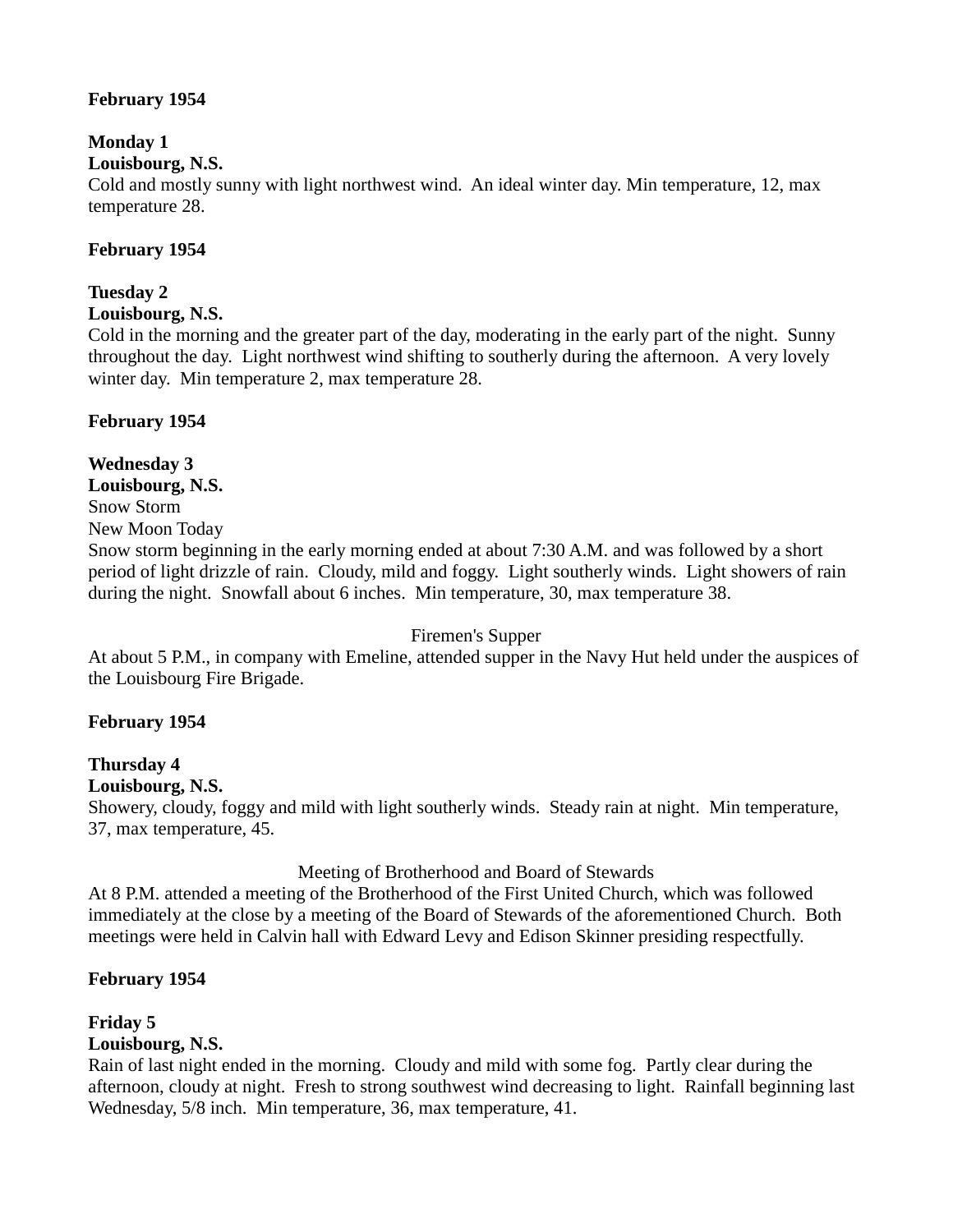**February 1954**

**Monday 1**
**Louisbourg, N.S.**
Cold and mostly sunny with light northwest wind. An ideal winter day. Min temperature, 12, max temperature 28.

**February 1954**

**Tuesday 2**
**Louisbourg, N.S.**
Cold in the morning and the greater part of the day, moderating in the early part of the night. Sunny throughout the day. Light northwest wind shifting to southerly during the afternoon. A very lovely winter day. Min temperature 2, max temperature 28.

**February 1954**

**Wednesday 3**
**Louisbourg, N.S.**
Snow Storm
New Moon Today
Snow storm beginning in the early morning ended at about 7:30 A.M. and was followed by a short period of light drizzle of rain. Cloudy, mild and foggy. Light southerly winds. Light showers of rain during the night. Snowfall about 6 inches. Min temperature, 30, max temperature 38.

Firemen's Supper

At about 5 P.M., in company with Emeline, attended supper in the Navy Hut held under the auspices of the Louisbourg Fire Brigade.

**February 1954**

**Thursday 4**
**Louisbourg, N.S.**
Showery, cloudy, foggy and mild with light southerly winds. Steady rain at night. Min temperature, 37, max temperature, 45.

Meeting of Brotherhood and Board of Stewards

At 8 P.M. attended a meeting of the Brotherhood of the First United Church, which was followed immediately at the close by a meeting of the Board of Stewards of the aforementioned Church. Both meetings were held in Calvin hall with Edward Levy and Edison Skinner presiding respectfully.

**February 1954**

**Friday 5**
**Louisbourg, N.S.**
Rain of last night ended in the morning. Cloudy and mild with some fog. Partly clear during the afternoon, cloudy at night. Fresh to strong southwest wind decreasing to light. Rainfall beginning last Wednesday, 5/8 inch. Min temperature, 36, max temperature, 41.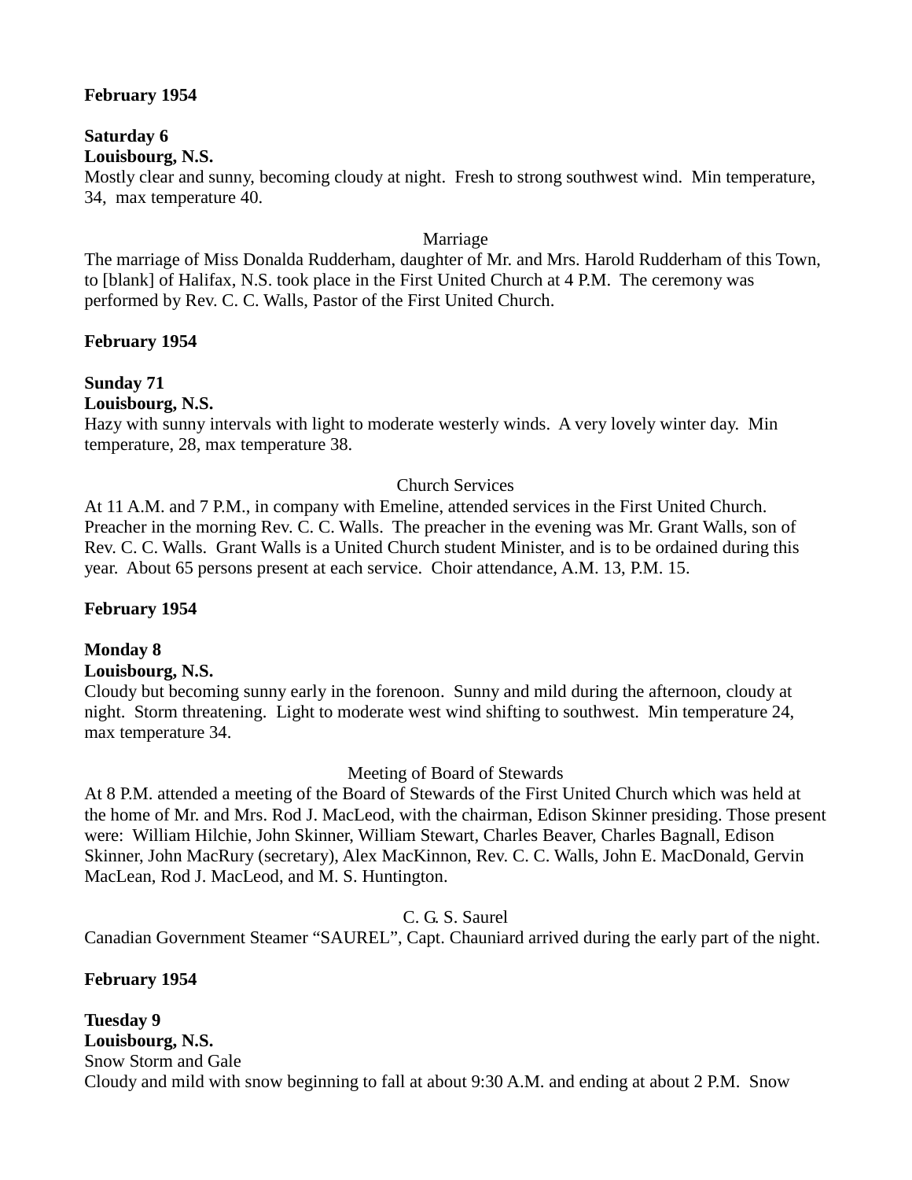**February 1954**

**Saturday 6**
**Louisbourg, N.S.**
Mostly clear and sunny, becoming cloudy at night. Fresh to strong southwest wind. Min temperature, 34, max temperature 40.

Marriage

The marriage of Miss Donalda Rudderham, daughter of Mr. and Mrs. Harold Rudderham of this Town, to [blank] of Halifax, N.S. took place in the First United Church at 4 P.M. The ceremony was performed by Rev. C. C. Walls, Pastor of the First United Church.

**February 1954**

**Sunday 71**
**Louisbourg, N.S.**
Hazy with sunny intervals with light to moderate westerly winds. A very lovely winter day. Min temperature, 28, max temperature 38.

Church Services

At 11 A.M. and 7 P.M., in company with Emeline, attended services in the First United Church. Preacher in the morning Rev. C. C. Walls. The preacher in the evening was Mr. Grant Walls, son of Rev. C. C. Walls. Grant Walls is a United Church student Minister, and is to be ordained during this year. About 65 persons present at each service. Choir attendance, A.M. 13, P.M. 15.

**February 1954**

**Monday 8**
**Louisbourg, N.S.**
Cloudy but becoming sunny early in the forenoon. Sunny and mild during the afternoon, cloudy at night. Storm threatening. Light to moderate west wind shifting to southwest. Min temperature 24, max temperature 34.

Meeting of Board of Stewards

At 8 P.M. attended a meeting of the Board of Stewards of the First United Church which was held at the home of Mr. and Mrs. Rod J. MacLeod, with the chairman, Edison Skinner presiding. Those present were: William Hilchie, John Skinner, William Stewart, Charles Beaver, Charles Bagnall, Edison Skinner, John MacRury (secretary), Alex MacKinnon, Rev. C. C. Walls, John E. MacDonald, Gervin MacLean, Rod J. MacLeod, and M. S. Huntington.

C. G. S. Saurel

Canadian Government Steamer "SAUREL", Capt. Chauniard arrived during the early part of the night.

**February 1954**

**Tuesday 9**
**Louisbourg, N.S.**
Snow Storm and Gale
Cloudy and mild with snow beginning to fall at about 9:30 A.M. and ending at about 2 P.M. Snow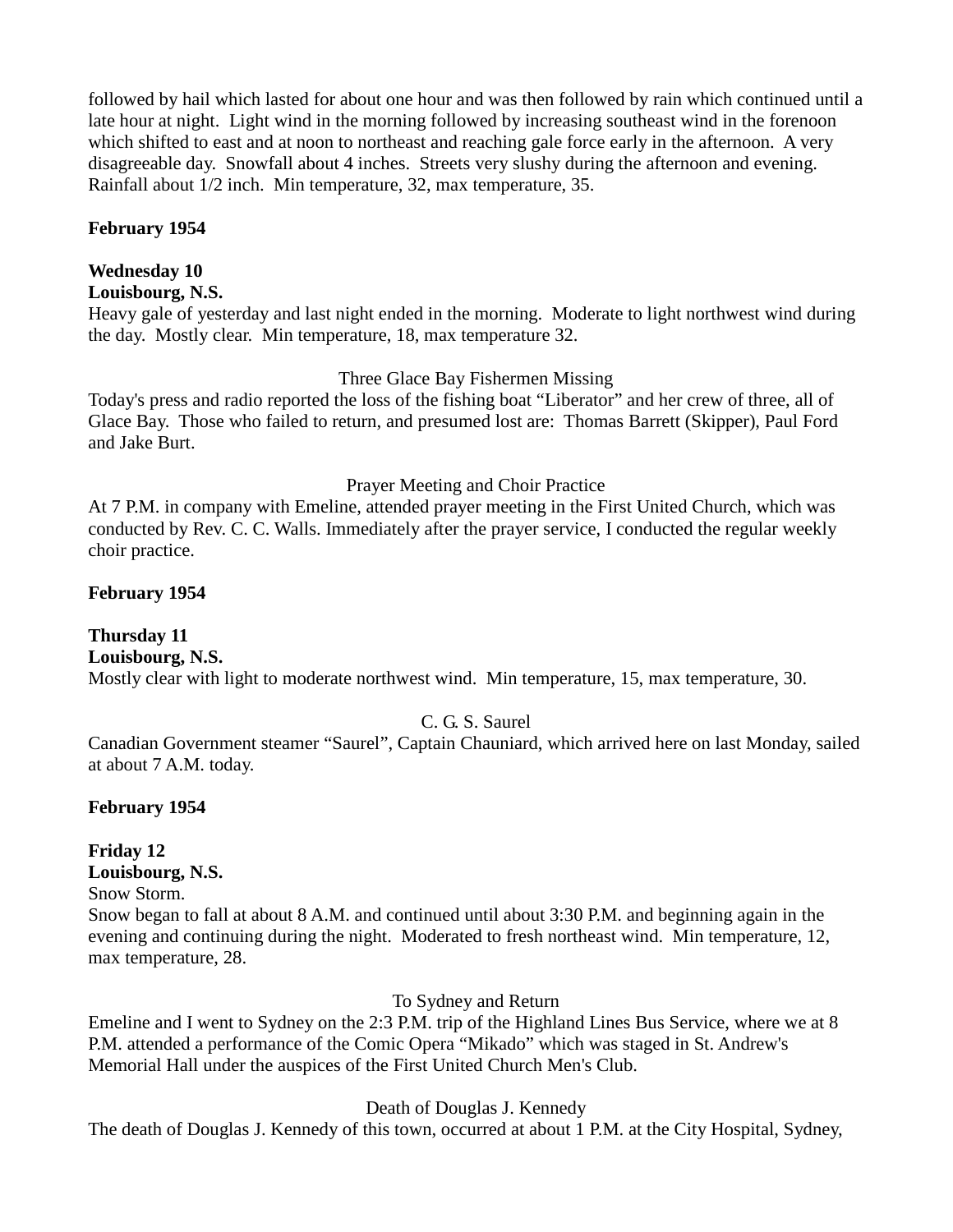followed by hail which lasted for about one hour and was then followed by rain which continued until a late hour at night. Light wind in the morning followed by increasing southeast wind in the forenoon which shifted to east and at noon to northeast and reaching gale force early in the afternoon. A very disagreeable day. Snowfall about 4 inches. Streets very slushy during the afternoon and evening. Rainfall about 1/2 inch. Min temperature, 32, max temperature, 35.

**February 1954**

**Wednesday 10**
**Louisbourg, N.S.**
Heavy gale of yesterday and last night ended in the morning. Moderate to light northwest wind during the day. Mostly clear. Min temperature, 18, max temperature 32.

Three Glace Bay Fishermen Missing

Today's press and radio reported the loss of the fishing boat "Liberator" and her crew of three, all of Glace Bay. Those who failed to return, and presumed lost are: Thomas Barrett (Skipper), Paul Ford and Jake Burt.

Prayer Meeting and Choir Practice

At 7 P.M. in company with Emeline, attended prayer meeting in the First United Church, which was conducted by Rev. C. C. Walls. Immediately after the prayer service, I conducted the regular weekly choir practice.

**February 1954**

**Thursday 11**
**Louisbourg, N.S.**
Mostly clear with light to moderate northwest wind. Min temperature, 15, max temperature, 30.

C. G. S. Saurel

Canadian Government steamer "Saurel", Captain Chauniard, which arrived here on last Monday, sailed at about 7 A.M. today.

**February 1954**

**Friday 12**
**Louisbourg, N.S.**
Snow Storm.
Snow began to fall at about 8 A.M. and continued until about 3:30 P.M. and beginning again in the evening and continuing during the night. Moderated to fresh northeast wind. Min temperature, 12, max temperature, 28.

To Sydney and Return

Emeline and I went to Sydney on the 2:3 P.M. trip of the Highland Lines Bus Service, where we at 8 P.M. attended a performance of the Comic Opera "Mikado" which was staged in St. Andrew's Memorial Hall under the auspices of the First United Church Men's Club.

Death of Douglas J. Kennedy

The death of Douglas J. Kennedy of this town, occurred at about 1 P.M. at the City Hospital, Sydney,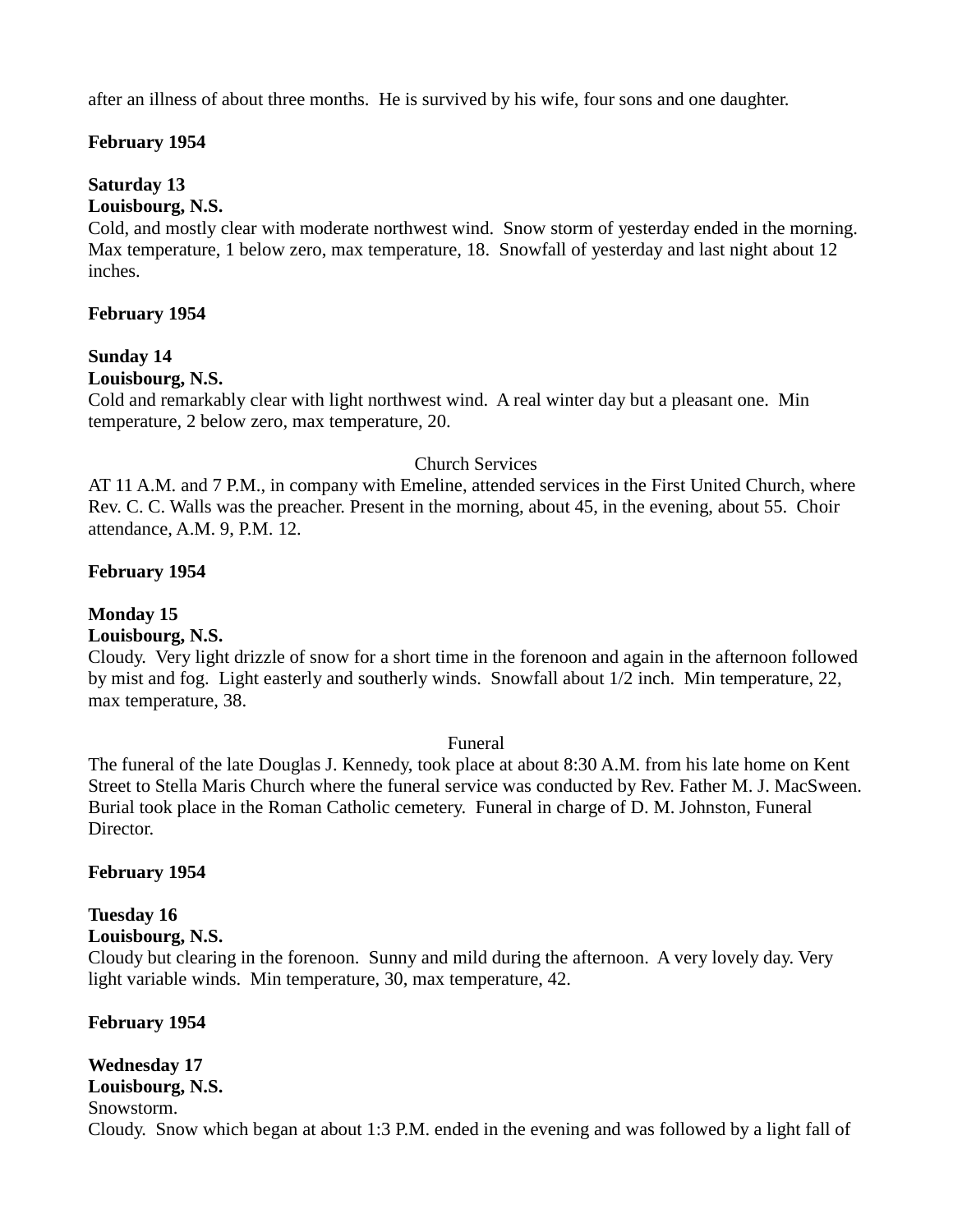after an illness of about three months.  He is survived by his wife, four sons and one daughter.

**February 1954**

**Saturday 13**
**Louisbourg, N.S.**
Cold, and mostly clear with moderate northwest wind.  Snow storm of yesterday ended in the morning.  Max temperature, 1 below zero, max temperature, 18.  Snowfall of yesterday and last night about 12 inches.

**February 1954**

**Sunday 14**
**Louisbourg, N.S.**
Cold and remarkably clear with light northwest wind.  A real winter day but a pleasant one.  Min temperature, 2 below zero, max temperature, 20.

Church Services

AT 11 A.M. and 7 P.M., in company with Emeline, attended services in the First United Church, where Rev. C. C. Walls was the preacher. Present in the morning, about 45, in the evening, about 55.  Choir attendance, A.M. 9, P.M. 12.

**February 1954**

**Monday 15**
**Louisbourg, N.S.**
Cloudy.  Very light drizzle of snow for a short time in the forenoon and again in the afternoon followed by mist and fog.  Light easterly and southerly winds.  Snowfall about 1/2 inch.  Min temperature, 22, max temperature, 38.

Funeral

The funeral of the late Douglas J. Kennedy, took place at about 8:30 A.M. from his late home on Kent Street to Stella Maris Church where the funeral service was conducted by Rev. Father M. J. MacSween.  Burial took place in the Roman Catholic cemetery.  Funeral in charge of D. M. Johnston, Funeral Director.

**February 1954**

**Tuesday 16**
**Louisbourg, N.S.**
Cloudy but clearing in the forenoon.  Sunny and mild during the afternoon.  A very lovely day. Very light variable winds.  Min temperature, 30, max temperature, 42.

**February 1954**

**Wednesday 17**
**Louisbourg, N.S.**
Snowstorm.
Cloudy.  Snow which began at about 1:3 P.M. ended in the evening and was followed by a light fall of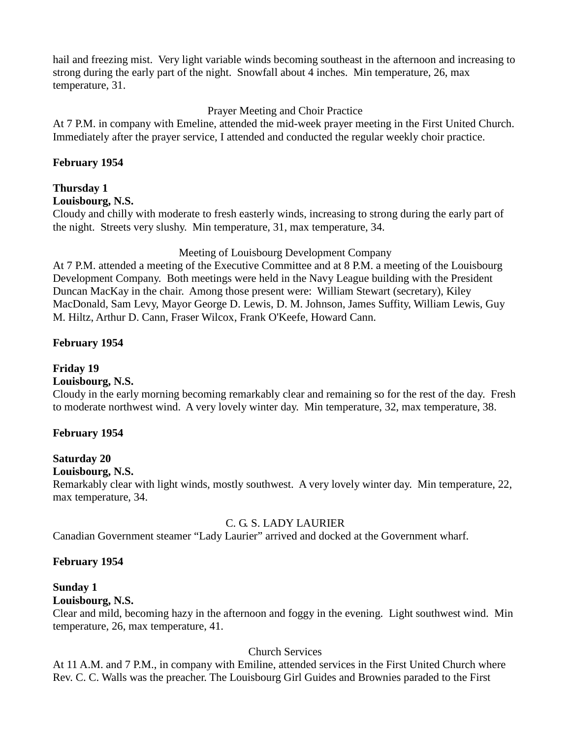hail and freezing mist. Very light variable winds becoming southeast in the afternoon and increasing to strong during the early part of the night. Snowfall about 4 inches. Min temperature, 26, max temperature, 31.

Prayer Meeting and Choir Practice

At 7 P.M. in company with Emeline, attended the mid-week prayer meeting in the First United Church. Immediately after the prayer service, I attended and conducted the regular weekly choir practice.

**February 1954**

**Thursday 1**
**Louisbourg, N.S.**

Cloudy and chilly with moderate to fresh easterly winds, increasing to strong during the early part of the night. Streets very slushy. Min temperature, 31, max temperature, 34.

Meeting of Louisbourg Development Company

At 7 P.M. attended a meeting of the Executive Committee and at 8 P.M. a meeting of the Louisbourg Development Company. Both meetings were held in the Navy League building with the President Duncan MacKay in the chair. Among those present were: William Stewart (secretary), Kiley MacDonald, Sam Levy, Mayor George D. Lewis, D. M. Johnson, James Suffity, William Lewis, Guy M. Hiltz, Arthur D. Cann, Fraser Wilcox, Frank O'Keefe, Howard Cann.

**February 1954**

**Friday 19**
**Louisbourg, N.S.**

Cloudy in the early morning becoming remarkably clear and remaining so for the rest of the day. Fresh to moderate northwest wind. A very lovely winter day. Min temperature, 32, max temperature, 38.

**February 1954**

**Saturday 20**
**Louisbourg, N.S.**

Remarkably clear with light winds, mostly southwest. A very lovely winter day. Min temperature, 22, max temperature, 34.

C. G. S. LADY LAURIER

Canadian Government steamer "Lady Laurier" arrived and docked at the Government wharf.

**February 1954**

**Sunday 1**
**Louisbourg, N.S.**

Clear and mild, becoming hazy in the afternoon and foggy in the evening. Light southwest wind. Min temperature, 26, max temperature, 41.

Church Services

At 11 A.M. and 7 P.M., in company with Emiline, attended services in the First United Church where Rev. C. C. Walls was the preacher. The Louisbourg Girl Guides and Brownies paraded to the First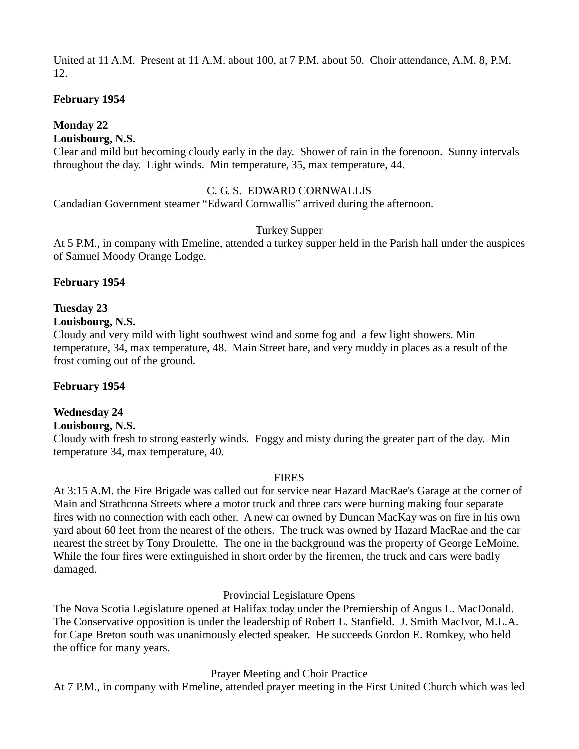United at 11 A.M.  Present at 11 A.M. about 100, at 7 P.M. about 50.  Choir attendance, A.M. 8, P.M. 12.

**February 1954**

**Monday 22**
**Louisbourg, N.S.**
Clear and mild but becoming cloudy early in the day.  Shower of rain in the forenoon.  Sunny intervals throughout the day.  Light winds.  Min temperature, 35, max temperature, 44.

C. G. S.  EDWARD CORNWALLIS

Candadian Government steamer "Edward Cornwallis" arrived during the afternoon.

Turkey Supper

At 5 P.M., in company with Emeline, attended a turkey supper held in the Parish hall under the auspices of Samuel Moody Orange Lodge.

**February 1954**

**Tuesday 23**
**Louisbourg, N.S.**
Cloudy and very mild with light southwest wind and some fog and  a few light showers. Min temperature, 34, max temperature, 48.  Main Street bare, and very muddy in places as a result of the frost coming out of the ground.

**February 1954**

**Wednesday 24**
**Louisbourg, N.S.**
Cloudy with fresh to strong easterly winds.  Foggy and misty during the greater part of the day.  Min temperature 34, max temperature, 40.

FIRES

At 3:15 A.M. the Fire Brigade was called out for service near Hazard MacRae's Garage at the corner of Main and Strathcona Streets where a motor truck and three cars were burning making four separate fires with no connection with each other.  A new car owned by Duncan MacKay was on fire in his own yard about 60 feet from the nearest of the others.  The truck was owned by Hazard MacRae and the car nearest the street by Tony Droulette.  The one in the background was the property of George LeMoine.  While the four fires were extinguished in short order by the firemen, the truck and cars were badly damaged.

Provincial Legislature Opens

The Nova Scotia Legislature opened at Halifax today under the Premiership of Angus L. MacDonald.  The Conservative opposition is under the leadership of Robert L. Stanfield.  J. Smith MacIvor, M.L.A. for Cape Breton south was unanimously elected speaker.  He succeeds Gordon E. Romkey, who held the office for many years.

Prayer Meeting and Choir Practice

At 7 P.M., in company with Emeline, attended prayer meeting in the First United Church which was led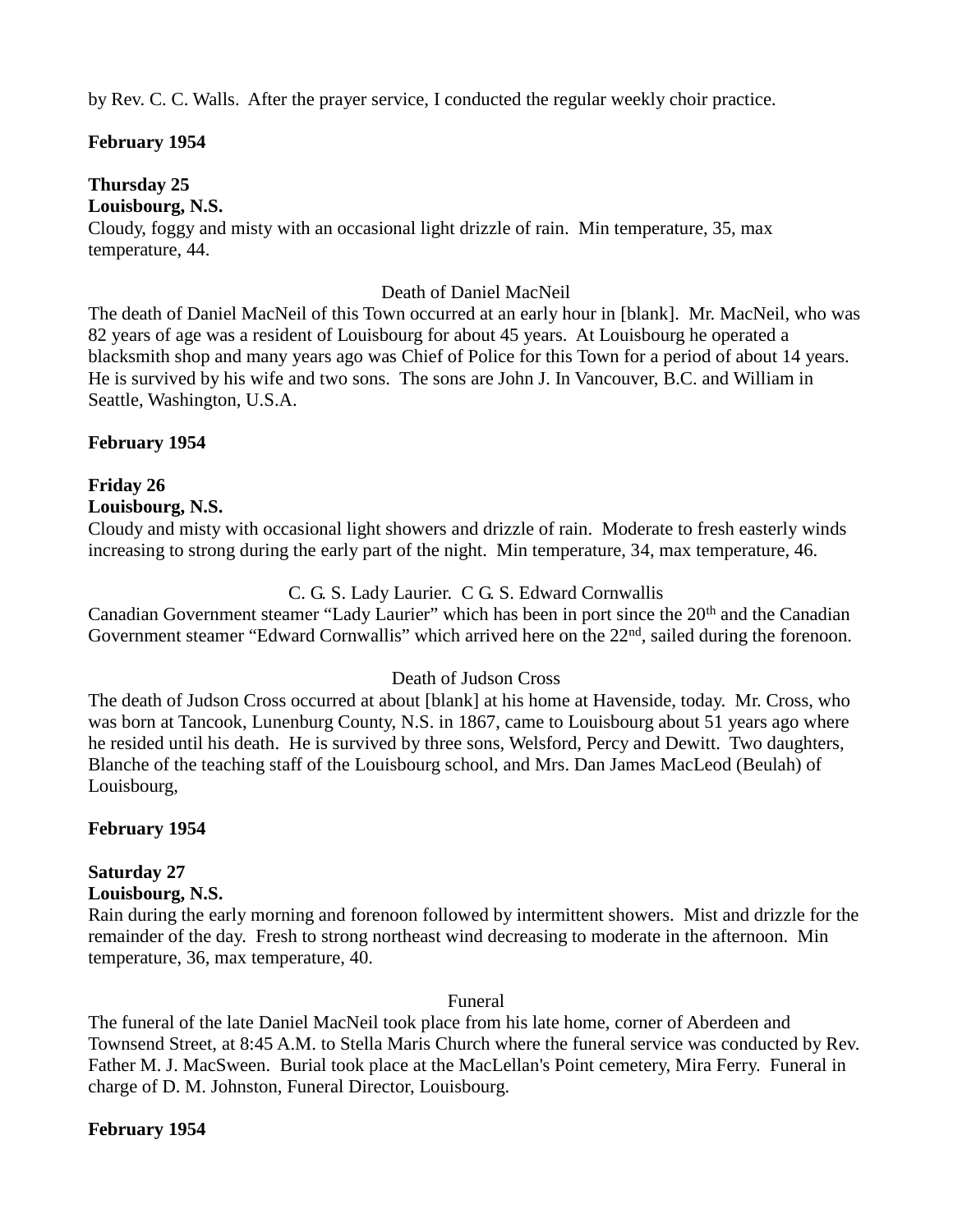by Rev. C. C. Walls. After the prayer service, I conducted the regular weekly choir practice.

**February 1954**

**Thursday 25**
**Louisbourg, N.S.**
Cloudy, foggy and misty with an occasional light drizzle of rain. Min temperature, 35, max temperature, 44.

Death of Daniel MacNeil

The death of Daniel MacNeil of this Town occurred at an early hour in [blank]. Mr. MacNeil, who was 82 years of age was a resident of Louisbourg for about 45 years. At Louisbourg he operated a blacksmith shop and many years ago was Chief of Police for this Town for a period of about 14 years. He is survived by his wife and two sons. The sons are John J. In Vancouver, B.C. and William in Seattle, Washington, U.S.A.

**February 1954**

**Friday 26**
**Louisbourg, N.S.**
Cloudy and misty with occasional light showers and drizzle of rain. Moderate to fresh easterly winds increasing to strong during the early part of the night. Min temperature, 34, max temperature, 46.

C. G. S. Lady Laurier. C G. S. Edward Cornwallis

Canadian Government steamer "Lady Laurier" which has been in port since the 20th and the Canadian Government steamer "Edward Cornwallis" which arrived here on the 22nd, sailed during the forenoon.

Death of Judson Cross

The death of Judson Cross occurred at about [blank] at his home at Havenside, today. Mr. Cross, who was born at Tancook, Lunenburg County, N.S. in 1867, came to Louisbourg about 51 years ago where he resided until his death. He is survived by three sons, Welsford, Percy and Dewitt. Two daughters, Blanche of the teaching staff of the Louisbourg school, and Mrs. Dan James MacLeod (Beulah) of Louisbourg,

**February 1954**

**Saturday 27**
**Louisbourg, N.S.**
Rain during the early morning and forenoon followed by intermittent showers. Mist and drizzle for the remainder of the day. Fresh to strong northeast wind decreasing to moderate in the afternoon. Min temperature, 36, max temperature, 40.

Funeral

The funeral of the late Daniel MacNeil took place from his late home, corner of Aberdeen and Townsend Street, at 8:45 A.M. to Stella Maris Church where the funeral service was conducted by Rev. Father M. J. MacSween. Burial took place at the MacLellan's Point cemetery, Mira Ferry. Funeral in charge of D. M. Johnston, Funeral Director, Louisbourg.

**February 1954**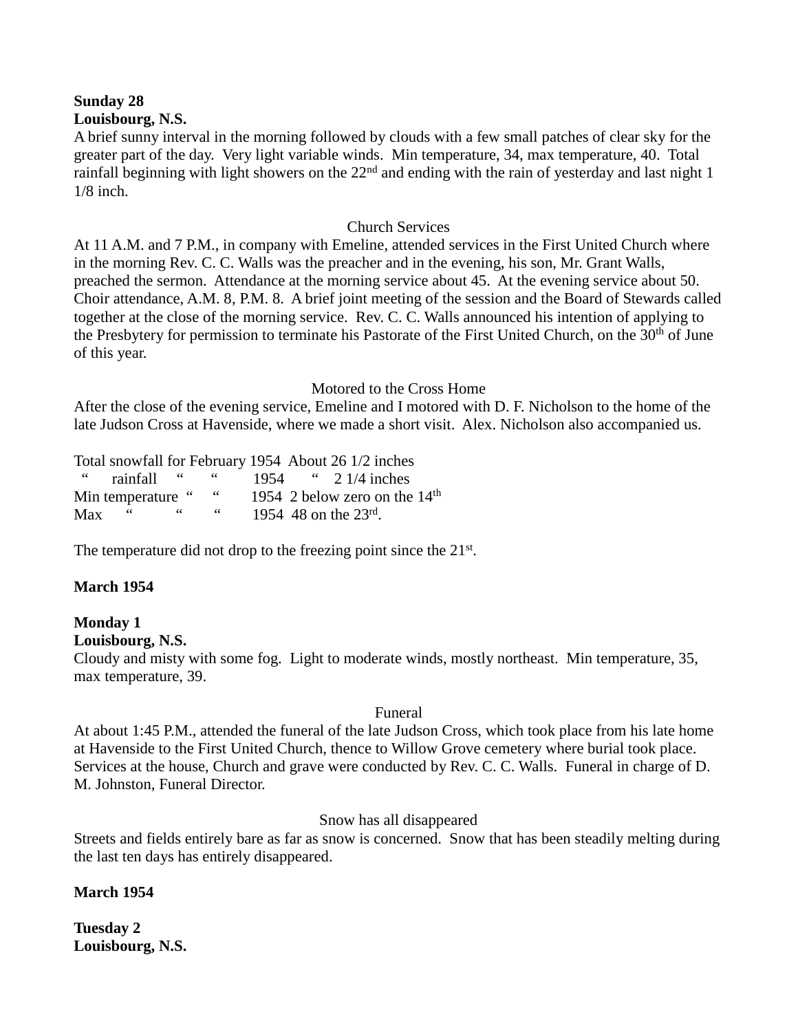**Sunday 28**
**Louisbourg, N.S.**
A brief sunny interval in the morning followed by clouds with a few small patches of clear sky for the greater part of the day. Very light variable winds. Min temperature, 34, max temperature, 40. Total rainfall beginning with light showers on the 22nd and ending with the rain of yesterday and last night 1 1/8 inch.

Church Services

At 11 A.M. and 7 P.M., in company with Emeline, attended services in the First United Church where in the morning Rev. C. C. Walls was the preacher and in the evening, his son, Mr. Grant Walls, preached the sermon. Attendance at the morning service about 45. At the evening service about 50. Choir attendance, A.M. 8, P.M. 8. A brief joint meeting of the session and the Board of Stewards called together at the close of the morning service. Rev. C. C. Walls announced his intention of applying to the Presbytery for permission to terminate his Pastorate of the First United Church, on the 30th of June of this year.

Motored to the Cross Home

After the close of the evening service, Emeline and I motored with D. F. Nicholson to the home of the late Judson Cross at Havenside, where we made a short visit. Alex. Nicholson also accompanied us.

Total snowfall for February 1954 About 26 1/2 inches
" rainfall " " 1954 " 2 1/4 inches
Min temperature " " 1954 2 below zero on the 14th
Max " " " 1954 48 on the 23rd.

The temperature did not drop to the freezing point since the 21st.

**March 1954**

**Monday 1**
**Louisbourg, N.S.**
Cloudy and misty with some fog. Light to moderate winds, mostly northeast. Min temperature, 35, max temperature, 39.

Funeral

At about 1:45 P.M., attended the funeral of the late Judson Cross, which took place from his late home at Havenside to the First United Church, thence to Willow Grove cemetery where burial took place. Services at the house, Church and grave were conducted by Rev. C. C. Walls. Funeral in charge of D. M. Johnston, Funeral Director.

Snow has all disappeared

Streets and fields entirely bare as far as snow is concerned. Snow that has been steadily melting during the last ten days has entirely disappeared.

**March 1954**

**Tuesday 2**
**Louisbourg, N.S.**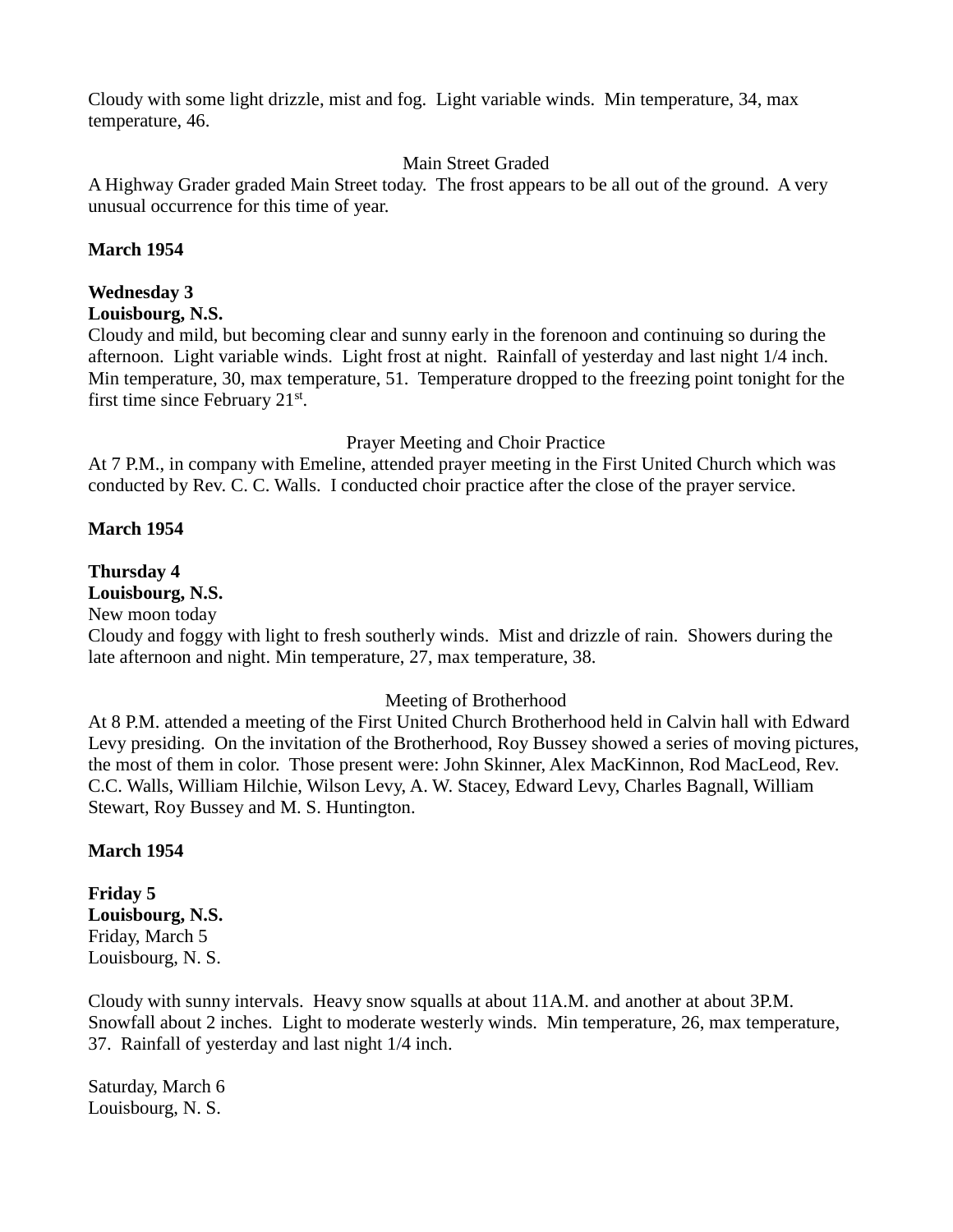Cloudy with some light drizzle, mist and fog.  Light variable winds.  Min temperature, 34, max temperature, 46.

Main Street Graded

A Highway Grader graded Main Street today.  The frost appears to be all out of the ground.  A very unusual occurrence for this time of year.

**March 1954**

**Wednesday 3**
**Louisbourg, N.S.**
Cloudy and mild, but becoming clear and sunny early in the forenoon and continuing so during the afternoon.  Light variable winds.  Light frost at night.  Rainfall of yesterday and last night 1/4 inch.  Min temperature, 30, max temperature, 51.  Temperature dropped to the freezing point tonight for the first time since February 21st.

Prayer Meeting and Choir Practice

At 7 P.M., in company with Emeline, attended prayer meeting in the First United Church which was conducted by Rev. C. C. Walls.  I conducted choir practice after the close of the prayer service.

**March 1954**

**Thursday 4**
**Louisbourg, N.S.**
New moon today
Cloudy and foggy with light to fresh southerly winds.  Mist and drizzle of rain.  Showers during the late afternoon and night. Min temperature, 27, max temperature, 38.

Meeting of Brotherhood

At 8 P.M. attended a meeting of the First United Church Brotherhood held in Calvin hall with Edward Levy presiding.  On the invitation of the Brotherhood, Roy Bussey showed a series of moving pictures, the most of them in color.  Those present were: John Skinner, Alex MacKinnon, Rod MacLeod, Rev. C.C. Walls, William Hilchie, Wilson Levy, A. W. Stacey, Edward Levy, Charles Bagnall, William Stewart, Roy Bussey and M. S. Huntington.

**March 1954**

**Friday 5**
**Louisbourg, N.S.**
Friday, March 5
Louisbourg, N. S.

Cloudy with sunny intervals.  Heavy snow squalls at about 11A.M. and another at about 3P.M.  Snowfall about 2 inches.  Light to moderate westerly winds.  Min temperature, 26, max temperature, 37.  Rainfall of yesterday and last night 1/4 inch.

Saturday, March 6
Louisbourg, N. S.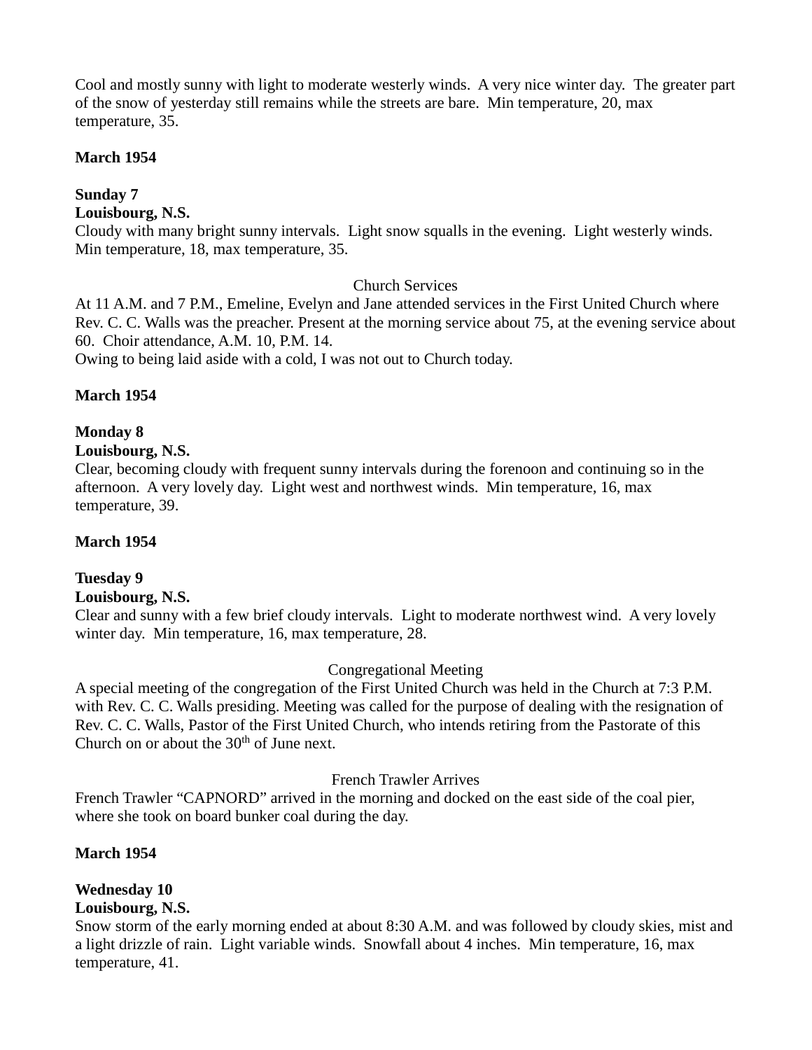Cool and mostly sunny with light to moderate westerly winds. A very nice winter day. The greater part of the snow of yesterday still remains while the streets are bare. Min temperature, 20, max temperature, 35.

**March 1954**

**Sunday 7**
**Louisbourg, N.S.**
Cloudy with many bright sunny intervals. Light snow squalls in the evening. Light westerly winds. Min temperature, 18, max temperature, 35.

Church Services

At 11 A.M. and 7 P.M., Emeline, Evelyn and Jane attended services in the First United Church where Rev. C. C. Walls was the preacher. Present at the morning service about 75, at the evening service about 60. Choir attendance, A.M. 10, P.M. 14.
Owing to being laid aside with a cold, I was not out to Church today.

**March 1954**

**Monday 8**
**Louisbourg, N.S.**
Clear, becoming cloudy with frequent sunny intervals during the forenoon and continuing so in the afternoon. A very lovely day. Light west and northwest winds. Min temperature, 16, max temperature, 39.

**March 1954**

**Tuesday 9**
**Louisbourg, N.S.**
Clear and sunny with a few brief cloudy intervals. Light to moderate northwest wind. A very lovely winter day. Min temperature, 16, max temperature, 28.

Congregational Meeting

A special meeting of the congregation of the First United Church was held in the Church at 7:3 P.M. with Rev. C. C. Walls presiding. Meeting was called for the purpose of dealing with the resignation of Rev. C. C. Walls, Pastor of the First United Church, who intends retiring from the Pastorate of this Church on or about the 30th of June next.

French Trawler Arrives

French Trawler "CAPNORD" arrived in the morning and docked on the east side of the coal pier, where she took on board bunker coal during the day.

**March 1954**

**Wednesday 10**
**Louisbourg, N.S.**
Snow storm of the early morning ended at about 8:30 A.M. and was followed by cloudy skies, mist and a light drizzle of rain. Light variable winds. Snowfall about 4 inches. Min temperature, 16, max temperature, 41.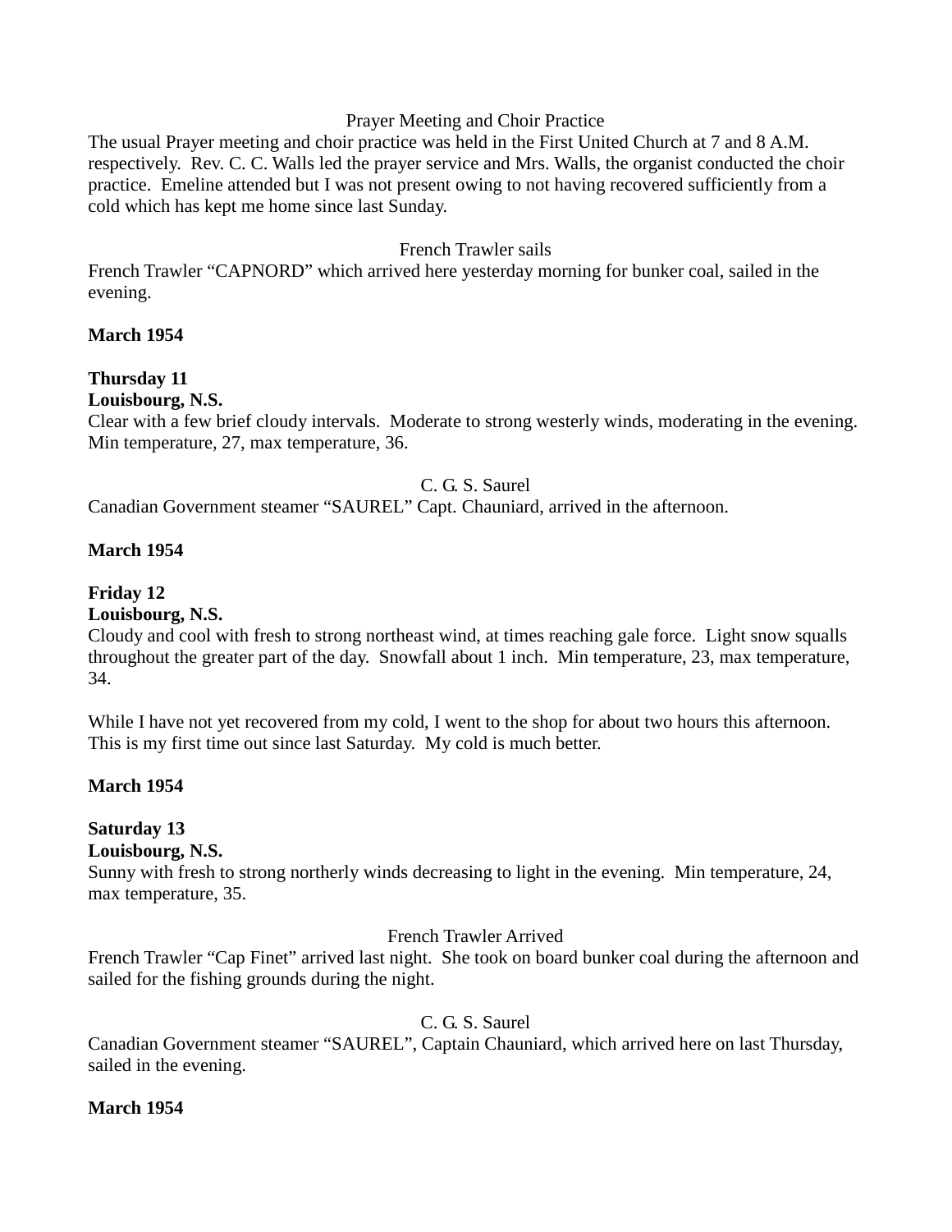Prayer Meeting and Choir Practice

The usual Prayer meeting and choir practice was held in the First United Church at 7 and 8 A.M. respectively. Rev. C. C. Walls led the prayer service and Mrs. Walls, the organist conducted the choir practice. Emeline attended but I was not present owing to not having recovered sufficiently from a cold which has kept me home since last Sunday.

French Trawler sails

French Trawler "CAPNORD" which arrived here yesterday morning for bunker coal, sailed in the evening.

**March 1954**

**Thursday 11**
**Louisbourg, N.S.**
Clear with a few brief cloudy intervals. Moderate to strong westerly winds, moderating in the evening. Min temperature, 27, max temperature, 36.

C. G. S. Saurel

Canadian Government steamer "SAUREL" Capt. Chauniard, arrived in the afternoon.

**March 1954**

**Friday 12**
**Louisbourg, N.S.**
Cloudy and cool with fresh to strong northeast wind, at times reaching gale force. Light snow squalls throughout the greater part of the day. Snowfall about 1 inch. Min temperature, 23, max temperature, 34.

While I have not yet recovered from my cold, I went to the shop for about two hours this afternoon. This is my first time out since last Saturday. My cold is much better.

**March 1954**

**Saturday 13**
**Louisbourg, N.S.**
Sunny with fresh to strong northerly winds decreasing to light in the evening. Min temperature, 24, max temperature, 35.

French Trawler Arrived

French Trawler "Cap Finet" arrived last night. She took on board bunker coal during the afternoon and sailed for the fishing grounds during the night.

C. G. S. Saurel

Canadian Government steamer "SAUREL", Captain Chauniard, which arrived here on last Thursday, sailed in the evening.

**March 1954**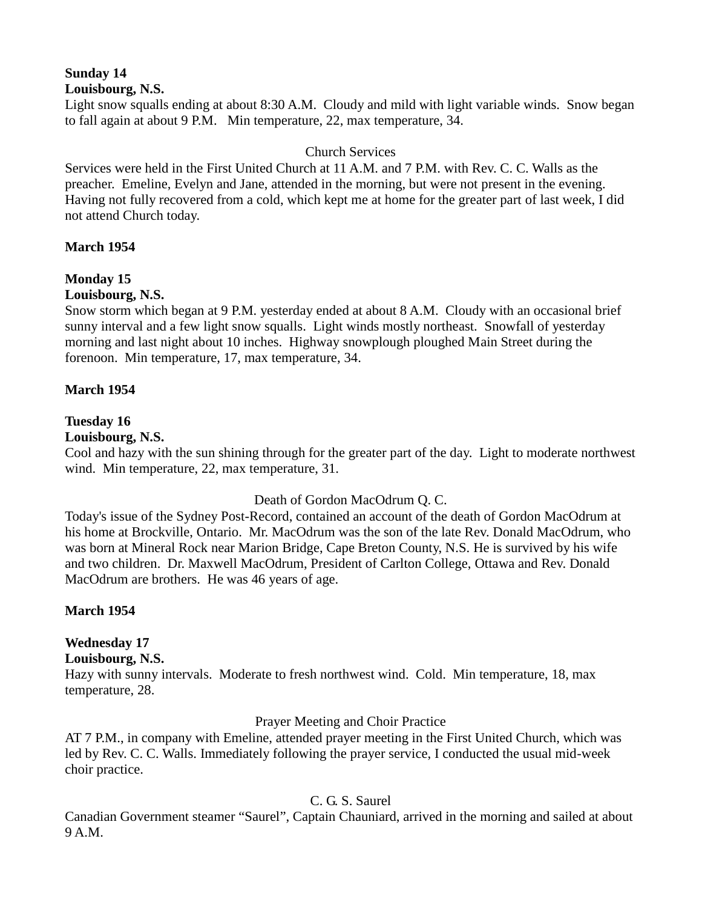**Sunday 14**
**Louisbourg, N.S.**
Light snow squalls ending at about 8:30 A.M. Cloudy and mild with light variable winds. Snow began to fall again at about 9 P.M. Min temperature, 22, max temperature, 34.

Church Services

Services were held in the First United Church at 11 A.M. and 7 P.M. with Rev. C. C. Walls as the preacher. Emeline, Evelyn and Jane, attended in the morning, but were not present in the evening. Having not fully recovered from a cold, which kept me at home for the greater part of last week, I did not attend Church today.

**March 1954**

**Monday 15**
**Louisbourg, N.S.**
Snow storm which began at 9 P.M. yesterday ended at about 8 A.M. Cloudy with an occasional brief sunny interval and a few light snow squalls. Light winds mostly northeast. Snowfall of yesterday morning and last night about 10 inches. Highway snowplough ploughed Main Street during the forenoon. Min temperature, 17, max temperature, 34.

**March 1954**

**Tuesday 16**
**Louisbourg, N.S.**
Cool and hazy with the sun shining through for the greater part of the day. Light to moderate northwest wind. Min temperature, 22, max temperature, 31.

Death of Gordon MacOdrum Q. C.

Today's issue of the Sydney Post-Record, contained an account of the death of Gordon MacOdrum at his home at Brockville, Ontario. Mr. MacOdrum was the son of the late Rev. Donald MacOdrum, who was born at Mineral Rock near Marion Bridge, Cape Breton County, N.S. He is survived by his wife and two children. Dr. Maxwell MacOdrum, President of Carlton College, Ottawa and Rev. Donald MacOdrum are brothers. He was 46 years of age.

**March 1954**

**Wednesday 17**
**Louisbourg, N.S.**
Hazy with sunny intervals. Moderate to fresh northwest wind. Cold. Min temperature, 18, max temperature, 28.

Prayer Meeting and Choir Practice

AT 7 P.M., in company with Emeline, attended prayer meeting in the First United Church, which was led by Rev. C. C. Walls. Immediately following the prayer service, I conducted the usual mid-week choir practice.

C. G. S. Saurel

Canadian Government steamer "Saurel", Captain Chauniard, arrived in the morning and sailed at about 9 A.M.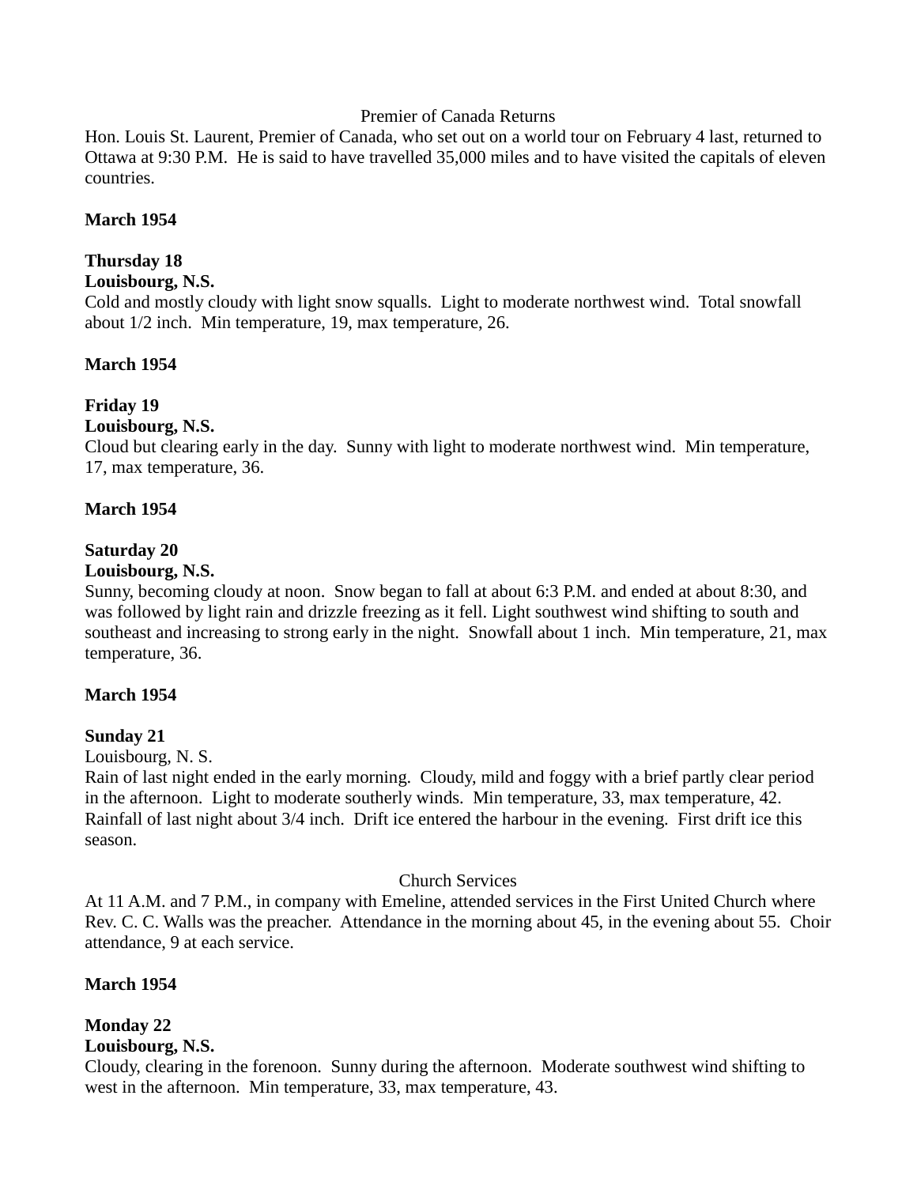Premier of Canada Returns

Hon. Louis St. Laurent, Premier of Canada, who set out on a world tour on February 4 last, returned to Ottawa at 9:30 P.M. He is said to have travelled 35,000 miles and to have visited the capitals of eleven countries.

**March 1954**

**Thursday 18**
**Louisbourg, N.S.**
Cold and mostly cloudy with light snow squalls. Light to moderate northwest wind. Total snowfall about 1/2 inch. Min temperature, 19, max temperature, 26.

**March 1954**

**Friday 19**
**Louisbourg, N.S.**
Cloud but clearing early in the day. Sunny with light to moderate northwest wind. Min temperature, 17, max temperature, 36.

**March 1954**

**Saturday 20**
**Louisbourg, N.S.**
Sunny, becoming cloudy at noon. Snow began to fall at about 6:3 P.M. and ended at about 8:30, and was followed by light rain and drizzle freezing as it fell. Light southwest wind shifting to south and southeast and increasing to strong early in the night. Snowfall about 1 inch. Min temperature, 21, max temperature, 36.

**March 1954**

**Sunday 21**
Louisbourg, N. S.
Rain of last night ended in the early morning. Cloudy, mild and foggy with a brief partly clear period in the afternoon. Light to moderate southerly winds. Min temperature, 33, max temperature, 42. Rainfall of last night about 3/4 inch. Drift ice entered the harbour in the evening. First drift ice this season.

Church Services

At 11 A.M. and 7 P.M., in company with Emeline, attended services in the First United Church where Rev. C. C. Walls was the preacher. Attendance in the morning about 45, in the evening about 55. Choir attendance, 9 at each service.

**March 1954**

**Monday 22**
**Louisbourg, N.S.**
Cloudy, clearing in the forenoon. Sunny during the afternoon. Moderate southwest wind shifting to west in the afternoon. Min temperature, 33, max temperature, 43.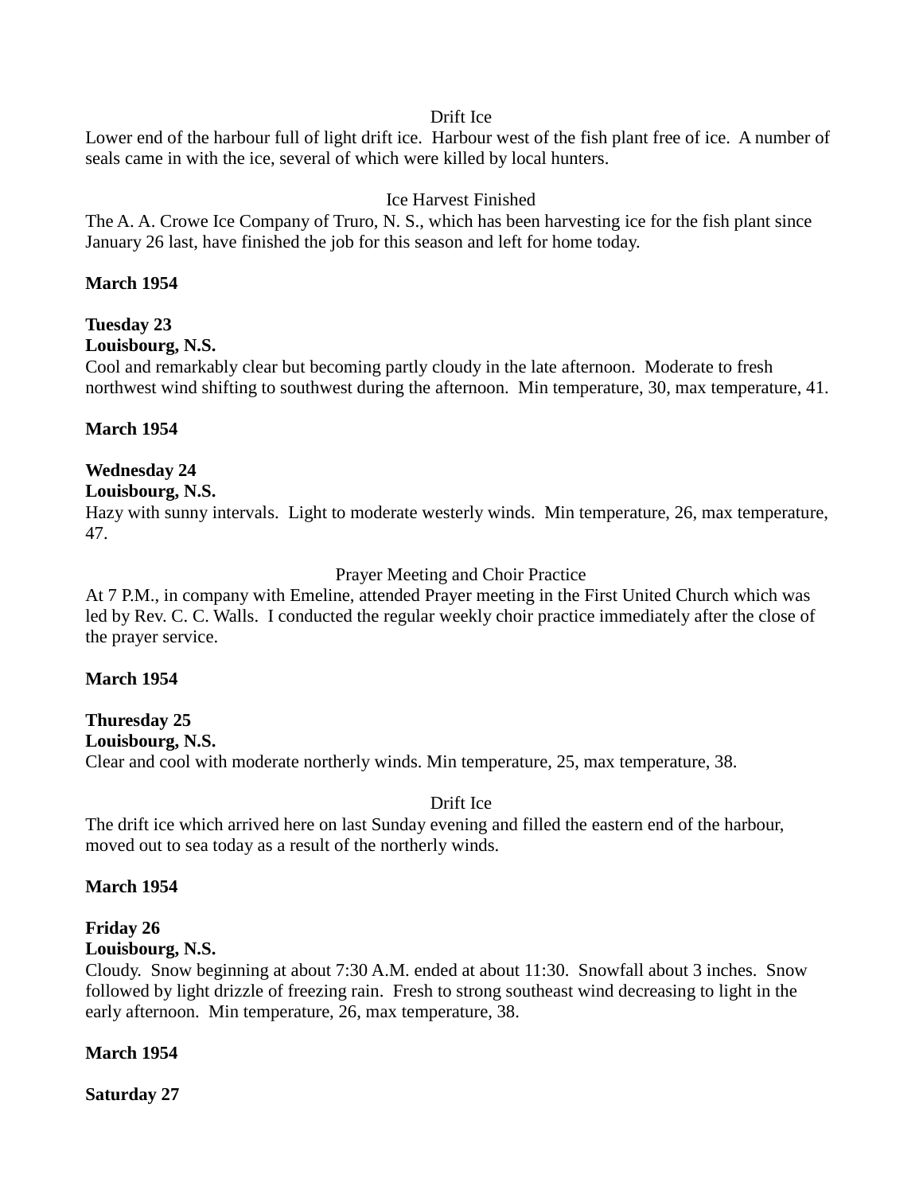Drift Ice

Lower end of the harbour full of light drift ice. Harbour west of the fish plant free of ice. A number of seals came in with the ice, several of which were killed by local hunters.

Ice Harvest Finished

The A. A. Crowe Ice Company of Truro, N. S., which has been harvesting ice for the fish plant since January 26 last, have finished the job for this season and left for home today.

**March 1954**

**Tuesday 23**
**Louisbourg, N.S.**
Cool and remarkably clear but becoming partly cloudy in the late afternoon. Moderate to fresh northwest wind shifting to southwest during the afternoon. Min temperature, 30, max temperature, 41.

**March 1954**

**Wednesday 24**
**Louisbourg, N.S.**
Hazy with sunny intervals. Light to moderate westerly winds. Min temperature, 26, max temperature, 47.

Prayer Meeting and Choir Practice

At 7 P.M., in company with Emeline, attended Prayer meeting in the First United Church which was led by Rev. C. C. Walls. I conducted the regular weekly choir practice immediately after the close of the prayer service.

**March 1954**

**Thuresday 25**
**Louisbourg, N.S.**
Clear and cool with moderate northerly winds. Min temperature, 25, max temperature, 38.

Drift Ice

The drift ice which arrived here on last Sunday evening and filled the eastern end of the harbour, moved out to sea today as a result of the northerly winds.

**March 1954**

**Friday 26**
**Louisbourg, N.S.**
Cloudy. Snow beginning at about 7:30 A.M. ended at about 11:30. Snowfall about 3 inches. Snow followed by light drizzle of freezing rain. Fresh to strong southeast wind decreasing to light in the early afternoon. Min temperature, 26, max temperature, 38.

**March 1954**

**Saturday 27**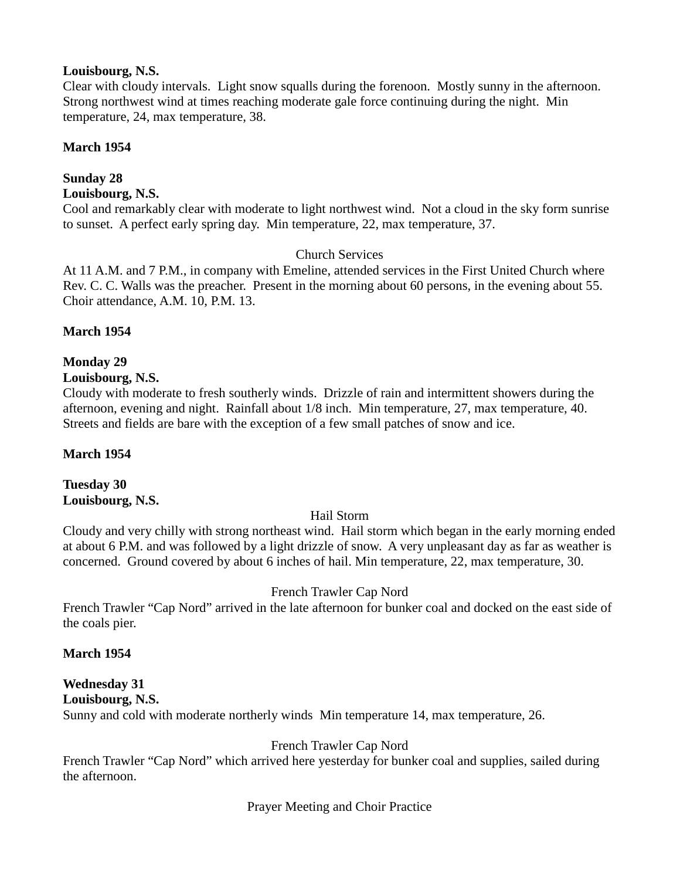**Louisbourg, N.S.**
Clear with cloudy intervals. Light snow squalls during the forenoon. Mostly sunny in the afternoon. Strong northwest wind at times reaching moderate gale force continuing during the night. Min temperature, 24, max temperature, 38.

**March 1954**

**Sunday 28**
**Louisbourg, N.S.**
Cool and remarkably clear with moderate to light northwest wind. Not a cloud in the sky form sunrise to sunset. A perfect early spring day. Min temperature, 22, max temperature, 37.

Church Services

At 11 A.M. and 7 P.M., in company with Emeline, attended services in the First United Church where Rev. C. C. Walls was the preacher. Present in the morning about 60 persons, in the evening about 55. Choir attendance, A.M. 10, P.M. 13.

**March 1954**

**Monday 29**
**Louisbourg, N.S.**
Cloudy with moderate to fresh southerly winds. Drizzle of rain and intermittent showers during the afternoon, evening and night. Rainfall about 1/8 inch. Min temperature, 27, max temperature, 40. Streets and fields are bare with the exception of a few small patches of snow and ice.

**March 1954**

**Tuesday 30**
**Louisbourg, N.S.**

Hail Storm

Cloudy and very chilly with strong northeast wind. Hail storm which began in the early morning ended at about 6 P.M. and was followed by a light drizzle of snow. A very unpleasant day as far as weather is concerned. Ground covered by about 6 inches of hail. Min temperature, 22, max temperature, 30.

French Trawler Cap Nord

French Trawler "Cap Nord" arrived in the late afternoon for bunker coal and docked on the east side of the coals pier.

**March 1954**

**Wednesday 31**
**Louisbourg, N.S.**
Sunny and cold with moderate northerly winds Min temperature 14, max temperature, 26.

French Trawler Cap Nord

French Trawler "Cap Nord" which arrived here yesterday for bunker coal and supplies, sailed during the afternoon.

Prayer Meeting and Choir Practice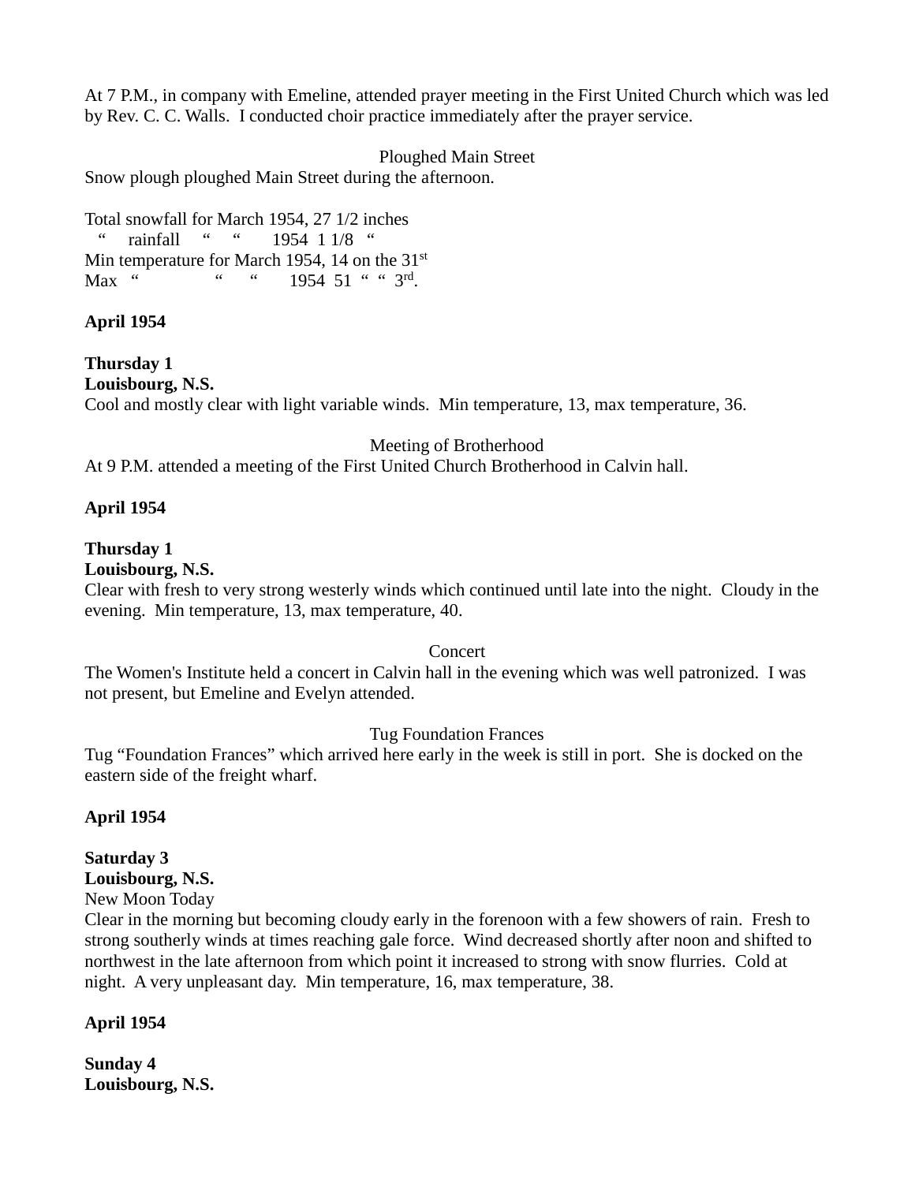At 7 P.M., in company with Emeline, attended prayer meeting in the First United Church which was led by Rev. C. C. Walls. I conducted choir practice immediately after the prayer service.

Ploughed Main Street

Snow plough ploughed Main Street during the afternoon.

Total snowfall for March 1954, 27 1/2 inches
 "  rainfall  "  "  1954 1 1/8 "
Min temperature for March 1954, 14 on the 31st
Max "  "  "  1954 51 " " 3rd.

**April 1954**

**Thursday 1**
**Louisbourg, N.S.**
Cool and mostly clear with light variable winds. Min temperature, 13, max temperature, 36.

Meeting of Brotherhood

At 9 P.M. attended a meeting of the First United Church Brotherhood in Calvin hall.

**April 1954**

**Thursday 1**
**Louisbourg, N.S.**
Clear with fresh to very strong westerly winds which continued until late into the night. Cloudy in the evening. Min temperature, 13, max temperature, 40.

Concert

The Women's Institute held a concert in Calvin hall in the evening which was well patronized. I was not present, but Emeline and Evelyn attended.

Tug Foundation Frances

Tug "Foundation Frances" which arrived here early in the week is still in port. She is docked on the eastern side of the freight wharf.

**April 1954**

**Saturday 3**
**Louisbourg, N.S.**
New Moon Today
Clear in the morning but becoming cloudy early in the forenoon with a few showers of rain. Fresh to strong southerly winds at times reaching gale force. Wind decreased shortly after noon and shifted to northwest in the late afternoon from which point it increased to strong with snow flurries. Cold at night. A very unpleasant day. Min temperature, 16, max temperature, 38.

**April 1954**

**Sunday 4**
**Louisbourg, N.S.**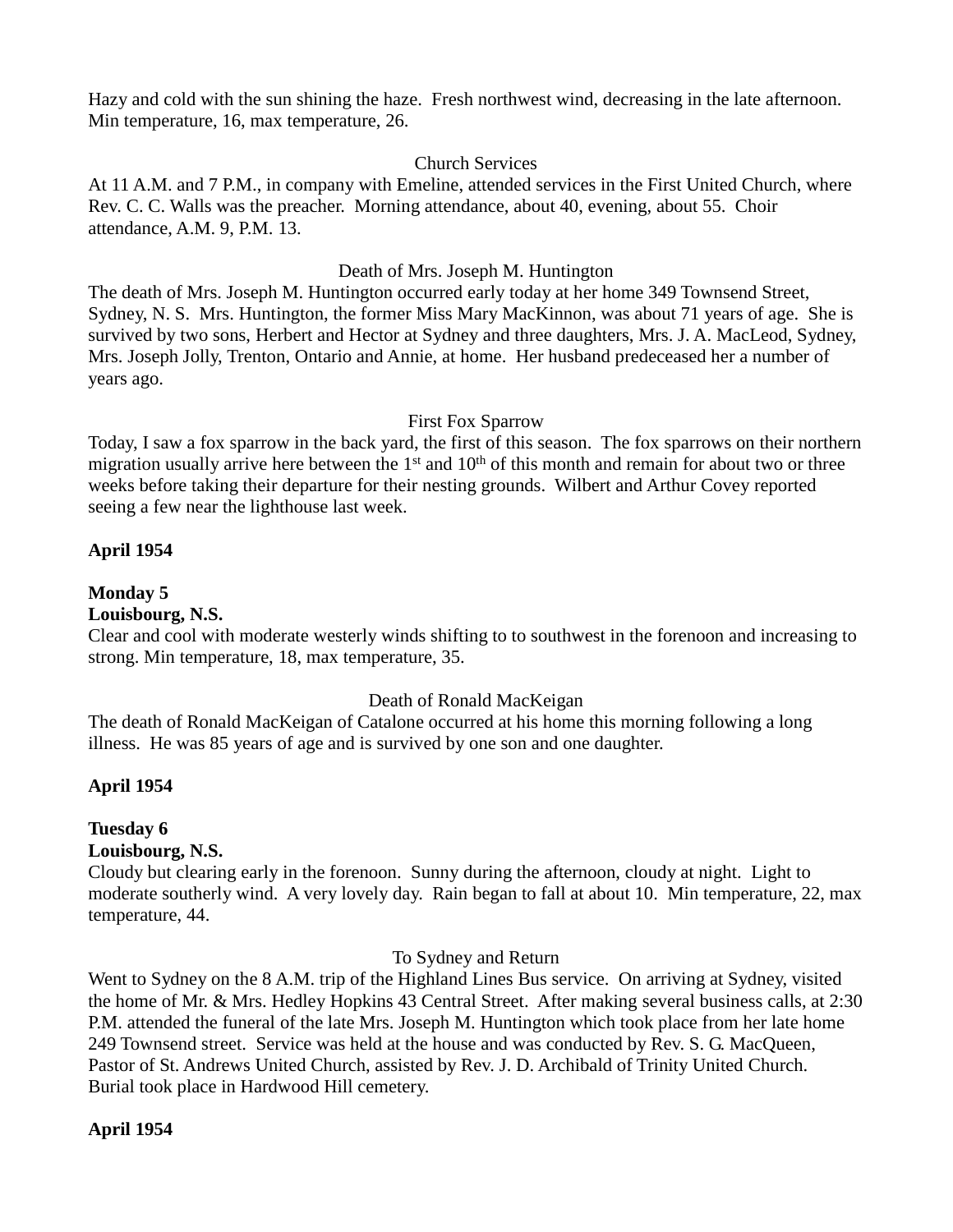Hazy and cold with the sun shining the haze. Fresh northwest wind, decreasing in the late afternoon. Min temperature, 16, max temperature, 26.

Church Services

At 11 A.M. and 7 P.M., in company with Emeline, attended services in the First United Church, where Rev. C. C. Walls was the preacher. Morning attendance, about 40, evening, about 55. Choir attendance, A.M. 9, P.M. 13.

Death of Mrs. Joseph M. Huntington

The death of Mrs. Joseph M. Huntington occurred early today at her home 349 Townsend Street, Sydney, N. S. Mrs. Huntington, the former Miss Mary MacKinnon, was about 71 years of age. She is survived by two sons, Herbert and Hector at Sydney and three daughters, Mrs. J. A. MacLeod, Sydney, Mrs. Joseph Jolly, Trenton, Ontario and Annie, at home. Her husband predeceased her a number of years ago.

First Fox Sparrow

Today, I saw a fox sparrow in the back yard, the first of this season. The fox sparrows on their northern migration usually arrive here between the 1st and 10th of this month and remain for about two or three weeks before taking their departure for their nesting grounds. Wilbert and Arthur Covey reported seeing a few near the lighthouse last week.

**April 1954**

**Monday 5**
**Louisbourg, N.S.**
Clear and cool with moderate westerly winds shifting to to southwest in the forenoon and increasing to strong. Min temperature, 18, max temperature, 35.

Death of Ronald MacKeigan

The death of Ronald MacKeigan of Catalone occurred at his home this morning following a long illness. He was 85 years of age and is survived by one son and one daughter.

**April 1954**

**Tuesday 6**
**Louisbourg, N.S.**
Cloudy but clearing early in the forenoon. Sunny during the afternoon, cloudy at night. Light to moderate southerly wind. A very lovely day. Rain began to fall at about 10. Min temperature, 22, max temperature, 44.

To Sydney and Return

Went to Sydney on the 8 A.M. trip of the Highland Lines Bus service. On arriving at Sydney, visited the home of Mr. & Mrs. Hedley Hopkins 43 Central Street. After making several business calls, at 2:30 P.M. attended the funeral of the late Mrs. Joseph M. Huntington which took place from her late home 249 Townsend street. Service was held at the house and was conducted by Rev. S. G. MacQueen, Pastor of St. Andrews United Church, assisted by Rev. J. D. Archibald of Trinity United Church. Burial took place in Hardwood Hill cemetery.

**April 1954**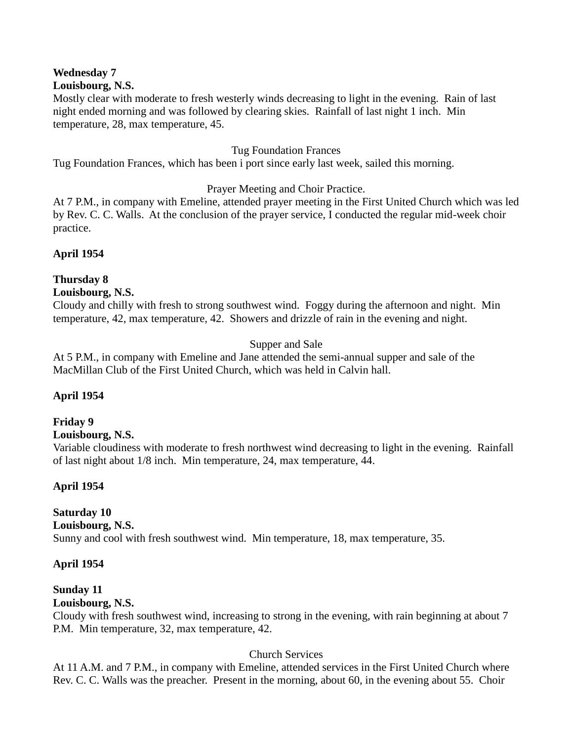**Wednesday 7**
**Louisbourg, N.S.**
Mostly clear with moderate to fresh westerly winds decreasing to light in the evening. Rain of last night ended morning and was followed by clearing skies. Rainfall of last night 1 inch. Min temperature, 28, max temperature, 45.

Tug Foundation Frances

Tug Foundation Frances, which has been i port since early last week, sailed this morning.

Prayer Meeting and Choir Practice.

At 7 P.M., in company with Emeline, attended prayer meeting in the First United Church which was led by Rev. C. C. Walls. At the conclusion of the prayer service, I conducted the regular mid-week choir practice.

**April 1954**

**Thursday 8**
**Louisbourg, N.S.**
Cloudy and chilly with fresh to strong southwest wind. Foggy during the afternoon and night. Min temperature, 42, max temperature, 42. Showers and drizzle of rain in the evening and night.

Supper and Sale

At 5 P.M., in company with Emeline and Jane attended the semi-annual supper and sale of the MacMillan Club of the First United Church, which was held in Calvin hall.

**April 1954**

**Friday 9**
**Louisbourg, N.S.**
Variable cloudiness with moderate to fresh northwest wind decreasing to light in the evening. Rainfall of last night about 1/8 inch. Min temperature, 24, max temperature, 44.

**April 1954**

**Saturday 10**
**Louisbourg, N.S.**
Sunny and cool with fresh southwest wind. Min temperature, 18, max temperature, 35.

**April 1954**

**Sunday 11**
**Louisbourg, N.S.**
Cloudy with fresh southwest wind, increasing to strong in the evening, with rain beginning at about 7 P.M. Min temperature, 32, max temperature, 42.

Church Services

At 11 A.M. and 7 P.M., in company with Emeline, attended services in the First United Church where Rev. C. C. Walls was the preacher. Present in the morning, about 60, in the evening about 55. Choir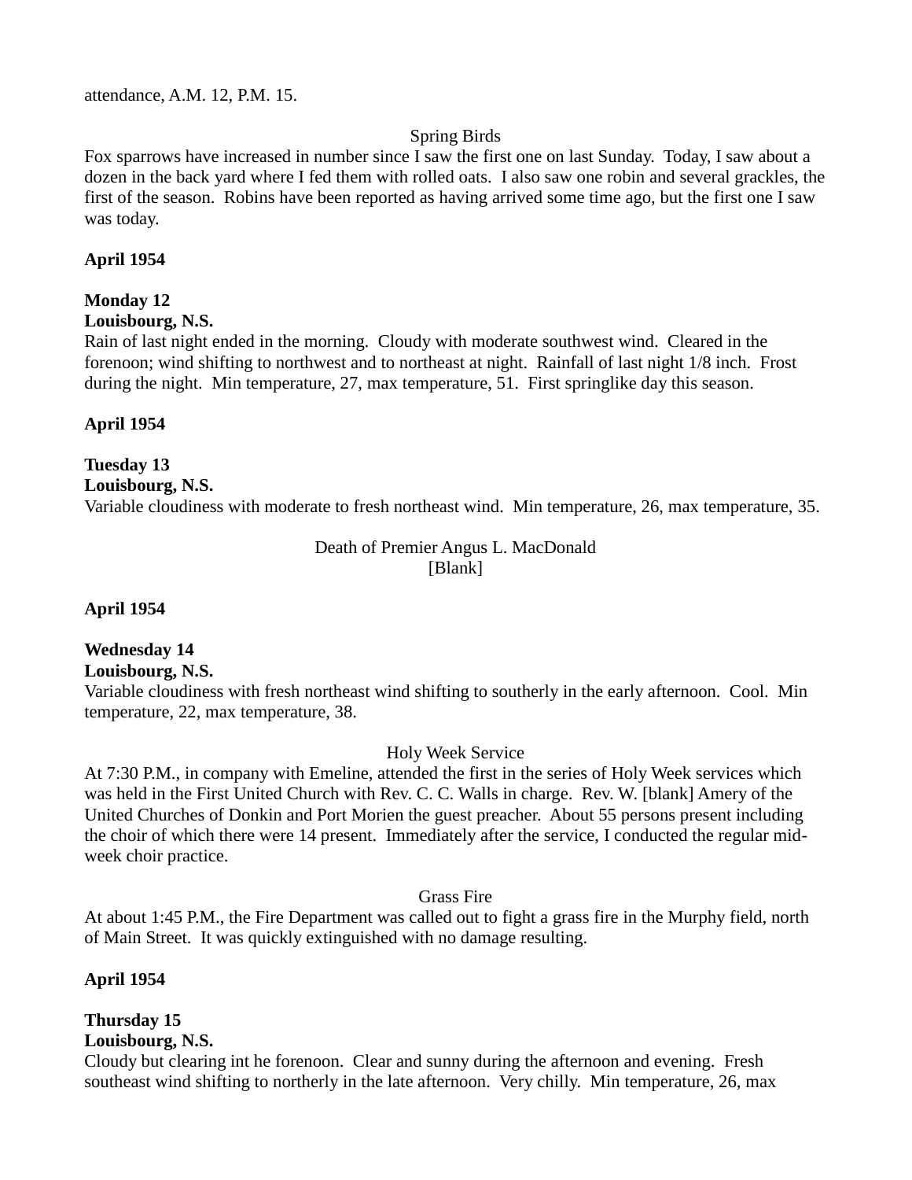attendance, A.M. 12, P.M. 15.

Spring Birds

Fox sparrows have increased in number since I saw the first one on last Sunday. Today, I saw about a dozen in the back yard where I fed them with rolled oats. I also saw one robin and several grackles, the first of the season. Robins have been reported as having arrived some time ago, but the first one I saw was today.

**April 1954**

**Monday 12**
**Louisbourg, N.S.**
Rain of last night ended in the morning. Cloudy with moderate southwest wind. Cleared in the forenoon; wind shifting to northwest and to northeast at night. Rainfall of last night 1/8 inch. Frost during the night. Min temperature, 27, max temperature, 51. First springlike day this season.

**April 1954**

**Tuesday 13**
**Louisbourg, N.S.**
Variable cloudiness with moderate to fresh northeast wind. Min temperature, 26, max temperature, 35.

Death of Premier Angus L. MacDonald
[Blank]

**April 1954**

**Wednesday 14**
**Louisbourg, N.S.**
Variable cloudiness with fresh northeast wind shifting to southerly in the early afternoon. Cool. Min temperature, 22, max temperature, 38.

Holy Week Service

At 7:30 P.M., in company with Emeline, attended the first in the series of Holy Week services which was held in the First United Church with Rev. C. C. Walls in charge. Rev. W. [blank] Amery of the United Churches of Donkin and Port Morien the guest preacher. About 55 persons present including the choir of which there were 14 present. Immediately after the service, I conducted the regular mid-week choir practice.

Grass Fire

At about 1:45 P.M., the Fire Department was called out to fight a grass fire in the Murphy field, north of Main Street. It was quickly extinguished with no damage resulting.

**April 1954**

**Thursday 15**
**Louisbourg, N.S.**
Cloudy but clearing int he forenoon. Clear and sunny during the afternoon and evening. Fresh southeast wind shifting to northerly in the late afternoon. Very chilly. Min temperature, 26, max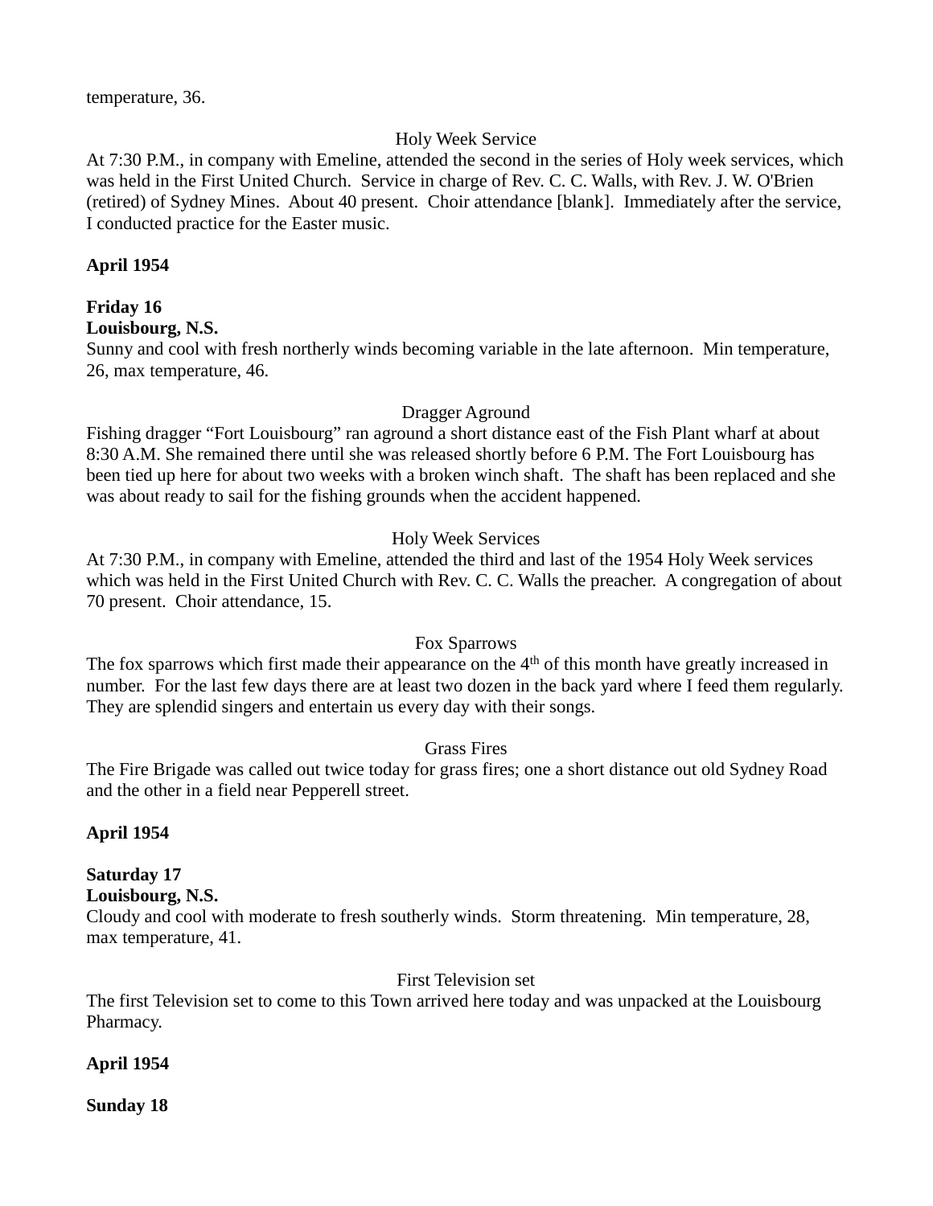temperature, 36.

Holy Week Service

At 7:30 P.M., in company with Emeline, attended the second in the series of Holy week services, which was held in the First United Church. Service in charge of Rev. C. C. Walls, with Rev. J. W. O'Brien (retired) of Sydney Mines. About 40 present. Choir attendance [blank]. Immediately after the service, I conducted practice for the Easter music.

**April 1954**

**Friday 16**
**Louisbourg, N.S.**

Sunny and cool with fresh northerly winds becoming variable in the late afternoon. Min temperature, 26, max temperature, 46.

Dragger Aground

Fishing dragger "Fort Louisbourg" ran aground a short distance east of the Fish Plant wharf at about 8:30 A.M. She remained there until she was released shortly before 6 P.M. The Fort Louisbourg has been tied up here for about two weeks with a broken winch shaft. The shaft has been replaced and she was about ready to sail for the fishing grounds when the accident happened.

Holy Week Services

At 7:30 P.M., in company with Emeline, attended the third and last of the 1954 Holy Week services which was held in the First United Church with Rev. C. C. Walls the preacher. A congregation of about 70 present. Choir attendance, 15.

Fox Sparrows

The fox sparrows which first made their appearance on the 4th of this month have greatly increased in number. For the last few days there are at least two dozen in the back yard where I feed them regularly. They are splendid singers and entertain us every day with their songs.

Grass Fires

The Fire Brigade was called out twice today for grass fires; one a short distance out old Sydney Road and the other in a field near Pepperell street.

**April 1954**

**Saturday 17**
**Louisbourg, N.S.**

Cloudy and cool with moderate to fresh southerly winds. Storm threatening. Min temperature, 28, max temperature, 41.

First Television set

The first Television set to come to this Town arrived here today and was unpacked at the Louisbourg Pharmacy.

**April 1954**

**Sunday 18**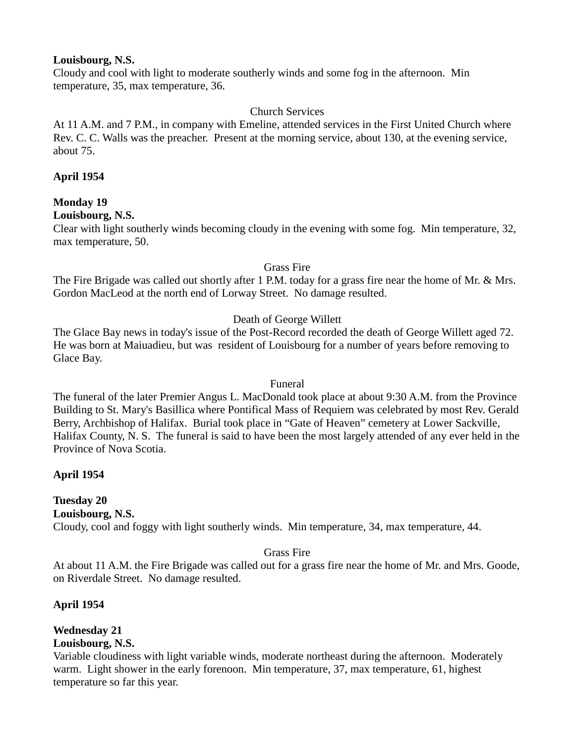**Louisbourg, N.S.**
Cloudy and cool with light to moderate southerly winds and some fog in the afternoon.  Min temperature, 35, max temperature, 36.

Church Services

At 11 A.M. and 7 P.M., in company with Emeline, attended services in the First United Church where Rev. C. C. Walls was the preacher.  Present at the morning service, about 130, at the evening service, about 75.

**April 1954**

**Monday 19**
**Louisbourg, N.S.**
Clear with light southerly winds becoming cloudy in the evening with some fog.  Min temperature, 32, max temperature, 50.

Grass Fire

The Fire Brigade was called out shortly after 1 P.M. today for a grass fire near the home of Mr. & Mrs. Gordon MacLeod at the north end of Lorway Street.  No damage resulted.

Death of George Willett

The Glace Bay news in today's issue of the Post-Record recorded the death of George Willett aged 72.  He was born at Maiuadieu, but was  resident of Louisbourg for a number of years before removing to Glace Bay.

Funeral

The funeral of the later Premier Angus L. MacDonald took place at about 9:30 A.M. from the Province Building to St. Mary's Basillica where Pontifical Mass of Requiem was celebrated by most Rev. Gerald Berry, Archbishop of Halifax.  Burial took place in “Gate of Heaven” cemetery at Lower Sackville, Halifax County, N. S.  The funeral is said to have been the most largely attended of any ever held in the Province of Nova Scotia.

**April 1954**

**Tuesday 20**
**Louisbourg, N.S.**
Cloudy, cool and foggy with light southerly winds.  Min temperature, 34, max temperature, 44.

Grass Fire

At about 11 A.M. the Fire Brigade was called out for a grass fire near the home of Mr. and Mrs. Goode, on Riverdale Street.  No damage resulted.

**April 1954**

**Wednesday 21**
**Louisbourg, N.S.**
Variable cloudiness with light variable winds, moderate northeast during the afternoon.  Moderately warm.  Light shower in the early forenoon.  Min temperature, 37, max temperature, 61, highest temperature so far this year.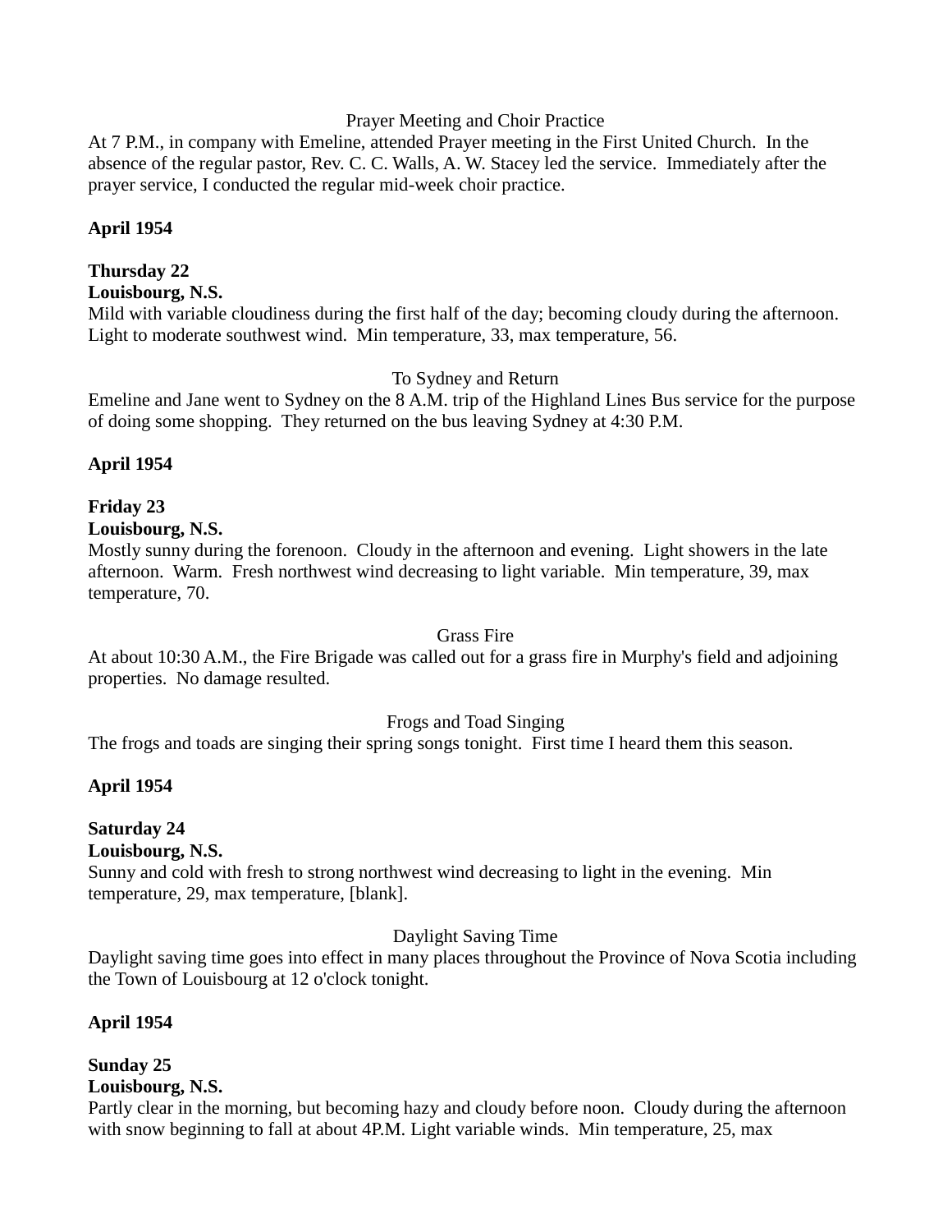Prayer Meeting and Choir Practice

At 7 P.M., in company with Emeline, attended Prayer meeting in the First United Church. In the absence of the regular pastor, Rev. C. C. Walls, A. W. Stacey led the service. Immediately after the prayer service, I conducted the regular mid-week choir practice.

**April 1954**

**Thursday 22**
**Louisbourg, N.S.**
Mild with variable cloudiness during the first half of the day; becoming cloudy during the afternoon. Light to moderate southwest wind. Min temperature, 33, max temperature, 56.

To Sydney and Return

Emeline and Jane went to Sydney on the 8 A.M. trip of the Highland Lines Bus service for the purpose of doing some shopping. They returned on the bus leaving Sydney at 4:30 P.M.

**April 1954**

**Friday 23**
**Louisbourg, N.S.**
Mostly sunny during the forenoon. Cloudy in the afternoon and evening. Light showers in the late afternoon. Warm. Fresh northwest wind decreasing to light variable. Min temperature, 39, max temperature, 70.

Grass Fire

At about 10:30 A.M., the Fire Brigade was called out for a grass fire in Murphy's field and adjoining properties. No damage resulted.

Frogs and Toad Singing

The frogs and toads are singing their spring songs tonight. First time I heard them this season.

**April 1954**

**Saturday 24**
**Louisbourg, N.S.**
Sunny and cold with fresh to strong northwest wind decreasing to light in the evening. Min temperature, 29, max temperature, [blank].

Daylight Saving Time

Daylight saving time goes into effect in many places throughout the Province of Nova Scotia including the Town of Louisbourg at 12 o'clock tonight.

**April 1954**

**Sunday 25**
**Louisbourg, N.S.**
Partly clear in the morning, but becoming hazy and cloudy before noon. Cloudy during the afternoon with snow beginning to fall at about 4P.M. Light variable winds. Min temperature, 25, max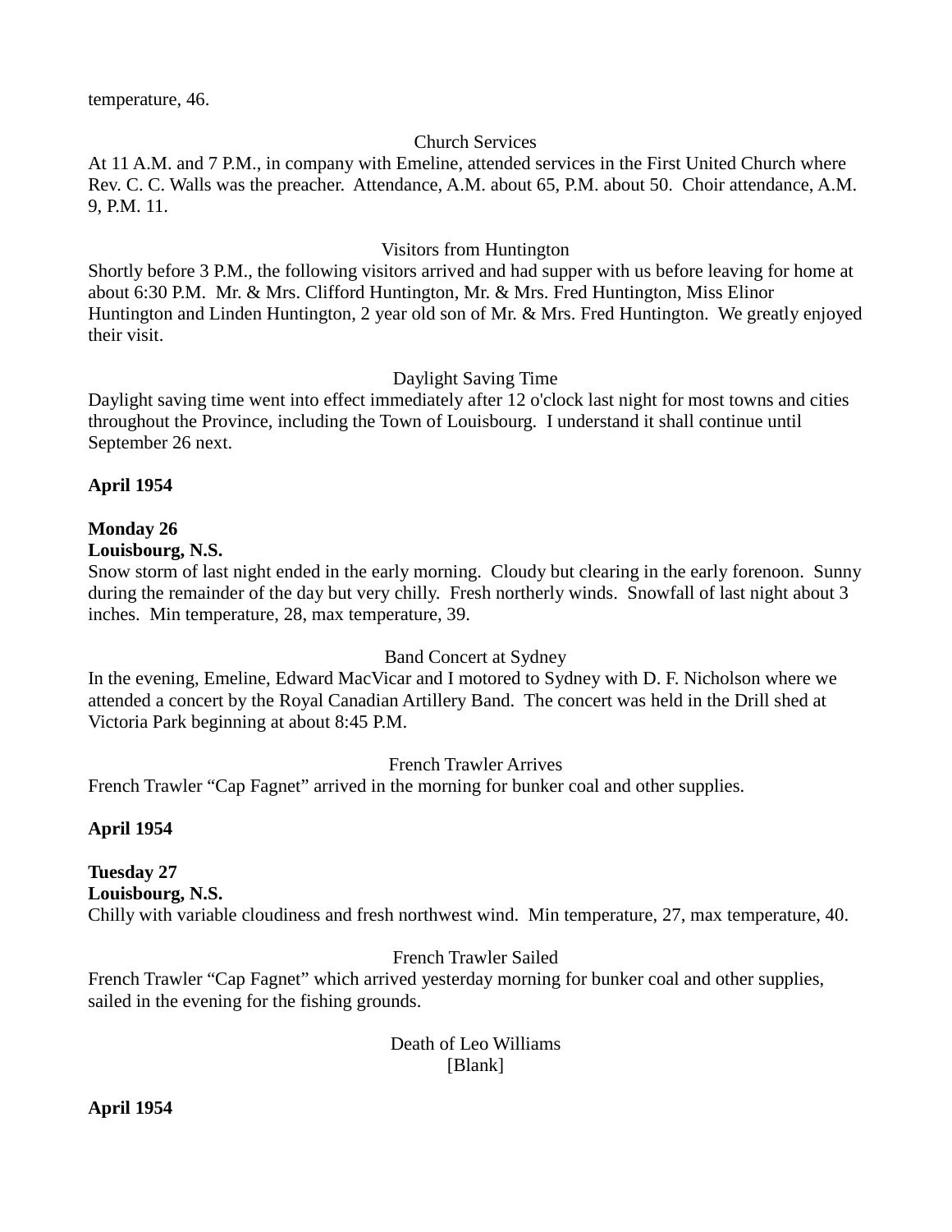temperature, 46.

Church Services

At 11 A.M. and 7 P.M., in company with Emeline, attended services in the First United Church where Rev. C. C. Walls was the preacher. Attendance, A.M. about 65, P.M. about 50. Choir attendance, A.M. 9, P.M. 11.

Visitors from Huntington

Shortly before 3 P.M., the following visitors arrived and had supper with us before leaving for home at about 6:30 P.M. Mr. & Mrs. Clifford Huntington, Mr. & Mrs. Fred Huntington, Miss Elinor Huntington and Linden Huntington, 2 year old son of Mr. & Mrs. Fred Huntington. We greatly enjoyed their visit.

Daylight Saving Time

Daylight saving time went into effect immediately after 12 o'clock last night for most towns and cities throughout the Province, including the Town of Louisbourg. I understand it shall continue until September 26 next.

**April 1954**

**Monday 26**
**Louisbourg, N.S.**
Snow storm of last night ended in the early morning. Cloudy but clearing in the early forenoon. Sunny during the remainder of the day but very chilly. Fresh northerly winds. Snowfall of last night about 3 inches. Min temperature, 28, max temperature, 39.

Band Concert at Sydney

In the evening, Emeline, Edward MacVicar and I motored to Sydney with D. F. Nicholson where we attended a concert by the Royal Canadian Artillery Band. The concert was held in the Drill shed at Victoria Park beginning at about 8:45 P.M.

French Trawler Arrives

French Trawler "Cap Fagnet" arrived in the morning for bunker coal and other supplies.

**April 1954**

**Tuesday 27**
**Louisbourg, N.S.**
Chilly with variable cloudiness and fresh northwest wind. Min temperature, 27, max temperature, 40.

French Trawler Sailed

French Trawler "Cap Fagnet" which arrived yesterday morning for bunker coal and other supplies, sailed in the evening for the fishing grounds.

Death of Leo Williams
[Blank]

**April 1954**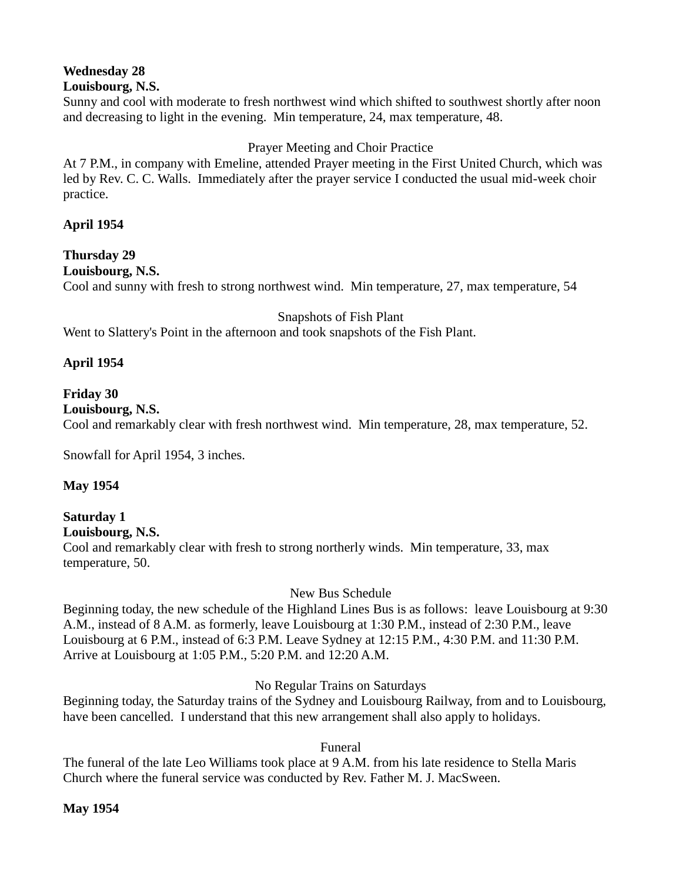**Wednesday 28**
**Louisbourg, N.S.**
Sunny and cool with moderate to fresh northwest wind which shifted to southwest shortly after noon and decreasing to light in the evening. Min temperature, 24, max temperature, 48.

Prayer Meeting and Choir Practice

At 7 P.M., in company with Emeline, attended Prayer meeting in the First United Church, which was led by Rev. C. C. Walls. Immediately after the prayer service I conducted the usual mid-week choir practice.

**April 1954**

**Thursday 29**
**Louisbourg, N.S.**
Cool and sunny with fresh to strong northwest wind. Min temperature, 27, max temperature, 54

Snapshots of Fish Plant

Went to Slattery's Point in the afternoon and took snapshots of the Fish Plant.

**April 1954**

**Friday 30**
**Louisbourg, N.S.**
Cool and remarkably clear with fresh northwest wind. Min temperature, 28, max temperature, 52.

Snowfall for April 1954, 3 inches.

**May 1954**

**Saturday 1**
**Louisbourg, N.S.**
Cool and remarkably clear with fresh to strong northerly winds. Min temperature, 33, max temperature, 50.

New Bus Schedule

Beginning today, the new schedule of the Highland Lines Bus is as follows: leave Louisbourg at 9:30 A.M., instead of 8 A.M. as formerly, leave Louisbourg at 1:30 P.M., instead of 2:30 P.M., leave Louisbourg at 6 P.M., instead of 6:3 P.M. Leave Sydney at 12:15 P.M., 4:30 P.M. and 11:30 P.M. Arrive at Louisbourg at 1:05 P.M., 5:20 P.M. and 12:20 A.M.

No Regular Trains on Saturdays

Beginning today, the Saturday trains of the Sydney and Louisbourg Railway, from and to Louisbourg, have been cancelled. I understand that this new arrangement shall also apply to holidays.

Funeral

The funeral of the late Leo Williams took place at 9 A.M. from his late residence to Stella Maris Church where the funeral service was conducted by Rev. Father M. J. MacSween.

**May 1954**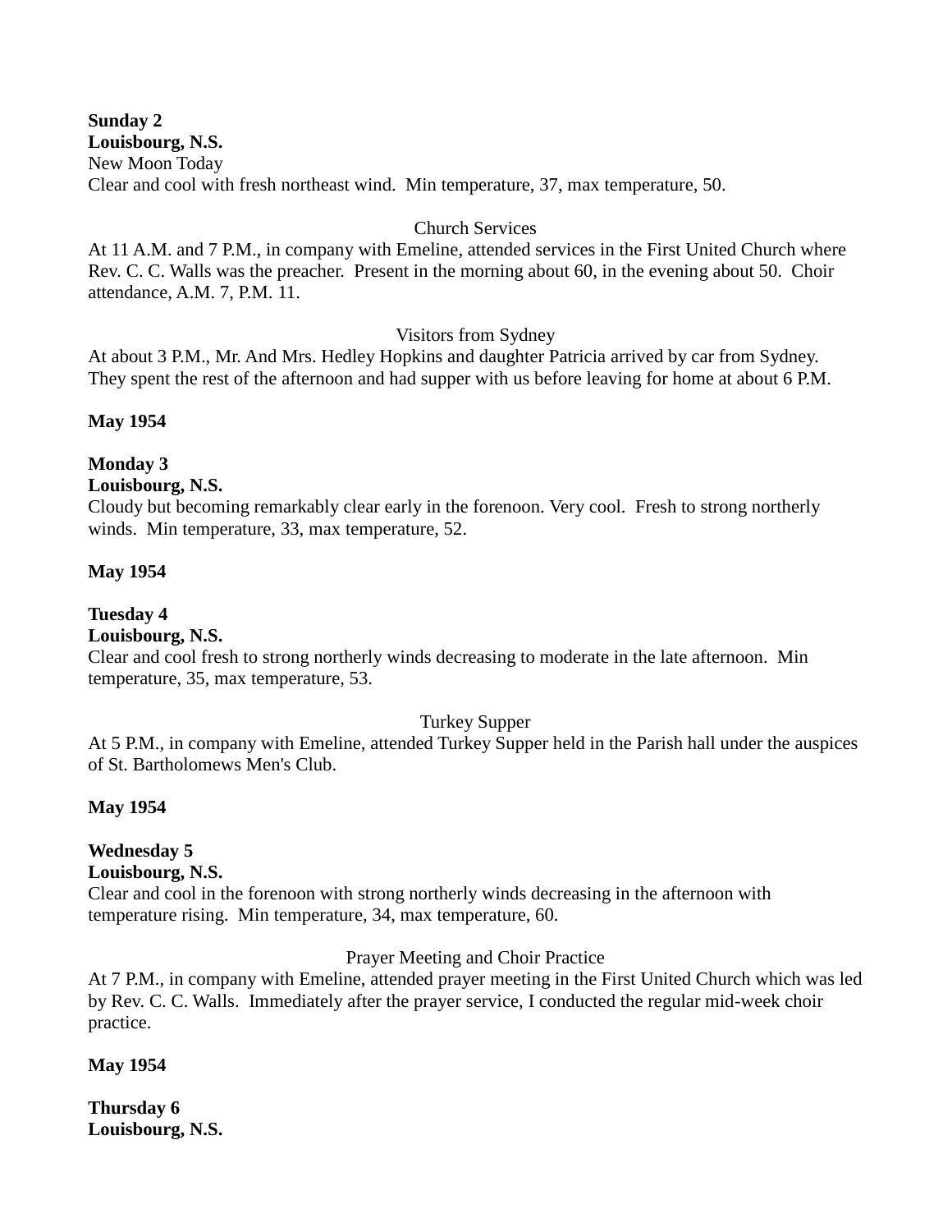**Sunday 2**
**Louisbourg, N.S.**
New Moon Today
Clear and cool with fresh northeast wind.  Min temperature, 37, max temperature, 50.

Church Services

At 11 A.M. and 7 P.M., in company with Emeline, attended services in the First United Church where Rev. C. C. Walls was the preacher.  Present in the morning about 60, in the evening about 50.  Choir attendance, A.M. 7, P.M. 11.

Visitors from Sydney

At about 3 P.M., Mr. And Mrs. Hedley Hopkins and daughter Patricia arrived by car from Sydney.  They spent the rest of the afternoon and had supper with us before leaving for home at about 6 P.M.

**May 1954**

**Monday 3**
**Louisbourg, N.S.**
Cloudy but becoming remarkably clear early in the forenoon. Very cool.  Fresh to strong northerly winds.  Min temperature, 33, max temperature, 52.

**May 1954**

**Tuesday 4**
**Louisbourg, N.S.**
Clear and cool fresh to strong northerly winds decreasing to moderate in the late afternoon.  Min temperature, 35, max temperature, 53.

Turkey Supper

At 5 P.M., in company with Emeline, attended Turkey Supper held in the Parish hall under the auspices of St. Bartholomews Men's Club.

**May 1954**

**Wednesday 5**
**Louisbourg, N.S.**
Clear and cool in the forenoon with strong northerly winds decreasing in the afternoon with temperature rising.  Min temperature, 34, max temperature, 60.

Prayer Meeting and Choir Practice

At 7 P.M., in company with Emeline, attended prayer meeting in the First United Church which was led by Rev. C. C. Walls.  Immediately after the prayer service, I conducted the regular mid-week choir practice.

**May 1954**

**Thursday 6**
**Louisbourg, N.S.**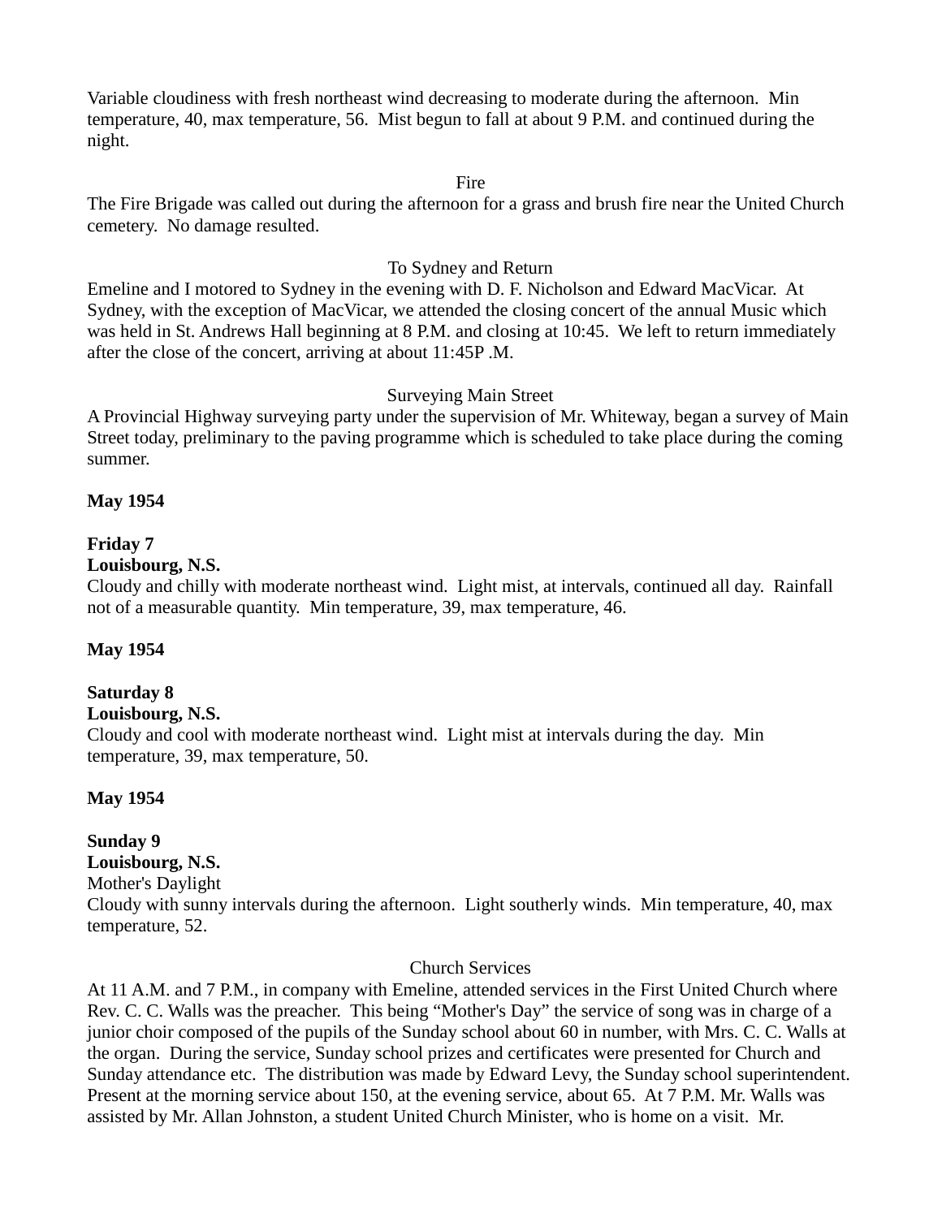Variable cloudiness with fresh northeast wind decreasing to moderate during the afternoon. Min temperature, 40, max temperature, 56. Mist begun to fall at about 9 P.M. and continued during the night.

Fire

The Fire Brigade was called out during the afternoon for a grass and brush fire near the United Church cemetery. No damage resulted.

To Sydney and Return

Emeline and I motored to Sydney in the evening with D. F. Nicholson and Edward MacVicar. At Sydney, with the exception of MacVicar, we attended the closing concert of the annual Music which was held in St. Andrews Hall beginning at 8 P.M. and closing at 10:45. We left to return immediately after the close of the concert, arriving at about 11:45P .M.

Surveying Main Street

A Provincial Highway surveying party under the supervision of Mr. Whiteway, began a survey of Main Street today, preliminary to the paving programme which is scheduled to take place during the coming summer.

**May 1954**

**Friday 7**
**Louisbourg, N.S.**
Cloudy and chilly with moderate northeast wind. Light mist, at intervals, continued all day. Rainfall not of a measurable quantity. Min temperature, 39, max temperature, 46.

**May 1954**

**Saturday 8**
**Louisbourg, N.S.**
Cloudy and cool with moderate northeast wind. Light mist at intervals during the day. Min temperature, 39, max temperature, 50.

**May 1954**

**Sunday 9**
**Louisbourg, N.S.**
Mother's Daylight
Cloudy with sunny intervals during the afternoon. Light southerly winds. Min temperature, 40, max temperature, 52.

Church Services

At 11 A.M. and 7 P.M., in company with Emeline, attended services in the First United Church where Rev. C. C. Walls was the preacher. This being "Mother's Day" the service of song was in charge of a junior choir composed of the pupils of the Sunday school about 60 in number, with Mrs. C. C. Walls at the organ. During the service, Sunday school prizes and certificates were presented for Church and Sunday attendance etc. The distribution was made by Edward Levy, the Sunday school superintendent. Present at the morning service about 150, at the evening service, about 65. At 7 P.M. Mr. Walls was assisted by Mr. Allan Johnston, a student United Church Minister, who is home on a visit. Mr.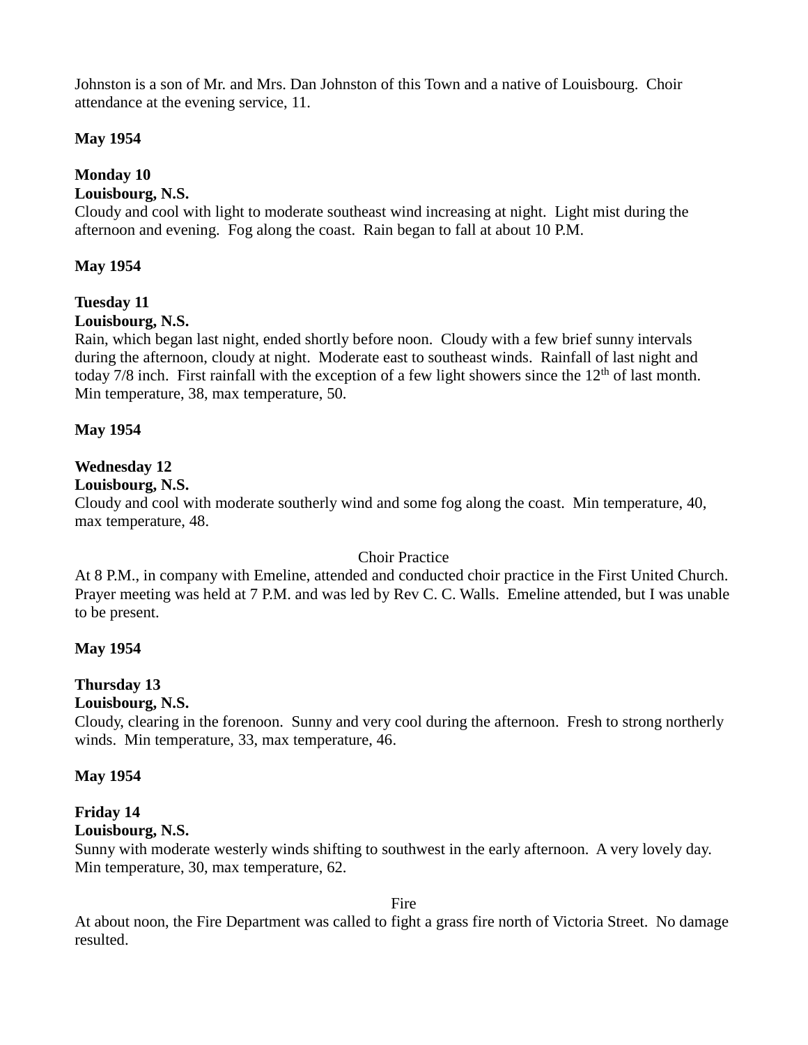Johnston is a son of Mr. and Mrs. Dan Johnston of this Town and a native of Louisbourg. Choir attendance at the evening service, 11.

**May 1954**

**Monday 10**
**Louisbourg, N.S.**
Cloudy and cool with light to moderate southeast wind increasing at night. Light mist during the afternoon and evening. Fog along the coast. Rain began to fall at about 10 P.M.

**May 1954**

**Tuesday 11**
**Louisbourg, N.S.**
Rain, which began last night, ended shortly before noon. Cloudy with a few brief sunny intervals during the afternoon, cloudy at night. Moderate east to southeast winds. Rainfall of last night and today 7/8 inch. First rainfall with the exception of a few light showers since the 12th of last month. Min temperature, 38, max temperature, 50.

**May 1954**

**Wednesday 12**
**Louisbourg, N.S.**
Cloudy and cool with moderate southerly wind and some fog along the coast. Min temperature, 40, max temperature, 48.

Choir Practice

At 8 P.M., in company with Emeline, attended and conducted choir practice in the First United Church. Prayer meeting was held at 7 P.M. and was led by Rev C. C. Walls. Emeline attended, but I was unable to be present.

**May 1954**

**Thursday 13**
**Louisbourg, N.S.**
Cloudy, clearing in the forenoon. Sunny and very cool during the afternoon. Fresh to strong northerly winds. Min temperature, 33, max temperature, 46.

**May 1954**

**Friday 14**
**Louisbourg, N.S.**
Sunny with moderate westerly winds shifting to southwest in the early afternoon. A very lovely day. Min temperature, 30, max temperature, 62.

Fire

At about noon, the Fire Department was called to fight a grass fire north of Victoria Street. No damage resulted.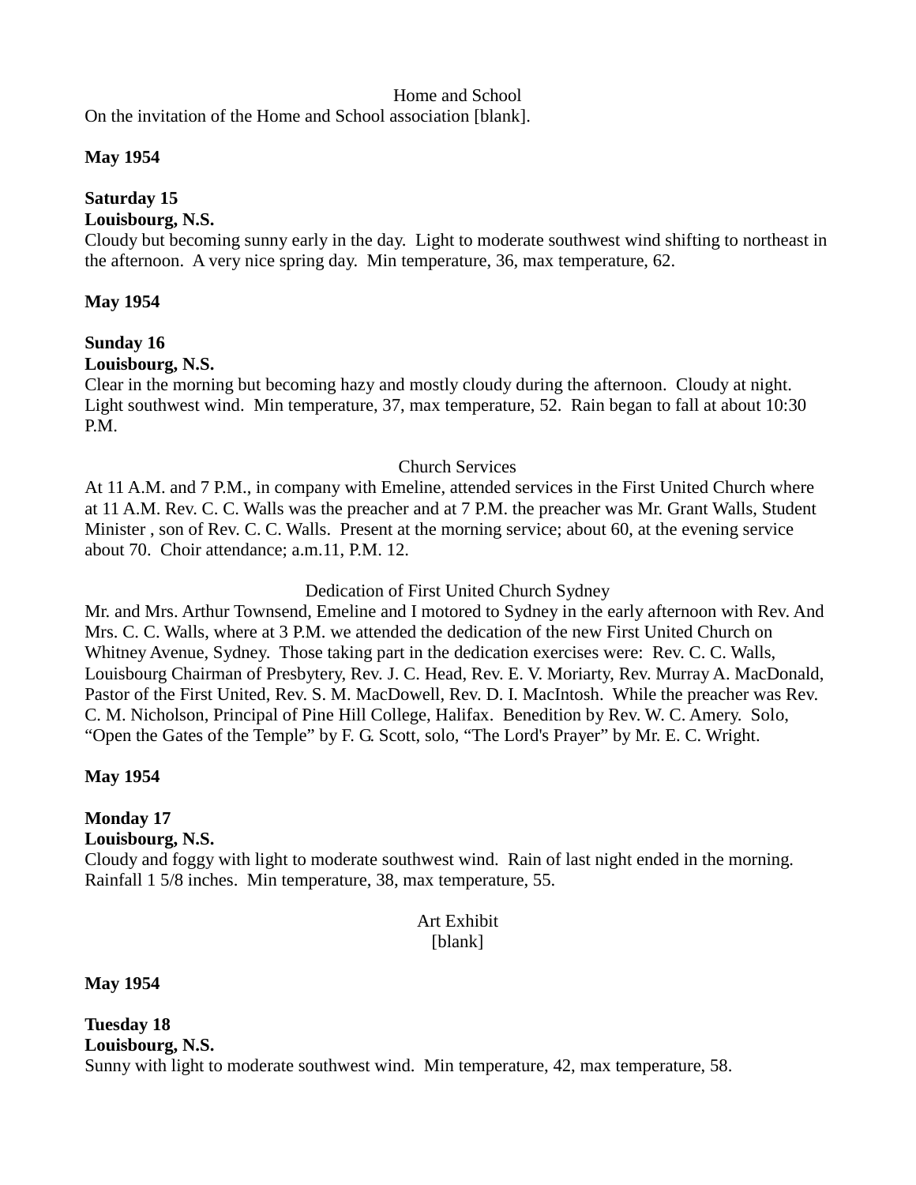Home and School

On the invitation of the Home and School association [blank].

**May 1954**

**Saturday 15**
**Louisbourg, N.S.**
Cloudy but becoming sunny early in the day. Light to moderate southwest wind shifting to northeast in the afternoon. A very nice spring day. Min temperature, 36, max temperature, 62.

**May 1954**

**Sunday 16**
**Louisbourg, N.S.**
Clear in the morning but becoming hazy and mostly cloudy during the afternoon. Cloudy at night. Light southwest wind. Min temperature, 37, max temperature, 52. Rain began to fall at about 10:30 P.M.

Church Services

At 11 A.M. and 7 P.M., in company with Emeline, attended services in the First United Church where at 11 A.M. Rev. C. C. Walls was the preacher and at 7 P.M. the preacher was Mr. Grant Walls, Student Minister , son of Rev. C. C. Walls. Present at the morning service; about 60, at the evening service about 70. Choir attendance; a.m.11, P.M. 12.

Dedication of First United Church Sydney

Mr. and Mrs. Arthur Townsend, Emeline and I motored to Sydney in the early afternoon with Rev. And Mrs. C. C. Walls, where at 3 P.M. we attended the dedication of the new First United Church on Whitney Avenue, Sydney. Those taking part in the dedication exercises were: Rev. C. C. Walls, Louisbourg Chairman of Presbytery, Rev. J. C. Head, Rev. E. V. Moriarty, Rev. Murray A. MacDonald, Pastor of the First United, Rev. S. M. MacDowell, Rev. D. I. MacIntosh. While the preacher was Rev. C. M. Nicholson, Principal of Pine Hill College, Halifax. Benedition by Rev. W. C. Amery. Solo, "Open the Gates of the Temple" by F. G. Scott, solo, "The Lord's Prayer" by Mr. E. C. Wright.

**May 1954**

**Monday 17**
**Louisbourg, N.S.**
Cloudy and foggy with light to moderate southwest wind. Rain of last night ended in the morning. Rainfall 1 5/8 inches. Min temperature, 38, max temperature, 55.

Art Exhibit
[blank]

**May 1954**

**Tuesday 18**
**Louisbourg, N.S.**
Sunny with light to moderate southwest wind. Min temperature, 42, max temperature, 58.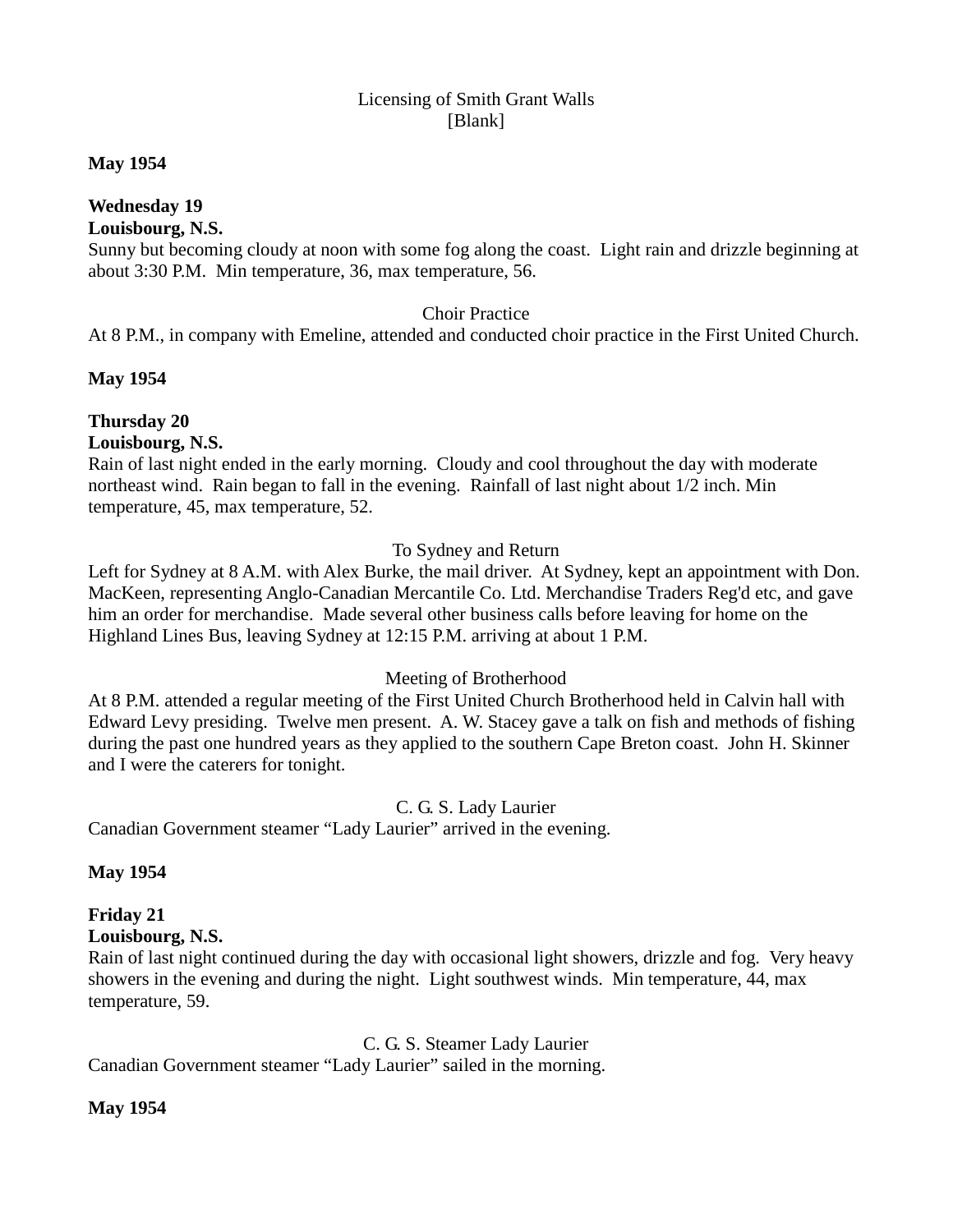Licensing of Smith Grant Walls
[Blank]

**May 1954**

**Wednesday 19**
**Louisbourg, N.S.**
Sunny but becoming cloudy at noon with some fog along the coast. Light rain and drizzle beginning at about 3:30 P.M. Min temperature, 36, max temperature, 56.

Choir Practice
At 8 P.M., in company with Emeline, attended and conducted choir practice in the First United Church.

**May 1954**

**Thursday 20**
**Louisbourg, N.S.**
Rain of last night ended in the early morning. Cloudy and cool throughout the day with moderate northeast wind. Rain began to fall in the evening. Rainfall of last night about 1/2 inch. Min temperature, 45, max temperature, 52.

To Sydney and Return
Left for Sydney at 8 A.M. with Alex Burke, the mail driver. At Sydney, kept an appointment with Don. MacKeen, representing Anglo-Canadian Mercantile Co. Ltd. Merchandise Traders Reg'd etc, and gave him an order for merchandise. Made several other business calls before leaving for home on the Highland Lines Bus, leaving Sydney at 12:15 P.M. arriving at about 1 P.M.

Meeting of Brotherhood
At 8 P.M. attended a regular meeting of the First United Church Brotherhood held in Calvin hall with Edward Levy presiding. Twelve men present. A. W. Stacey gave a talk on fish and methods of fishing during the past one hundred years as they applied to the southern Cape Breton coast. John H. Skinner and I were the caterers for tonight.

C. G. S. Lady Laurier
Canadian Government steamer "Lady Laurier" arrived in the evening.

**May 1954**

**Friday 21**
**Louisbourg, N.S.**
Rain of last night continued during the day with occasional light showers, drizzle and fog. Very heavy showers in the evening and during the night. Light southwest winds. Min temperature, 44, max temperature, 59.

C. G. S. Steamer Lady Laurier
Canadian Government steamer "Lady Laurier" sailed in the morning.

**May 1954**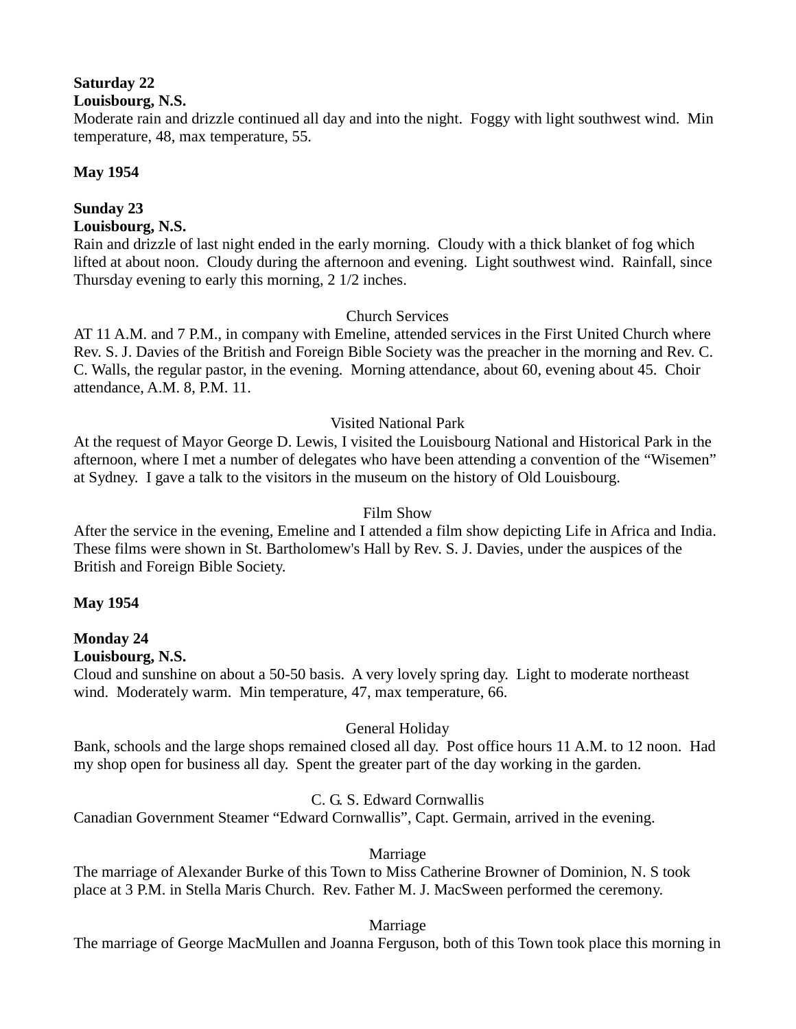**Saturday 22**
**Louisbourg, N.S.**
Moderate rain and drizzle continued all day and into the night. Foggy with light southwest wind. Min temperature, 48, max temperature, 55.

**May 1954**

**Sunday 23**
**Louisbourg, N.S.**
Rain and drizzle of last night ended in the early morning. Cloudy with a thick blanket of fog which lifted at about noon. Cloudy during the afternoon and evening. Light southwest wind. Rainfall, since Thursday evening to early this morning, 2 1/2 inches.

Church Services

AT 11 A.M. and 7 P.M., in company with Emeline, attended services in the First United Church where Rev. S. J. Davies of the British and Foreign Bible Society was the preacher in the morning and Rev. C. C. Walls, the regular pastor, in the evening. Morning attendance, about 60, evening about 45. Choir attendance, A.M. 8, P.M. 11.

Visited National Park

At the request of Mayor George D. Lewis, I visited the Louisbourg National and Historical Park in the afternoon, where I met a number of delegates who have been attending a convention of the "Wisemen" at Sydney. I gave a talk to the visitors in the museum on the history of Old Louisbourg.

Film Show

After the service in the evening, Emeline and I attended a film show depicting Life in Africa and India. These films were shown in St. Bartholomew's Hall by Rev. S. J. Davies, under the auspices of the British and Foreign Bible Society.

**May 1954**

**Monday 24**
**Louisbourg, N.S.**
Cloud and sunshine on about a 50-50 basis. A very lovely spring day. Light to moderate northeast wind. Moderately warm. Min temperature, 47, max temperature, 66.

General Holiday

Bank, schools and the large shops remained closed all day. Post office hours 11 A.M. to 12 noon. Had my shop open for business all day. Spent the greater part of the day working in the garden.

C. G. S. Edward Cornwallis

Canadian Government Steamer "Edward Cornwallis", Capt. Germain, arrived in the evening.

Marriage

The marriage of Alexander Burke of this Town to Miss Catherine Browner of Dominion, N. S took place at 3 P.M. in Stella Maris Church. Rev. Father M. J. MacSween performed the ceremony.

Marriage

The marriage of George MacMullen and Joanna Ferguson, both of this Town took place this morning in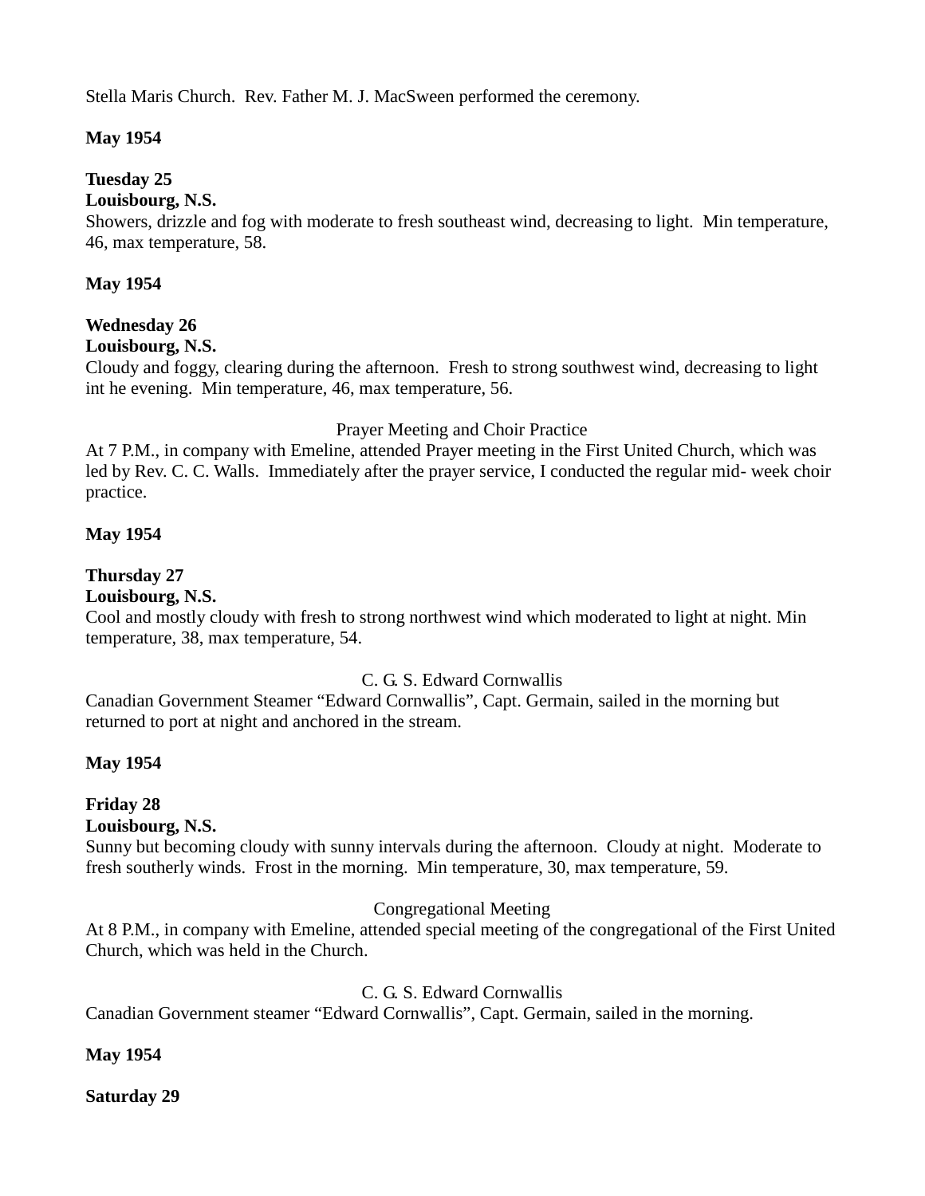Stella Maris Church.  Rev. Father M. J. MacSween performed the ceremony.

**May 1954**

**Tuesday 25**
**Louisbourg, N.S.**
Showers, drizzle and fog with moderate to fresh southeast wind, decreasing to light.  Min temperature, 46, max temperature, 58.

**May 1954**

**Wednesday 26**
**Louisbourg, N.S.**
Cloudy and foggy, clearing during the afternoon.  Fresh to strong southwest wind, decreasing to light int he evening.  Min temperature, 46, max temperature, 56.

Prayer Meeting and Choir Practice

At 7 P.M., in company with Emeline, attended Prayer meeting in the First United Church, which was led by Rev. C. C. Walls.  Immediately after the prayer service, I conducted the regular mid- week choir practice.

**May 1954**

**Thursday 27**
**Louisbourg, N.S.**
Cool and mostly cloudy with fresh to strong northwest wind which moderated to light at night. Min temperature, 38, max temperature, 54.

C. G. S. Edward Cornwallis

Canadian Government Steamer “Edward Cornwallis”, Capt. Germain, sailed in the morning but returned to port at night and anchored in the stream.

**May 1954**

**Friday 28**
**Louisbourg, N.S.**
Sunny but becoming cloudy with sunny intervals during the afternoon.  Cloudy at night.  Moderate to fresh southerly winds.  Frost in the morning.  Min temperature, 30, max temperature, 59.

Congregational Meeting

At 8 P.M., in company with Emeline, attended special meeting of the congregational of the First United Church, which was held in the Church.

C. G. S. Edward Cornwallis

Canadian Government steamer “Edward Cornwallis”, Capt. Germain, sailed in the morning.

**May 1954**

**Saturday 29**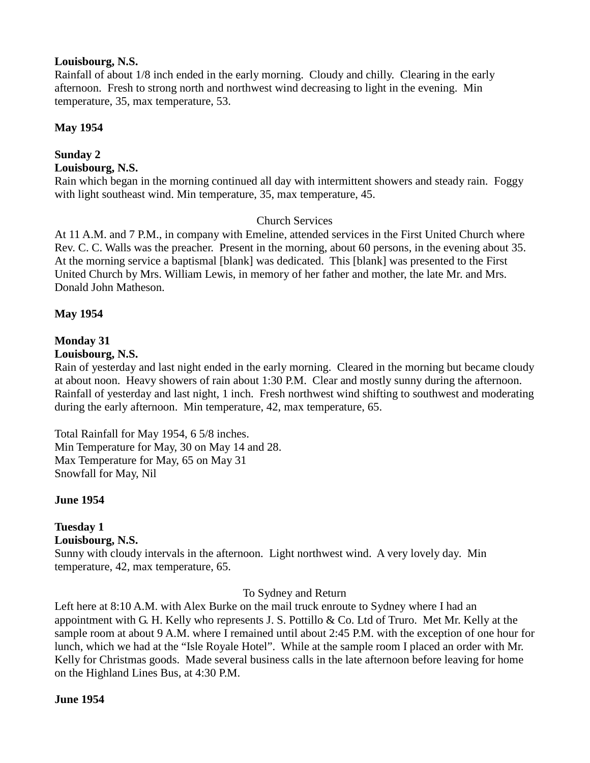**Louisbourg, N.S.**
Rainfall of about 1/8 inch ended in the early morning. Cloudy and chilly. Clearing in the early afternoon. Fresh to strong north and northwest wind decreasing to light in the evening. Min temperature, 35, max temperature, 53.

**May 1954**

**Sunday 2**
**Louisbourg, N.S.**
Rain which began in the morning continued all day with intermittent showers and steady rain. Foggy with light southeast wind. Min temperature, 35, max temperature, 45.

Church Services

At 11 A.M. and 7 P.M., in company with Emeline, attended services in the First United Church where Rev. C. C. Walls was the preacher. Present in the morning, about 60 persons, in the evening about 35. At the morning service a baptismal [blank] was dedicated. This [blank] was presented to the First United Church by Mrs. William Lewis, in memory of her father and mother, the late Mr. and Mrs. Donald John Matheson.

**May 1954**

**Monday 31**
**Louisbourg, N.S.**
Rain of yesterday and last night ended in the early morning. Cleared in the morning but became cloudy at about noon. Heavy showers of rain about 1:30 P.M. Clear and mostly sunny during the afternoon. Rainfall of yesterday and last night, 1 inch. Fresh northwest wind shifting to southwest and moderating during the early afternoon. Min temperature, 42, max temperature, 65.

Total Rainfall for May 1954, 6 5/8 inches.
Min Temperature for May, 30 on May 14 and 28.
Max Temperature for May, 65 on May 31
Snowfall for May, Nil

**June 1954**

**Tuesday 1**
**Louisbourg, N.S.**
Sunny with cloudy intervals in the afternoon. Light northwest wind. A very lovely day. Min temperature, 42, max temperature, 65.

To Sydney and Return

Left here at 8:10 A.M. with Alex Burke on the mail truck enroute to Sydney where I had an appointment with G. H. Kelly who represents J. S. Pottillo & Co. Ltd of Truro. Met Mr. Kelly at the sample room at about 9 A.M. where I remained until about 2:45 P.M. with the exception of one hour for lunch, which we had at the "Isle Royale Hotel". While at the sample room I placed an order with Mr. Kelly for Christmas goods. Made several business calls in the late afternoon before leaving for home on the Highland Lines Bus, at 4:30 P.M.

**June 1954**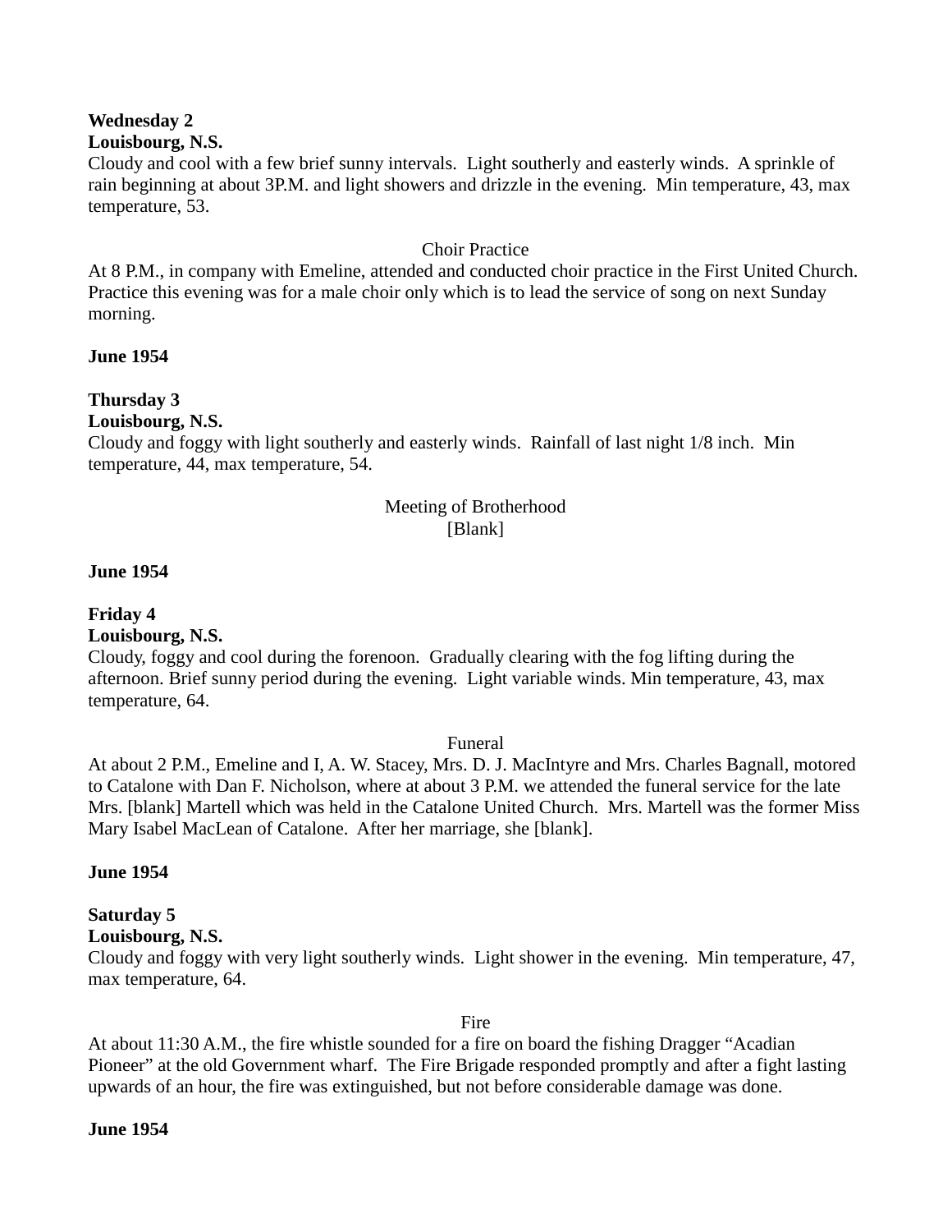**Wednesday 2**
**Louisbourg, N.S.**
Cloudy and cool with a few brief sunny intervals. Light southerly and easterly winds. A sprinkle of rain beginning at about 3P.M. and light showers and drizzle in the evening. Min temperature, 43, max temperature, 53.

Choir Practice

At 8 P.M., in company with Emeline, attended and conducted choir practice in the First United Church. Practice this evening was for a male choir only which is to lead the service of song on next Sunday morning.

**June 1954**

**Thursday 3**
**Louisbourg, N.S.**
Cloudy and foggy with light southerly and easterly winds. Rainfall of last night 1/8 inch. Min temperature, 44, max temperature, 54.

Meeting of Brotherhood
[Blank]

**June 1954**

**Friday 4**
**Louisbourg, N.S.**
Cloudy, foggy and cool during the forenoon. Gradually clearing with the fog lifting during the afternoon. Brief sunny period during the evening. Light variable winds. Min temperature, 43, max temperature, 64.

Funeral

At about 2 P.M., Emeline and I, A. W. Stacey, Mrs. D. J. MacIntyre and Mrs. Charles Bagnall, motored to Catalone with Dan F. Nicholson, where at about 3 P.M. we attended the funeral service for the late Mrs. [blank] Martell which was held in the Catalone United Church. Mrs. Martell was the former Miss Mary Isabel MacLean of Catalone. After her marriage, she [blank].

**June 1954**

**Saturday 5**
**Louisbourg, N.S.**
Cloudy and foggy with very light southerly winds. Light shower in the evening. Min temperature, 47, max temperature, 64.

Fire

At about 11:30 A.M., the fire whistle sounded for a fire on board the fishing Dragger "Acadian Pioneer" at the old Government wharf. The Fire Brigade responded promptly and after a fight lasting upwards of an hour, the fire was extinguished, but not before considerable damage was done.

**June 1954**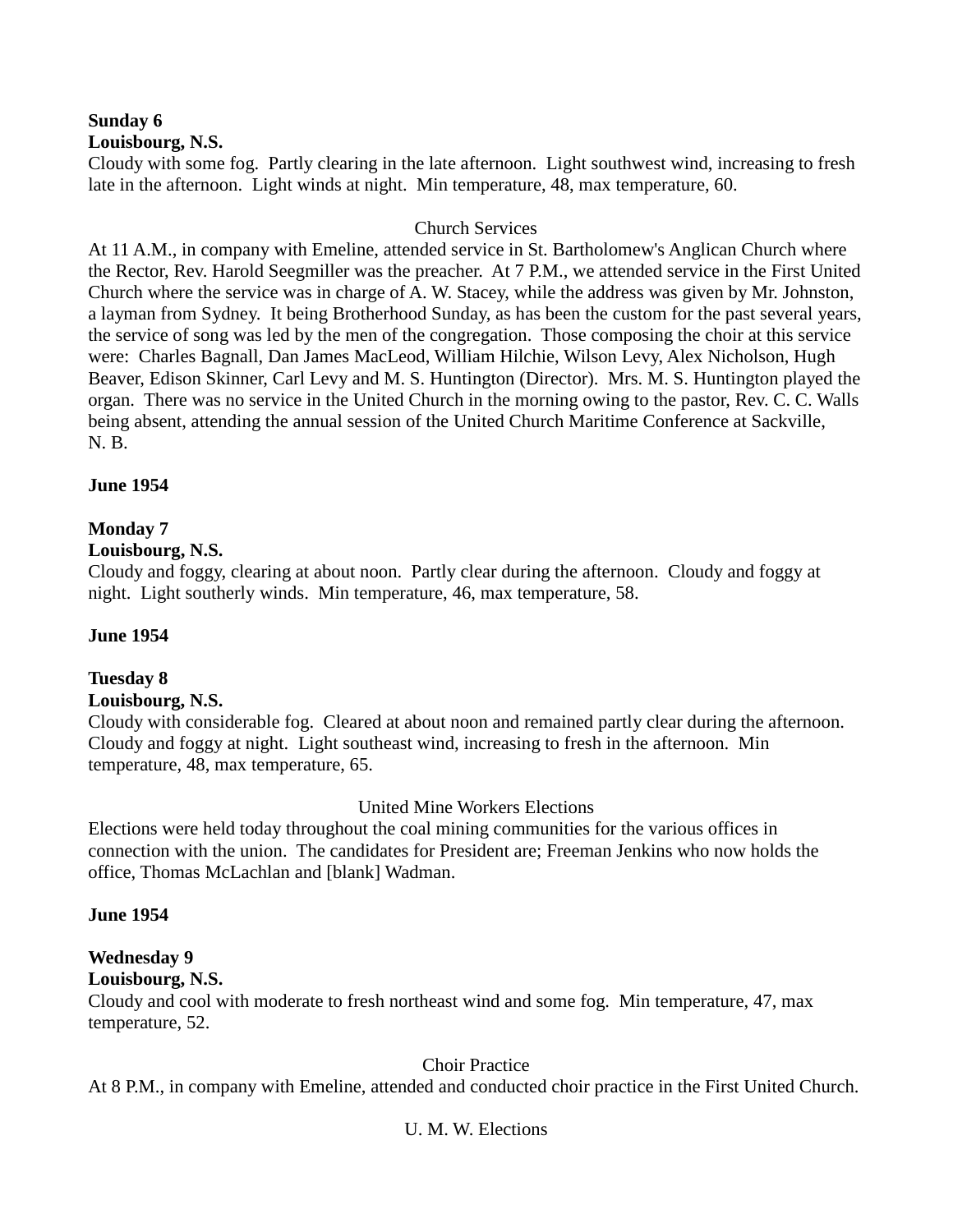**Sunday 6**
**Louisbourg, N.S.**
Cloudy with some fog. Partly clearing in the late afternoon. Light southwest wind, increasing to fresh late in the afternoon. Light winds at night. Min temperature, 48, max temperature, 60.

Church Services

At 11 A.M., in company with Emeline, attended service in St. Bartholomew's Anglican Church where the Rector, Rev. Harold Seegmiller was the preacher. At 7 P.M., we attended service in the First United Church where the service was in charge of A. W. Stacey, while the address was given by Mr. Johnston, a layman from Sydney. It being Brotherhood Sunday, as has been the custom for the past several years, the service of song was led by the men of the congregation. Those composing the choir at this service were: Charles Bagnall, Dan James MacLeod, William Hilchie, Wilson Levy, Alex Nicholson, Hugh Beaver, Edison Skinner, Carl Levy and M. S. Huntington (Director). Mrs. M. S. Huntington played the organ. There was no service in the United Church in the morning owing to the pastor, Rev. C. C. Walls being absent, attending the annual session of the United Church Maritime Conference at Sackville, N. B.

**June 1954**

**Monday 7**
**Louisbourg, N.S.**
Cloudy and foggy, clearing at about noon. Partly clear during the afternoon. Cloudy and foggy at night. Light southerly winds. Min temperature, 46, max temperature, 58.

**June 1954**

**Tuesday 8**
**Louisbourg, N.S.**
Cloudy with considerable fog. Cleared at about noon and remained partly clear during the afternoon. Cloudy and foggy at night. Light southeast wind, increasing to fresh in the afternoon. Min temperature, 48, max temperature, 65.

United Mine Workers Elections

Elections were held today throughout the coal mining communities for the various offices in connection with the union. The candidates for President are; Freeman Jenkins who now holds the office, Thomas McLachlan and [blank] Wadman.

**June 1954**

**Wednesday 9**
**Louisbourg, N.S.**
Cloudy and cool with moderate to fresh northeast wind and some fog. Min temperature, 47, max temperature, 52.

Choir Practice

At 8 P.M., in company with Emeline, attended and conducted choir practice in the First United Church.

U. M. W. Elections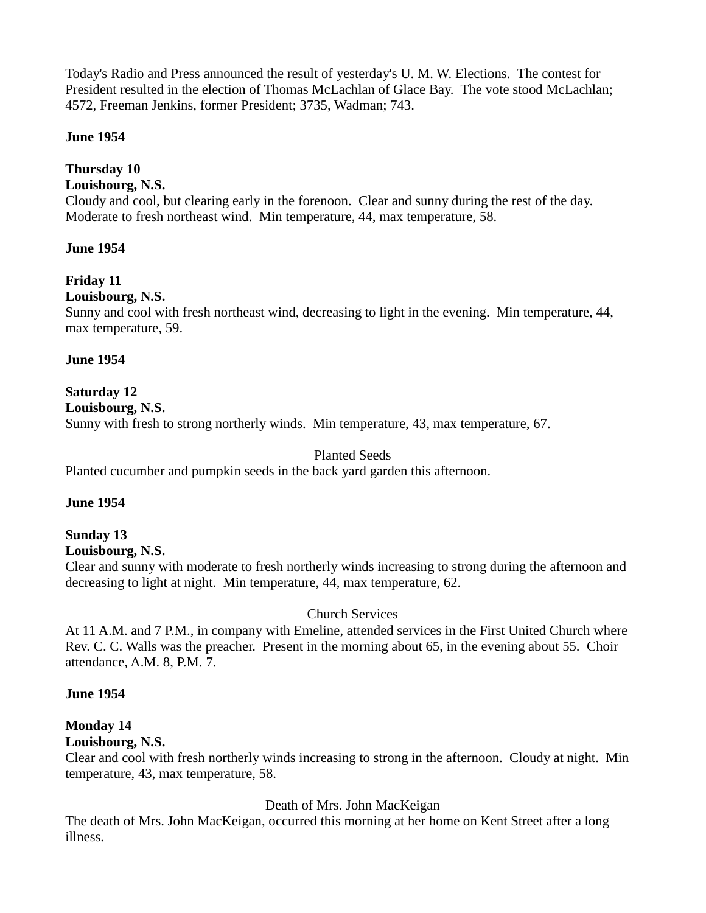Today's Radio and Press announced the result of yesterday's U. M. W. Elections. The contest for President resulted in the election of Thomas McLachlan of Glace Bay. The vote stood McLachlan; 4572, Freeman Jenkins, former President; 3735, Wadman; 743.

**June 1954**

**Thursday 10**
**Louisbourg, N.S.**
Cloudy and cool, but clearing early in the forenoon. Clear and sunny during the rest of the day. Moderate to fresh northeast wind. Min temperature, 44, max temperature, 58.

**June 1954**

**Friday 11**
**Louisbourg, N.S.**
Sunny and cool with fresh northeast wind, decreasing to light in the evening. Min temperature, 44, max temperature, 59.

**June 1954**

**Saturday 12**
**Louisbourg, N.S.**
Sunny with fresh to strong northerly winds. Min temperature, 43, max temperature, 67.

Planted Seeds

Planted cucumber and pumpkin seeds in the back yard garden this afternoon.

**June 1954**

**Sunday 13**
**Louisbourg, N.S.**
Clear and sunny with moderate to fresh northerly winds increasing to strong during the afternoon and decreasing to light at night. Min temperature, 44, max temperature, 62.

Church Services

At 11 A.M. and 7 P.M., in company with Emeline, attended services in the First United Church where Rev. C. C. Walls was the preacher. Present in the morning about 65, in the evening about 55. Choir attendance, A.M. 8, P.M. 7.

**June 1954**

**Monday 14**
**Louisbourg, N.S.**
Clear and cool with fresh northerly winds increasing to strong in the afternoon. Cloudy at night. Min temperature, 43, max temperature, 58.

Death of Mrs. John MacKeigan

The death of Mrs. John MacKeigan, occurred this morning at her home on Kent Street after a long illness.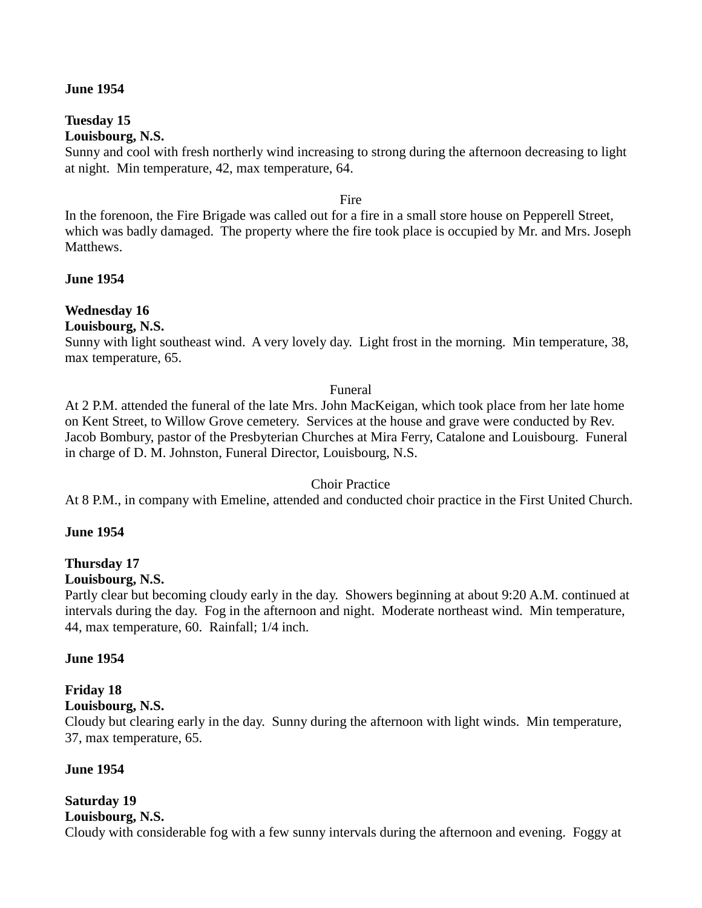**June 1954**

**Tuesday 15**
**Louisbourg, N.S.**
Sunny and cool with fresh northerly wind increasing to strong during the afternoon decreasing to light at night. Min temperature, 42, max temperature, 64.

Fire

In the forenoon, the Fire Brigade was called out for a fire in a small store house on Pepperell Street, which was badly damaged. The property where the fire took place is occupied by Mr. and Mrs. Joseph Matthews.

**June 1954**

**Wednesday 16**
**Louisbourg, N.S.**
Sunny with light southeast wind. A very lovely day. Light frost in the morning. Min temperature, 38, max temperature, 65.

Funeral

At 2 P.M. attended the funeral of the late Mrs. John MacKeigan, which took place from her late home on Kent Street, to Willow Grove cemetery. Services at the house and grave were conducted by Rev. Jacob Bombury, pastor of the Presbyterian Churches at Mira Ferry, Catalone and Louisbourg. Funeral in charge of D. M. Johnston, Funeral Director, Louisbourg, N.S.

Choir Practice

At 8 P.M., in company with Emeline, attended and conducted choir practice in the First United Church.

**June 1954**

**Thursday 17**
**Louisbourg, N.S.**
Partly clear but becoming cloudy early in the day. Showers beginning at about 9:20 A.M. continued at intervals during the day. Fog in the afternoon and night. Moderate northeast wind. Min temperature, 44, max temperature, 60. Rainfall; 1/4 inch.

**June 1954**

**Friday 18**
**Louisbourg, N.S.**
Cloudy but clearing early in the day. Sunny during the afternoon with light winds. Min temperature, 37, max temperature, 65.

**June 1954**

**Saturday 19**
**Louisbourg, N.S.**
Cloudy with considerable fog with a few sunny intervals during the afternoon and evening. Foggy at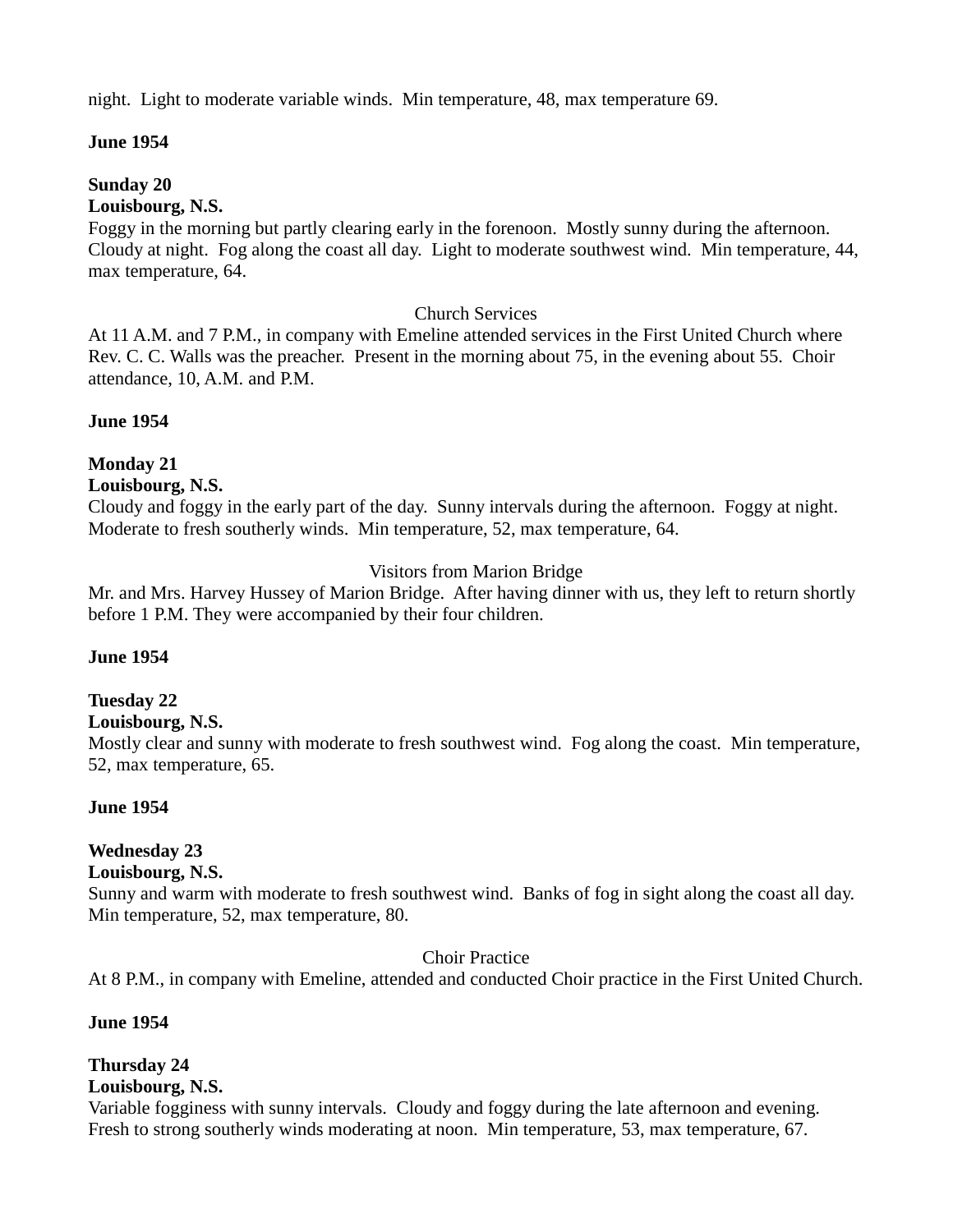night.  Light to moderate variable winds.  Min temperature, 48, max temperature 69.

**June 1954**

**Sunday 20**
**Louisbourg, N.S.**
Foggy in the morning but partly clearing early in the forenoon.  Mostly sunny during the afternoon.  Cloudy at night.  Fog along the coast all day.  Light to moderate southwest wind.  Min temperature, 44, max temperature, 64.

Church Services

At 11 A.M. and 7 P.M., in company with Emeline attended services in the First United Church where Rev. C. C. Walls was the preacher.  Present in the morning about 75, in the evening about 55.  Choir attendance, 10, A.M. and P.M.

**June 1954**

**Monday 21**
**Louisbourg, N.S.**
Cloudy and foggy in the early part of the day.  Sunny intervals during the afternoon.  Foggy at night.  Moderate to fresh southerly winds.  Min temperature, 52, max temperature, 64.

Visitors from Marion Bridge

Mr. and Mrs. Harvey Hussey of Marion Bridge.  After having dinner with us, they left to return shortly before 1 P.M. They were accompanied by their four children.

**June 1954**

**Tuesday 22**
**Louisbourg, N.S.**
Mostly clear and sunny with moderate to fresh southwest wind.  Fog along the coast.  Min temperature, 52, max temperature, 65.

**June 1954**

**Wednesday 23**
**Louisbourg, N.S.**
Sunny and warm with moderate to fresh southwest wind.  Banks of fog in sight along the coast all day.  Min temperature, 52, max temperature, 80.

Choir Practice

At 8 P.M., in company with Emeline, attended and conducted Choir practice in the First United Church.

**June 1954**

**Thursday 24**
**Louisbourg, N.S.**
Variable fogginess with sunny intervals.  Cloudy and foggy during the late afternoon and evening.  Fresh to strong southerly winds moderating at noon.  Min temperature, 53, max temperature, 67.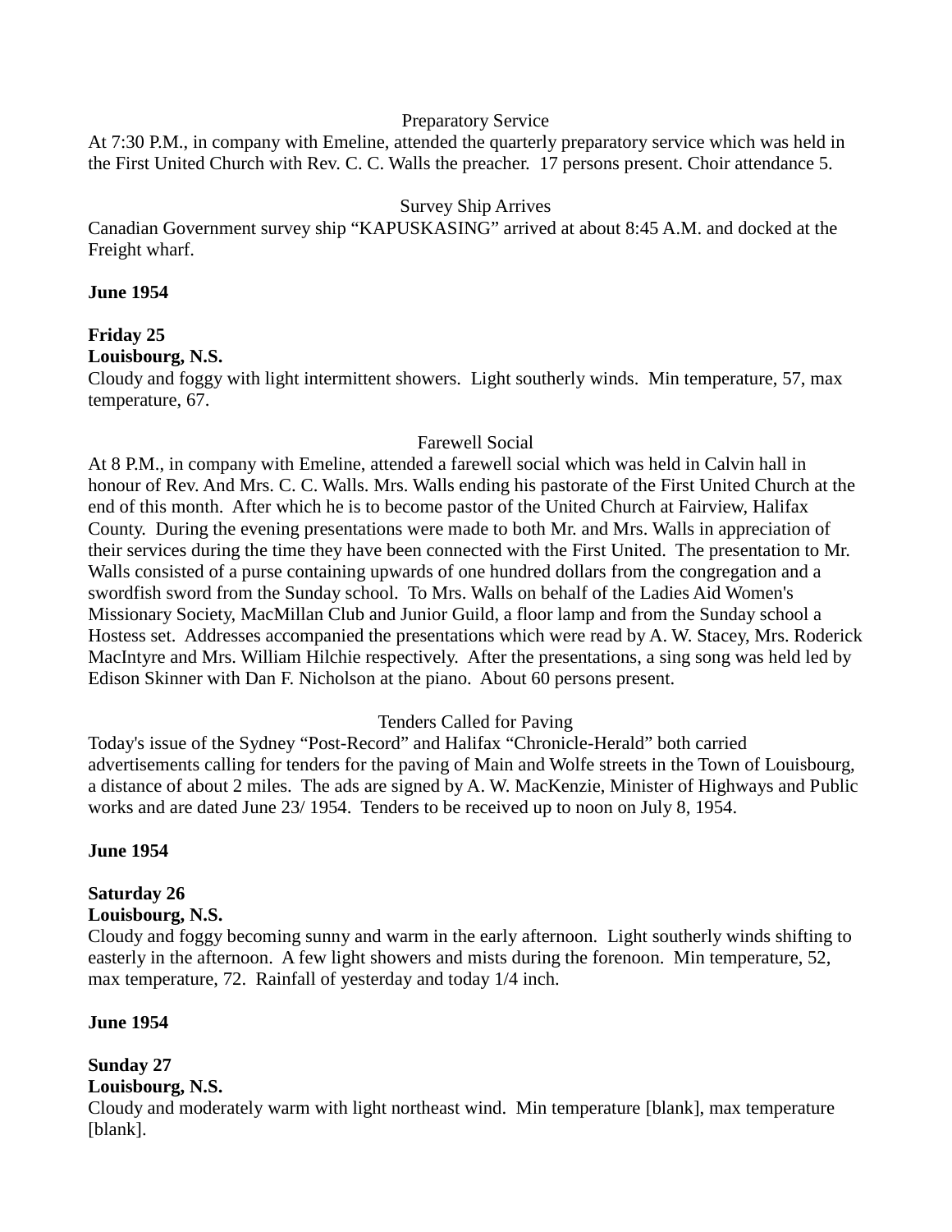Preparatory Service

At 7:30 P.M., in company with Emeline, attended the quarterly preparatory service which was held in the First United Church with Rev. C. C. Walls the preacher. 17 persons present. Choir attendance 5.

Survey Ship Arrives

Canadian Government survey ship "KAPUSKASING" arrived at about 8:45 A.M. and docked at the Freight wharf.

**June 1954**

**Friday 25**
**Louisbourg, N.S.**
Cloudy and foggy with light intermittent showers. Light southerly winds. Min temperature, 57, max temperature, 67.

Farewell Social

At 8 P.M., in company with Emeline, attended a farewell social which was held in Calvin hall in honour of Rev. And Mrs. C. C. Walls. Mrs. Walls ending his pastorate of the First United Church at the end of this month. After which he is to become pastor of the United Church at Fairview, Halifax County. During the evening presentations were made to both Mr. and Mrs. Walls in appreciation of their services during the time they have been connected with the First United. The presentation to Mr. Walls consisted of a purse containing upwards of one hundred dollars from the congregation and a swordfish sword from the Sunday school. To Mrs. Walls on behalf of the Ladies Aid Women's Missionary Society, MacMillan Club and Junior Guild, a floor lamp and from the Sunday school a Hostess set. Addresses accompanied the presentations which were read by A. W. Stacey, Mrs. Roderick MacIntyre and Mrs. William Hilchie respectively. After the presentations, a sing song was held led by Edison Skinner with Dan F. Nicholson at the piano. About 60 persons present.

Tenders Called for Paving

Today's issue of the Sydney "Post-Record" and Halifax "Chronicle-Herald" both carried advertisements calling for tenders for the paving of Main and Wolfe streets in the Town of Louisbourg, a distance of about 2 miles. The ads are signed by A. W. MacKenzie, Minister of Highways and Public works and are dated June 23/ 1954. Tenders to be received up to noon on July 8, 1954.

**June 1954**

**Saturday 26**
**Louisbourg, N.S.**
Cloudy and foggy becoming sunny and warm in the early afternoon. Light southerly winds shifting to easterly in the afternoon. A few light showers and mists during the forenoon. Min temperature, 52, max temperature, 72. Rainfall of yesterday and today 1/4 inch.

**June 1954**

**Sunday 27**
**Louisbourg, N.S.**
Cloudy and moderately warm with light northeast wind. Min temperature [blank], max temperature [blank].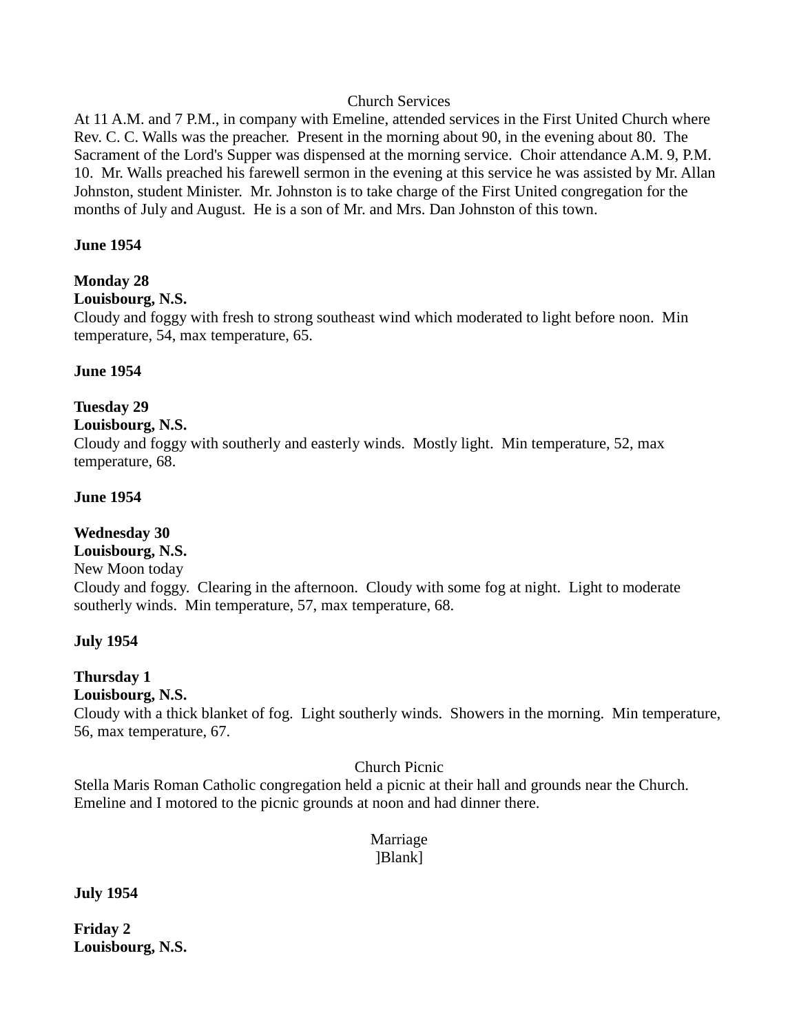Church Services

At 11 A.M. and 7 P.M., in company with Emeline, attended services in the First United Church where Rev. C. C. Walls was the preacher. Present in the morning about 90, in the evening about 80. The Sacrament of the Lord's Supper was dispensed at the morning service. Choir attendance A.M. 9, P.M. 10. Mr. Walls preached his farewell sermon in the evening at this service he was assisted by Mr. Allan Johnston, student Minister. Mr. Johnston is to take charge of the First United congregation for the months of July and August. He is a son of Mr. and Mrs. Dan Johnston of this town.

**June 1954**

**Monday 28**
**Louisbourg, N.S.**
Cloudy and foggy with fresh to strong southeast wind which moderated to light before noon. Min temperature, 54, max temperature, 65.

**June 1954**

**Tuesday 29**
**Louisbourg, N.S.**
Cloudy and foggy with southerly and easterly winds. Mostly light. Min temperature, 52, max temperature, 68.

**June 1954**

**Wednesday 30**
**Louisbourg, N.S.**
New Moon today
Cloudy and foggy. Clearing in the afternoon. Cloudy with some fog at night. Light to moderate southerly winds. Min temperature, 57, max temperature, 68.

**July 1954**

**Thursday 1**
**Louisbourg, N.S.**
Cloudy with a thick blanket of fog. Light southerly winds. Showers in the morning. Min temperature, 56, max temperature, 67.

Church Picnic

Stella Maris Roman Catholic congregation held a picnic at their hall and grounds near the Church. Emeline and I motored to the picnic grounds at noon and had dinner there.

Marriage
]Blank]

**July 1954**

**Friday 2**
**Louisbourg, N.S.**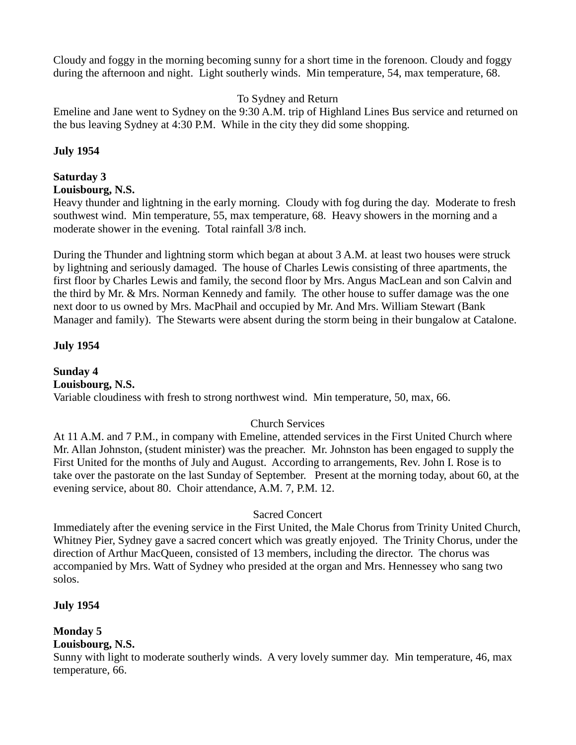Cloudy and foggy in the morning becoming sunny for a short time in the forenoon. Cloudy and foggy during the afternoon and night. Light southerly winds. Min temperature, 54, max temperature, 68.

To Sydney and Return

Emeline and Jane went to Sydney on the 9:30 A.M. trip of Highland Lines Bus service and returned on the bus leaving Sydney at 4:30 P.M. While in the city they did some shopping.

**July 1954**

**Saturday 3**
**Louisbourg, N.S.**

Heavy thunder and lightning in the early morning. Cloudy with fog during the day. Moderate to fresh southwest wind. Min temperature, 55, max temperature, 68. Heavy showers in the morning and a moderate shower in the evening. Total rainfall 3/8 inch.

During the Thunder and lightning storm which began at about 3 A.M. at least two houses were struck by lightning and seriously damaged. The house of Charles Lewis consisting of three apartments, the first floor by Charles Lewis and family, the second floor by Mrs. Angus MacLean and son Calvin and the third by Mr. & Mrs. Norman Kennedy and family. The other house to suffer damage was the one next door to us owned by Mrs. MacPhail and occupied by Mr. And Mrs. William Stewart (Bank Manager and family). The Stewarts were absent during the storm being in their bungalow at Catalone.

**July 1954**

**Sunday 4**
**Louisbourg, N.S.**

Variable cloudiness with fresh to strong northwest wind. Min temperature, 50, max, 66.

Church Services

At 11 A.M. and 7 P.M., in company with Emeline, attended services in the First United Church where Mr. Allan Johnston, (student minister) was the preacher. Mr. Johnston has been engaged to supply the First United for the months of July and August. According to arrangements, Rev. John I. Rose is to take over the pastorate on the last Sunday of September. Present at the morning today, about 60, at the evening service, about 80. Choir attendance, A.M. 7, P.M. 12.

Sacred Concert

Immediately after the evening service in the First United, the Male Chorus from Trinity United Church, Whitney Pier, Sydney gave a sacred concert which was greatly enjoyed. The Trinity Chorus, under the direction of Arthur MacQueen, consisted of 13 members, including the director. The chorus was accompanied by Mrs. Watt of Sydney who presided at the organ and Mrs. Hennessey who sang two solos.

**July 1954**

**Monday 5**
**Louisbourg, N.S.**

Sunny with light to moderate southerly winds. A very lovely summer day. Min temperature, 46, max temperature, 66.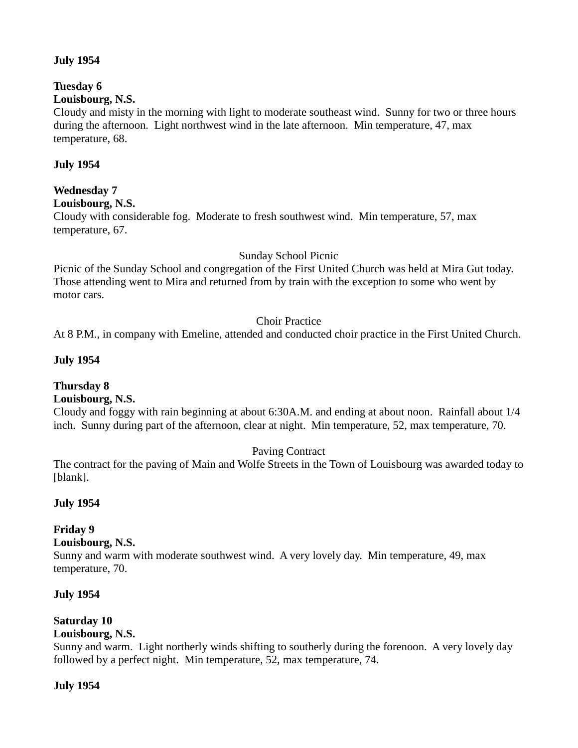**July 1954**

**Tuesday 6**
**Louisbourg, N.S.**
Cloudy and misty in the morning with light to moderate southeast wind. Sunny for two or three hours during the afternoon. Light northwest wind in the late afternoon. Min temperature, 47, max temperature, 68.

**July 1954**

**Wednesday 7**
**Louisbourg, N.S.**
Cloudy with considerable fog. Moderate to fresh southwest wind. Min temperature, 57, max temperature, 67.

Sunday School Picnic

Picnic of the Sunday School and congregation of the First United Church was held at Mira Gut today. Those attending went to Mira and returned from by train with the exception to some who went by motor cars.

Choir Practice

At 8 P.M., in company with Emeline, attended and conducted choir practice in the First United Church.

**July 1954**

**Thursday 8**
**Louisbourg, N.S.**
Cloudy and foggy with rain beginning at about 6:30A.M. and ending at about noon. Rainfall about 1/4 inch. Sunny during part of the afternoon, clear at night. Min temperature, 52, max temperature, 70.

Paving Contract

The contract for the paving of Main and Wolfe Streets in the Town of Louisbourg was awarded today to [blank].

**July 1954**

**Friday 9**
**Louisbourg, N.S.**
Sunny and warm with moderate southwest wind. A very lovely day. Min temperature, 49, max temperature, 70.

**July 1954**

**Saturday 10**
**Louisbourg, N.S.**
Sunny and warm. Light northerly winds shifting to southerly during the forenoon. A very lovely day followed by a perfect night. Min temperature, 52, max temperature, 74.

**July 1954**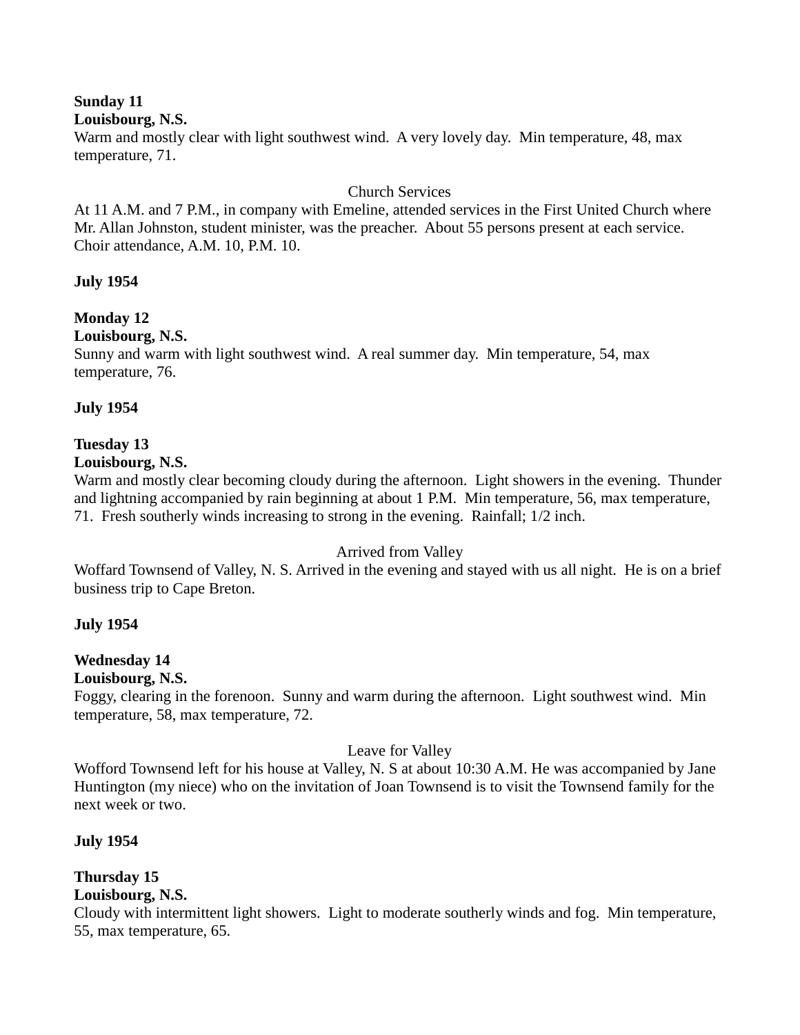**Sunday 11**
**Louisbourg, N.S.**
Warm and mostly clear with light southwest wind. A very lovely day. Min temperature, 48, max temperature, 71.

Church Services

At 11 A.M. and 7 P.M., in company with Emeline, attended services in the First United Church where Mr. Allan Johnston, student minister, was the preacher. About 55 persons present at each service. Choir attendance, A.M. 10, P.M. 10.

**July 1954**

**Monday 12**
**Louisbourg, N.S.**
Sunny and warm with light southwest wind. A real summer day. Min temperature, 54, max temperature, 76.

**July 1954**

**Tuesday 13**
**Louisbourg, N.S.**
Warm and mostly clear becoming cloudy during the afternoon. Light showers in the evening. Thunder and lightning accompanied by rain beginning at about 1 P.M. Min temperature, 56, max temperature, 71. Fresh southerly winds increasing to strong in the evening. Rainfall; 1/2 inch.

Arrived from Valley

Woffard Townsend of Valley, N. S. Arrived in the evening and stayed with us all night. He is on a brief business trip to Cape Breton.

**July 1954**

**Wednesday 14**
**Louisbourg, N.S.**
Foggy, clearing in the forenoon. Sunny and warm during the afternoon. Light southwest wind. Min temperature, 58, max temperature, 72.

Leave for Valley

Wofford Townsend left for his house at Valley, N. S at about 10:30 A.M. He was accompanied by Jane Huntington (my niece) who on the invitation of Joan Townsend is to visit the Townsend family for the next week or two.

**July 1954**

**Thursday 15**
**Louisbourg, N.S.**
Cloudy with intermittent light showers. Light to moderate southerly winds and fog. Min temperature, 55, max temperature, 65.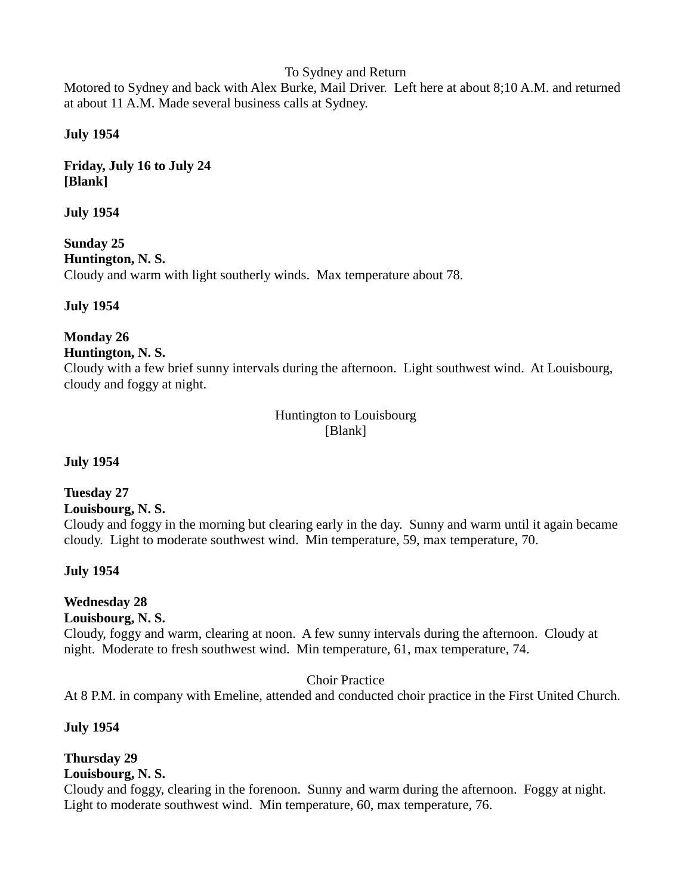To Sydney and Return

Motored to Sydney and back with Alex Burke, Mail Driver. Left here at about 8;10 A.M. and returned at about 11 A.M. Made several business calls at Sydney.

**July 1954**

**Friday, July 16 to July 24**
**[Blank]**

**July 1954**

**Sunday 25**
**Huntington, N. S.**
Cloudy and warm with light southerly winds. Max temperature about 78.

**July 1954**

**Monday 26**
**Huntington, N. S.**
Cloudy with a few brief sunny intervals during the afternoon. Light southwest wind. At Louisbourg, cloudy and foggy at night.

Huntington to Louisbourg
[Blank]

**July 1954**

**Tuesday 27**
**Louisbourg, N. S.**
Cloudy and foggy in the morning but clearing early in the day. Sunny and warm until it again became cloudy. Light to moderate southwest wind. Min temperature, 59, max temperature, 70.

**July 1954**

**Wednesday 28**
**Louisbourg, N. S.**
Cloudy, foggy and warm, clearing at noon. A few sunny intervals during the afternoon. Cloudy at night. Moderate to fresh southwest wind. Min temperature, 61, max temperature, 74.

Choir Practice

At 8 P.M. in company with Emeline, attended and conducted choir practice in the First United Church.

**July 1954**

**Thursday 29**
**Louisbourg, N. S.**
Cloudy and foggy, clearing in the forenoon. Sunny and warm during the afternoon. Foggy at night. Light to moderate southwest wind. Min temperature, 60, max temperature, 76.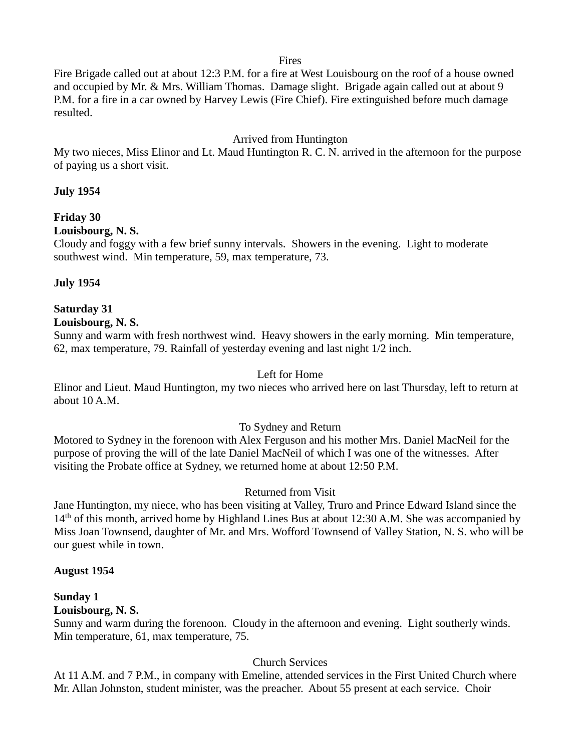Fires

Fire Brigade called out at about 12:3 P.M. for a fire at West Louisbourg on the roof of a house owned and occupied by Mr. & Mrs. William Thomas. Damage slight. Brigade again called out at about 9 P.M. for a fire in a car owned by Harvey Lewis (Fire Chief). Fire extinguished before much damage resulted.

Arrived from Huntington

My two nieces, Miss Elinor and Lt. Maud Huntington R. C. N. arrived in the afternoon for the purpose of paying us a short visit.

**July 1954**

**Friday 30**
**Louisbourg, N. S.**
Cloudy and foggy with a few brief sunny intervals. Showers in the evening. Light to moderate southwest wind. Min temperature, 59, max temperature, 73.

**July 1954**

**Saturday 31**
**Louisbourg, N. S.**
Sunny and warm with fresh northwest wind. Heavy showers in the early morning. Min temperature, 62, max temperature, 79. Rainfall of yesterday evening and last night 1/2 inch.

Left for Home

Elinor and Lieut. Maud Huntington, my two nieces who arrived here on last Thursday, left to return at about 10 A.M.

To Sydney and Return

Motored to Sydney in the forenoon with Alex Ferguson and his mother Mrs. Daniel MacNeil for the purpose of proving the will of the late Daniel MacNeil of which I was one of the witnesses. After visiting the Probate office at Sydney, we returned home at about 12:50 P.M.

Returned from Visit

Jane Huntington, my niece, who has been visiting at Valley, Truro and Prince Edward Island since the 14th of this month, arrived home by Highland Lines Bus at about 12:30 A.M. She was accompanied by Miss Joan Townsend, daughter of Mr. and Mrs. Wofford Townsend of Valley Station, N. S. who will be our guest while in town.

**August 1954**

**Sunday 1**
**Louisbourg, N. S.**
Sunny and warm during the forenoon. Cloudy in the afternoon and evening. Light southerly winds. Min temperature, 61, max temperature, 75.

Church Services

At 11 A.M. and 7 P.M., in company with Emeline, attended services in the First United Church where Mr. Allan Johnston, student minister, was the preacher. About 55 present at each service. Choir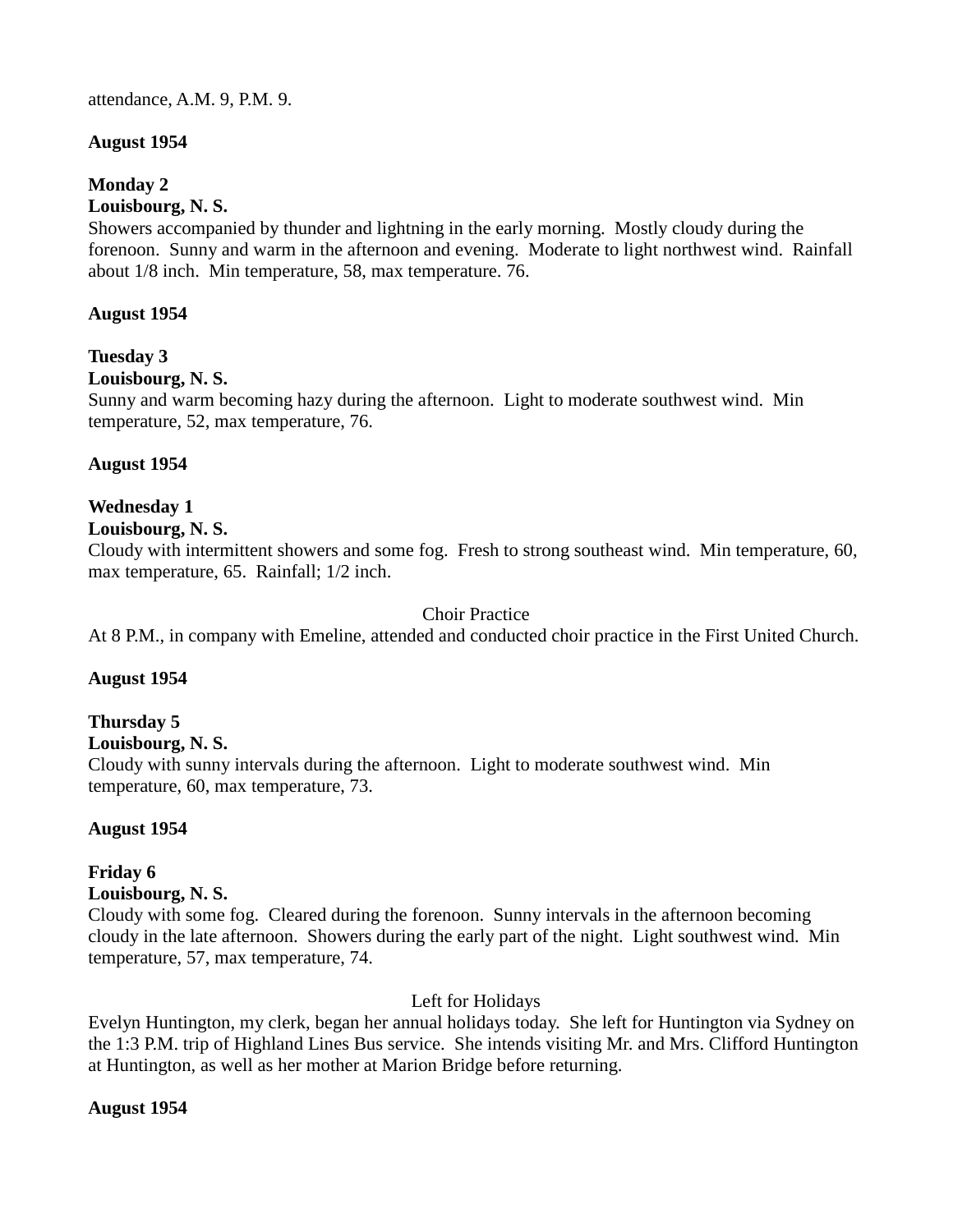attendance, A.M. 9, P.M. 9.

**August 1954**

**Monday 2**
**Louisbourg, N. S.**
Showers accompanied by thunder and lightning in the early morning. Mostly cloudy during the forenoon. Sunny and warm in the afternoon and evening. Moderate to light northwest wind. Rainfall about 1/8 inch. Min temperature, 58, max temperature. 76.

**August 1954**

**Tuesday 3**
**Louisbourg, N. S.**
Sunny and warm becoming hazy during the afternoon. Light to moderate southwest wind. Min temperature, 52, max temperature, 76.

**August 1954**

**Wednesday 1**
**Louisbourg, N. S.**
Cloudy with intermittent showers and some fog. Fresh to strong southeast wind. Min temperature, 60, max temperature, 65. Rainfall; 1/2 inch.

Choir Practice

At 8 P.M., in company with Emeline, attended and conducted choir practice in the First United Church.

**August 1954**

**Thursday 5**
**Louisbourg, N. S.**
Cloudy with sunny intervals during the afternoon. Light to moderate southwest wind. Min temperature, 60, max temperature, 73.

**August 1954**

**Friday 6**
**Louisbourg, N. S.**
Cloudy with some fog. Cleared during the forenoon. Sunny intervals in the afternoon becoming cloudy in the late afternoon. Showers during the early part of the night. Light southwest wind. Min temperature, 57, max temperature, 74.

Left for Holidays

Evelyn Huntington, my clerk, began her annual holidays today. She left for Huntington via Sydney on the 1:3 P.M. trip of Highland Lines Bus service. She intends visiting Mr. and Mrs. Clifford Huntington at Huntington, as well as her mother at Marion Bridge before returning.

**August 1954**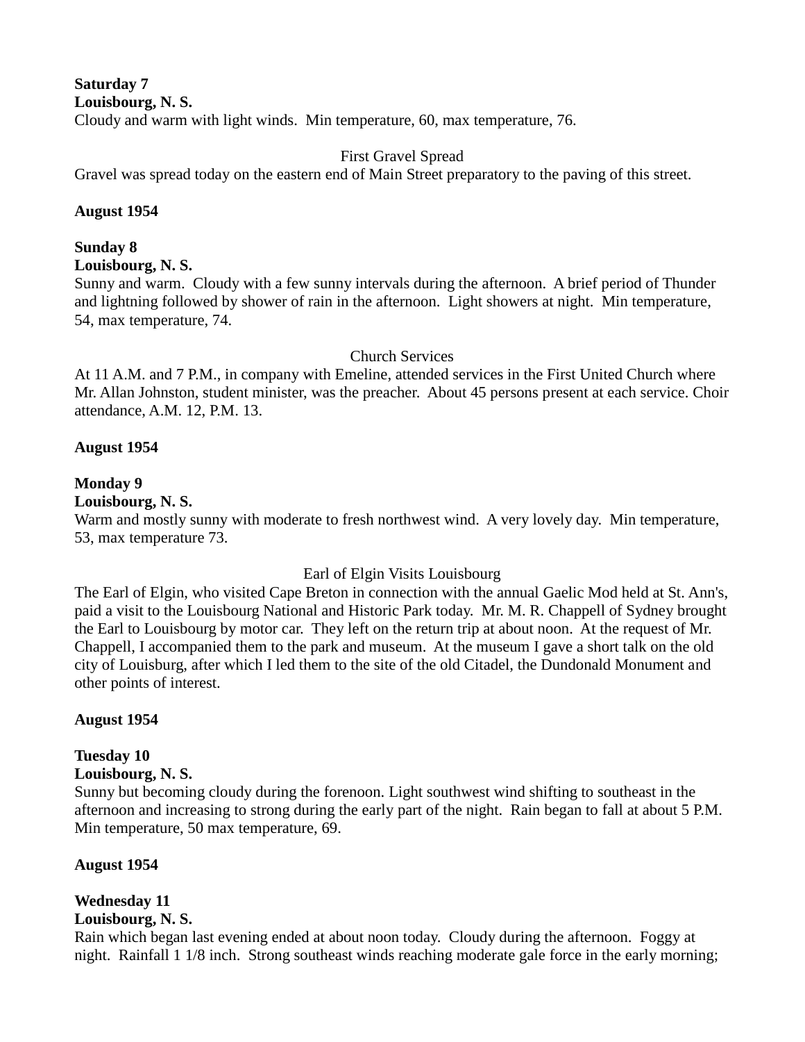**Saturday 7**
**Louisbourg, N. S.**
Cloudy and warm with light winds. Min temperature, 60, max temperature, 76.

First Gravel Spread

Gravel was spread today on the eastern end of Main Street preparatory to the paving of this street.

**August 1954**

**Sunday 8**
**Louisbourg, N. S.**
Sunny and warm. Cloudy with a few sunny intervals during the afternoon. A brief period of Thunder and lightning followed by shower of rain in the afternoon. Light showers at night. Min temperature, 54, max temperature, 74.

Church Services

At 11 A.M. and 7 P.M., in company with Emeline, attended services in the First United Church where Mr. Allan Johnston, student minister, was the preacher. About 45 persons present at each service. Choir attendance, A.M. 12, P.M. 13.

**August 1954**

**Monday 9**
**Louisbourg, N. S.**
Warm and mostly sunny with moderate to fresh northwest wind. A very lovely day. Min temperature, 53, max temperature 73.

Earl of Elgin Visits Louisbourg

The Earl of Elgin, who visited Cape Breton in connection with the annual Gaelic Mod held at St. Ann's, paid a visit to the Louisbourg National and Historic Park today. Mr. M. R. Chappell of Sydney brought the Earl to Louisbourg by motor car. They left on the return trip at about noon. At the request of Mr. Chappell, I accompanied them to the park and museum. At the museum I gave a short talk on the old city of Louisburg, after which I led them to the site of the old Citadel, the Dundonald Monument and other points of interest.

**August 1954**

**Tuesday 10**
**Louisbourg, N. S.**
Sunny but becoming cloudy during the forenoon. Light southwest wind shifting to southeast in the afternoon and increasing to strong during the early part of the night. Rain began to fall at about 5 P.M. Min temperature, 50 max temperature, 69.

**August 1954**

**Wednesday 11**
**Louisbourg, N. S.**
Rain which began last evening ended at about noon today. Cloudy during the afternoon. Foggy at night. Rainfall 1 1/8 inch. Strong southeast winds reaching moderate gale force in the early morning;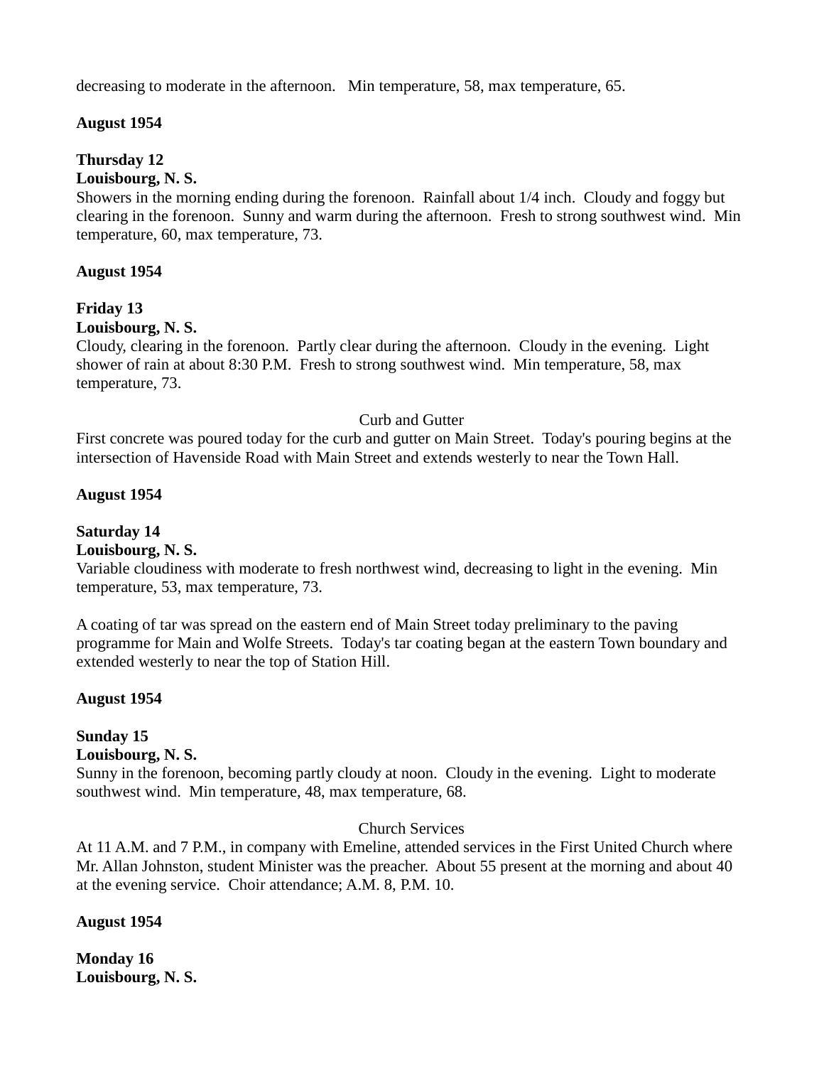decreasing to moderate in the afternoon.   Min temperature, 58, max temperature, 65.

**August 1954**

**Thursday 12**
**Louisbourg, N. S.**
Showers in the morning ending during the forenoon.  Rainfall about 1/4 inch.  Cloudy and foggy but clearing in the forenoon.  Sunny and warm during the afternoon.  Fresh to strong southwest wind.  Min temperature, 60, max temperature, 73.

**August 1954**

**Friday 13**
**Louisbourg, N. S.**
Cloudy, clearing in the forenoon.  Partly clear during the afternoon.  Cloudy in the evening.  Light shower of rain at about 8:30 P.M.  Fresh to strong southwest wind.  Min temperature, 58, max temperature, 73.

Curb and Gutter

First concrete was poured today for the curb and gutter on Main Street.  Today's pouring begins at the intersection of Havenside Road with Main Street and extends westerly to near the Town Hall.

**August 1954**

**Saturday 14**
**Louisbourg, N. S.**
Variable cloudiness with moderate to fresh northwest wind, decreasing to light in the evening.  Min temperature, 53, max temperature, 73.

A coating of tar was spread on the eastern end of Main Street today preliminary to the paving programme for Main and Wolfe Streets.  Today's tar coating began at the eastern Town boundary and extended westerly to near the top of Station Hill.

**August 1954**

**Sunday 15**
**Louisbourg, N. S.**
Sunny in the forenoon, becoming partly cloudy at noon.  Cloudy in the evening.  Light to moderate southwest wind.  Min temperature, 48, max temperature, 68.

Church Services

At 11 A.M. and 7 P.M., in company with Emeline, attended services in the First United Church where Mr. Allan Johnston, student Minister was the preacher.  About 55 present at the morning and about 40 at the evening service.  Choir attendance; A.M. 8, P.M. 10.

**August 1954**

**Monday 16**
**Louisbourg, N. S.**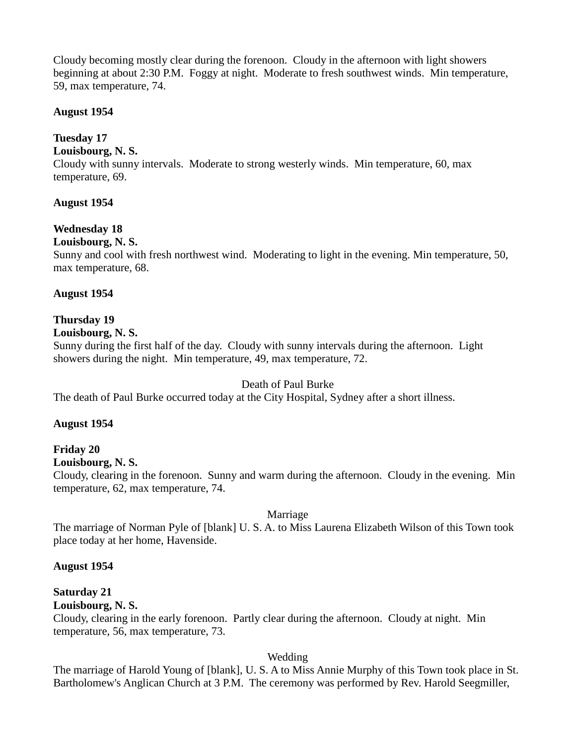Cloudy becoming mostly clear during the forenoon. Cloudy in the afternoon with light showers beginning at about 2:30 P.M. Foggy at night. Moderate to fresh southwest winds. Min temperature, 59, max temperature, 74.

**August 1954**

**Tuesday 17**
**Louisbourg, N. S.**
Cloudy with sunny intervals. Moderate to strong westerly winds. Min temperature, 60, max temperature, 69.

**August 1954**

**Wednesday 18**
**Louisbourg, N. S.**
Sunny and cool with fresh northwest wind. Moderating to light in the evening. Min temperature, 50, max temperature, 68.

**August 1954**

**Thursday 19**
**Louisbourg, N. S.**
Sunny during the first half of the day. Cloudy with sunny intervals during the afternoon. Light showers during the night. Min temperature, 49, max temperature, 72.

Death of Paul Burke

The death of Paul Burke occurred today at the City Hospital, Sydney after a short illness.

**August 1954**

**Friday 20**
**Louisbourg, N. S.**
Cloudy, clearing in the forenoon. Sunny and warm during the afternoon. Cloudy in the evening. Min temperature, 62, max temperature, 74.

Marriage

The marriage of Norman Pyle of [blank] U. S. A. to Miss Laurena Elizabeth Wilson of this Town took place today at her home, Havenside.

**August 1954**

**Saturday 21**
**Louisbourg, N. S.**
Cloudy, clearing in the early forenoon. Partly clear during the afternoon. Cloudy at night. Min temperature, 56, max temperature, 73.

Wedding

The marriage of Harold Young of [blank], U. S. A to Miss Annie Murphy of this Town took place in St. Bartholomew's Anglican Church at 3 P.M. The ceremony was performed by Rev. Harold Seegmiller,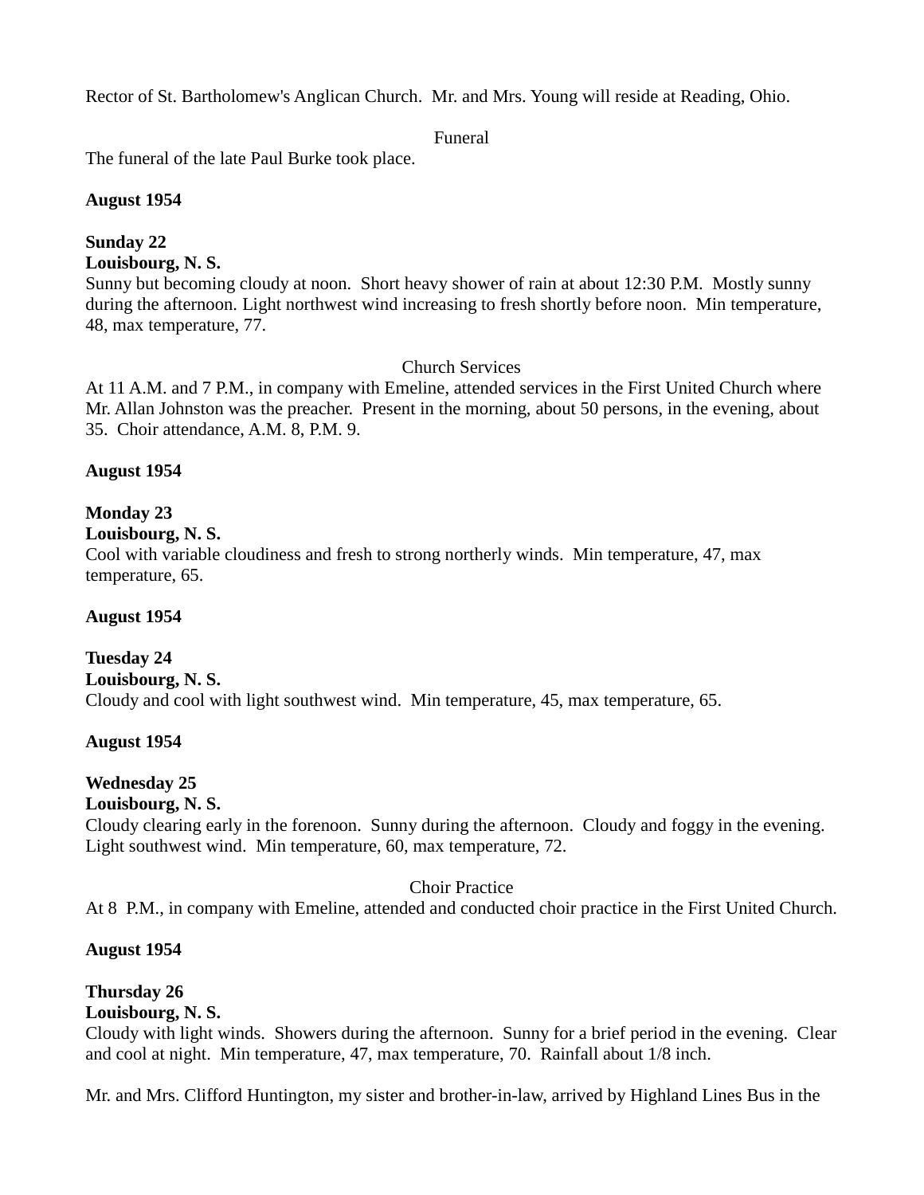Rector of St. Bartholomew's Anglican Church.  Mr. and Mrs. Young will reside at Reading, Ohio.

Funeral

The funeral of the late Paul Burke took place.

**August 1954**

**Sunday 22**
**Louisbourg, N. S.**
Sunny but becoming cloudy at noon.  Short heavy shower of rain at about 12:30 P.M.  Mostly sunny during the afternoon. Light northwest wind increasing to fresh shortly before noon.  Min temperature, 48, max temperature, 77.

Church Services

At 11 A.M. and 7 P.M., in company with Emeline, attended services in the First United Church where Mr. Allan Johnston was the preacher.  Present in the morning, about 50 persons, in the evening, about 35.  Choir attendance, A.M. 8, P.M. 9.

**August 1954**

**Monday 23**
**Louisbourg, N. S.**
Cool with variable cloudiness and fresh to strong northerly winds.  Min temperature, 47, max temperature, 65.

**August 1954**

**Tuesday 24**
**Louisbourg, N. S.**
Cloudy and cool with light southwest wind.  Min temperature, 45, max temperature, 65.

**August 1954**

**Wednesday 25**
**Louisbourg, N. S.**
Cloudy clearing early in the forenoon.  Sunny during the afternoon.  Cloudy and foggy in the evening.  Light southwest wind.  Min temperature, 60, max temperature, 72.

Choir Practice

At 8  P.M., in company with Emeline, attended and conducted choir practice in the First United Church.

**August 1954**

**Thursday 26**
**Louisbourg, N. S.**
Cloudy with light winds.  Showers during the afternoon.  Sunny for a brief period in the evening.  Clear and cool at night.  Min temperature, 47, max temperature, 70.  Rainfall about 1/8 inch.

Mr. and Mrs. Clifford Huntington, my sister and brother-in-law, arrived by Highland Lines Bus in the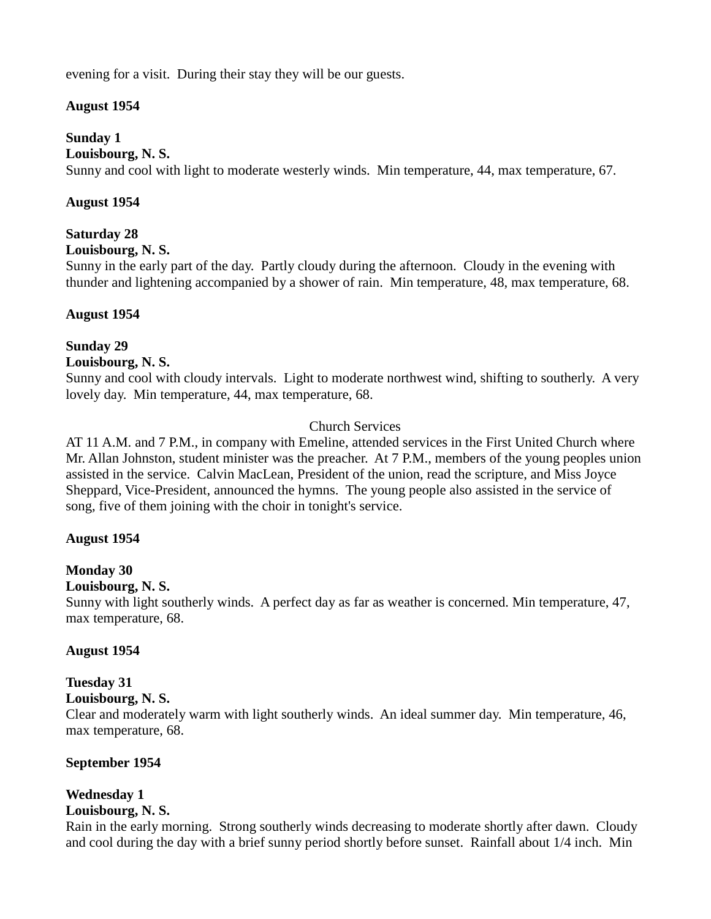evening for a visit.  During their stay they will be our guests.

**August 1954**

**Sunday 1**
**Louisbourg, N. S.**
Sunny and cool with light to moderate westerly winds.  Min temperature, 44, max temperature, 67.

**August 1954**

**Saturday 28**
**Louisbourg, N. S.**
Sunny in the early part of the day.  Partly cloudy during the afternoon.  Cloudy in the evening with thunder and lightening accompanied by a shower of rain.  Min temperature, 48, max temperature, 68.

**August 1954**

**Sunday 29**
**Louisbourg, N. S.**
Sunny and cool with cloudy intervals.  Light to moderate northwest wind, shifting to southerly.  A very lovely day.  Min temperature, 44, max temperature, 68.

Church Services

AT 11 A.M. and 7 P.M., in company with Emeline, attended services in the First United Church where Mr. Allan Johnston, student minister was the preacher.  At 7 P.M., members of the young peoples union assisted in the service.  Calvin MacLean, President of the union, read the scripture, and Miss Joyce Sheppard, Vice-President, announced the hymns.  The young people also assisted in the service of song, five of them joining with the choir in tonight's service.

**August 1954**

**Monday 30**
**Louisbourg, N. S.**
Sunny with light southerly winds.  A perfect day as far as weather is concerned. Min temperature, 47, max temperature, 68.

**August 1954**

**Tuesday 31**
**Louisbourg, N. S.**
Clear and moderately warm with light southerly winds.  An ideal summer day.  Min temperature, 46, max temperature, 68.

**September 1954**

**Wednesday 1**
**Louisbourg, N. S.**
Rain in the early morning.  Strong southerly winds decreasing to moderate shortly after dawn.  Cloudy and cool during the day with a brief sunny period shortly before sunset.  Rainfall about 1/4 inch.  Min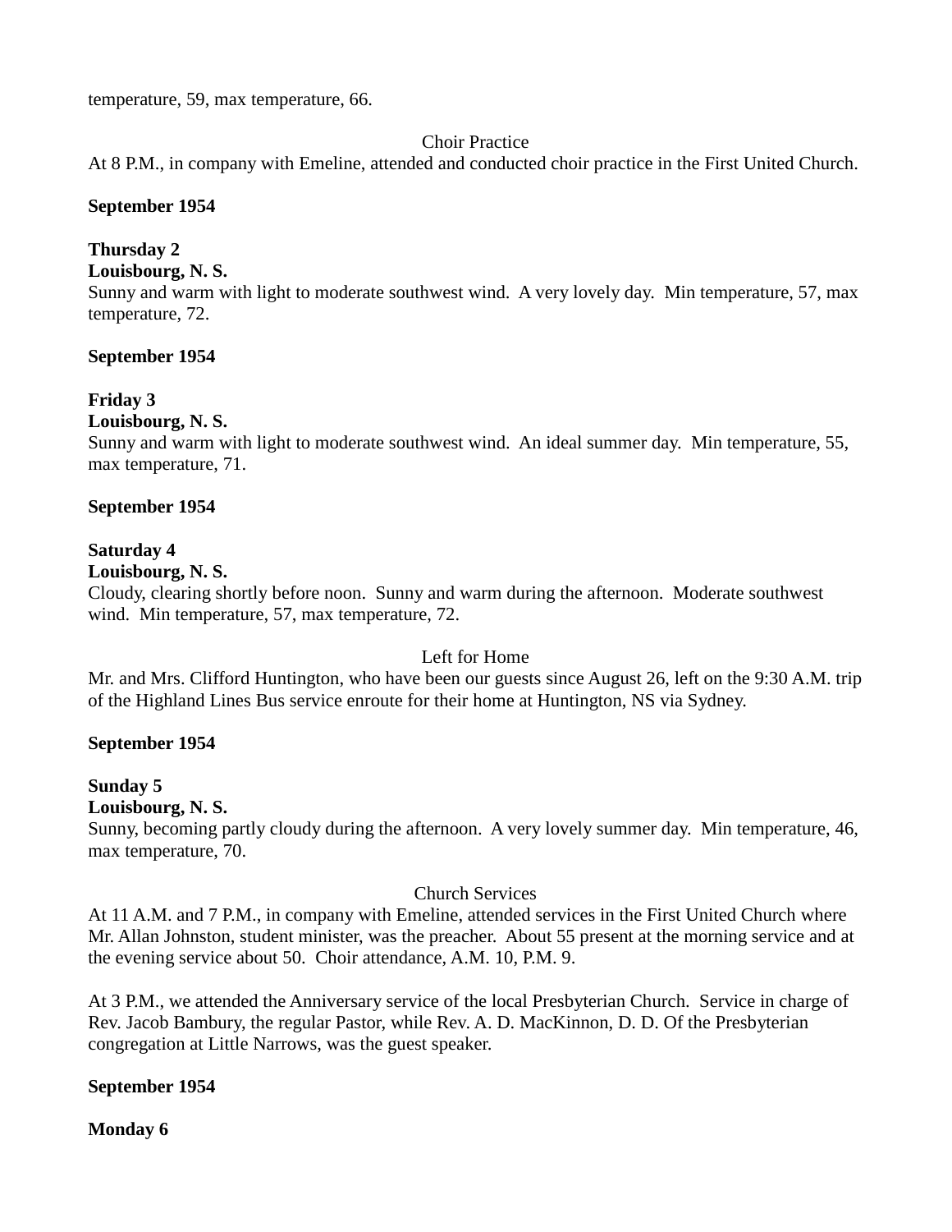temperature, 59, max temperature, 66.

Choir Practice

At 8 P.M., in company with Emeline, attended and conducted choir practice in the First United Church.

**September 1954**

**Thursday 2**
**Louisbourg, N. S.**
Sunny and warm with light to moderate southwest wind. A very lovely day. Min temperature, 57, max temperature, 72.

**September 1954**

**Friday 3**
**Louisbourg, N. S.**
Sunny and warm with light to moderate southwest wind. An ideal summer day. Min temperature, 55, max temperature, 71.

**September 1954**

**Saturday 4**
**Louisbourg, N. S.**
Cloudy, clearing shortly before noon. Sunny and warm during the afternoon. Moderate southwest wind. Min temperature, 57, max temperature, 72.

Left for Home

Mr. and Mrs. Clifford Huntington, who have been our guests since August 26, left on the 9:30 A.M. trip of the Highland Lines Bus service enroute for their home at Huntington, NS via Sydney.

**September 1954**

**Sunday 5**
**Louisbourg, N. S.**
Sunny, becoming partly cloudy during the afternoon. A very lovely summer day. Min temperature, 46, max temperature, 70.

Church Services

At 11 A.M. and 7 P.M., in company with Emeline, attended services in the First United Church where Mr. Allan Johnston, student minister, was the preacher. About 55 present at the morning service and at the evening service about 50. Choir attendance, A.M. 10, P.M. 9.

At 3 P.M., we attended the Anniversary service of the local Presbyterian Church. Service in charge of Rev. Jacob Bambury, the regular Pastor, while Rev. A. D. MacKinnon, D. D. Of the Presbyterian congregation at Little Narrows, was the guest speaker.

**September 1954**

**Monday 6**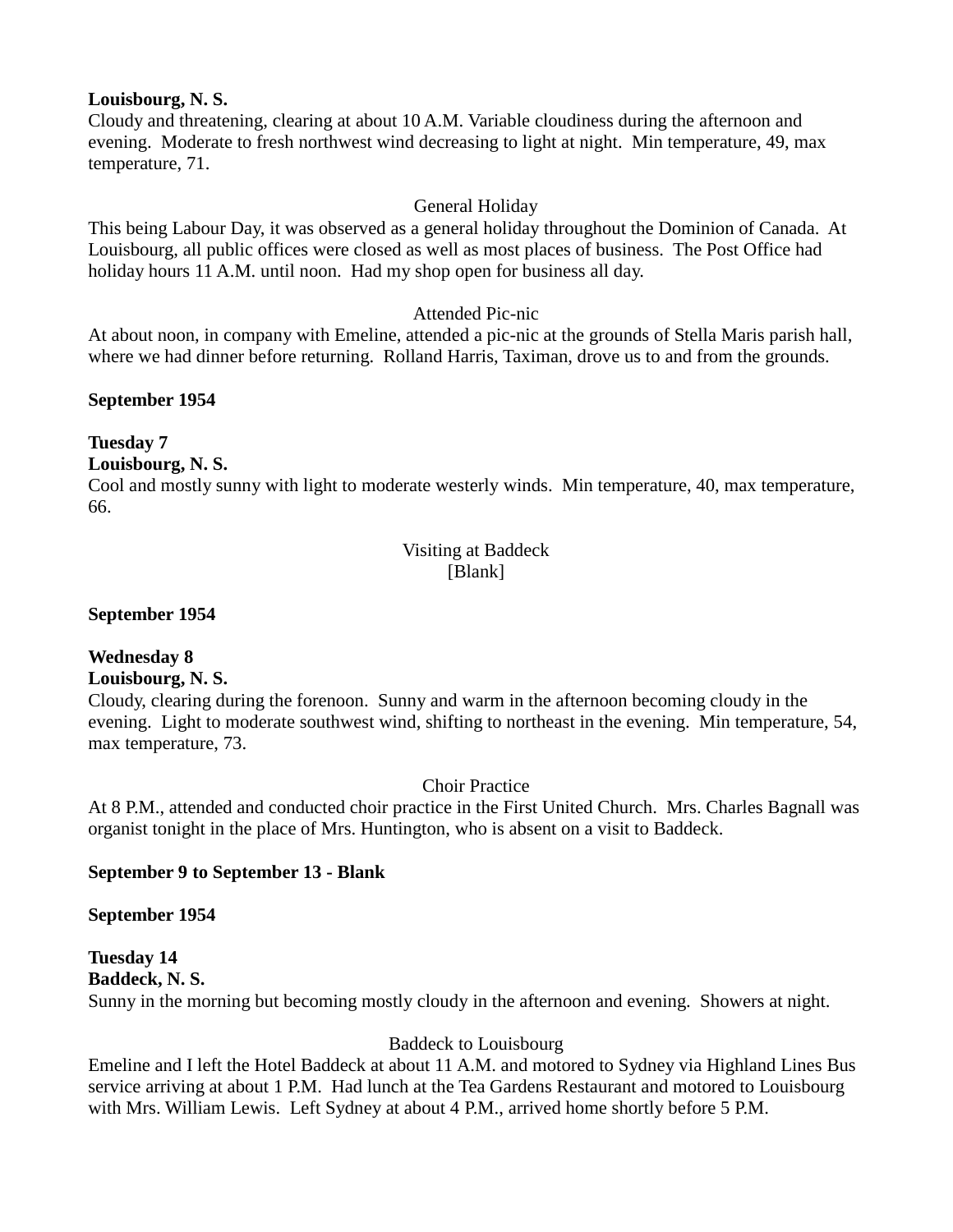**Louisbourg, N. S.**
Cloudy and threatening, clearing at about 10 A.M. Variable cloudiness during the afternoon and evening. Moderate to fresh northwest wind decreasing to light at night. Min temperature, 49, max temperature, 71.

General Holiday

This being Labour Day, it was observed as a general holiday throughout the Dominion of Canada. At Louisbourg, all public offices were closed as well as most places of business. The Post Office had holiday hours 11 A.M. until noon. Had my shop open for business all day.

Attended Pic-nic

At about noon, in company with Emeline, attended a pic-nic at the grounds of Stella Maris parish hall, where we had dinner before returning. Rolland Harris, Taximan, drove us to and from the grounds.

**September 1954**

**Tuesday 7**
**Louisbourg, N. S.**
Cool and mostly sunny with light to moderate westerly winds. Min temperature, 40, max temperature, 66.

Visiting at Baddeck
[Blank]

**September 1954**

**Wednesday 8**
**Louisbourg, N. S.**
Cloudy, clearing during the forenoon. Sunny and warm in the afternoon becoming cloudy in the evening. Light to moderate southwest wind, shifting to northeast in the evening. Min temperature, 54, max temperature, 73.

Choir Practice

At 8 P.M., attended and conducted choir practice in the First United Church. Mrs. Charles Bagnall was organist tonight in the place of Mrs. Huntington, who is absent on a visit to Baddeck.

**September 9 to September 13 - Blank**

**September 1954**

**Tuesday 14**
**Baddeck, N. S.**
Sunny in the morning but becoming mostly cloudy in the afternoon and evening. Showers at night.

Baddeck to Louisbourg

Emeline and I left the Hotel Baddeck at about 11 A.M. and motored to Sydney via Highland Lines Bus service arriving at about 1 P.M. Had lunch at the Tea Gardens Restaurant and motored to Louisbourg with Mrs. William Lewis. Left Sydney at about 4 P.M., arrived home shortly before 5 P.M.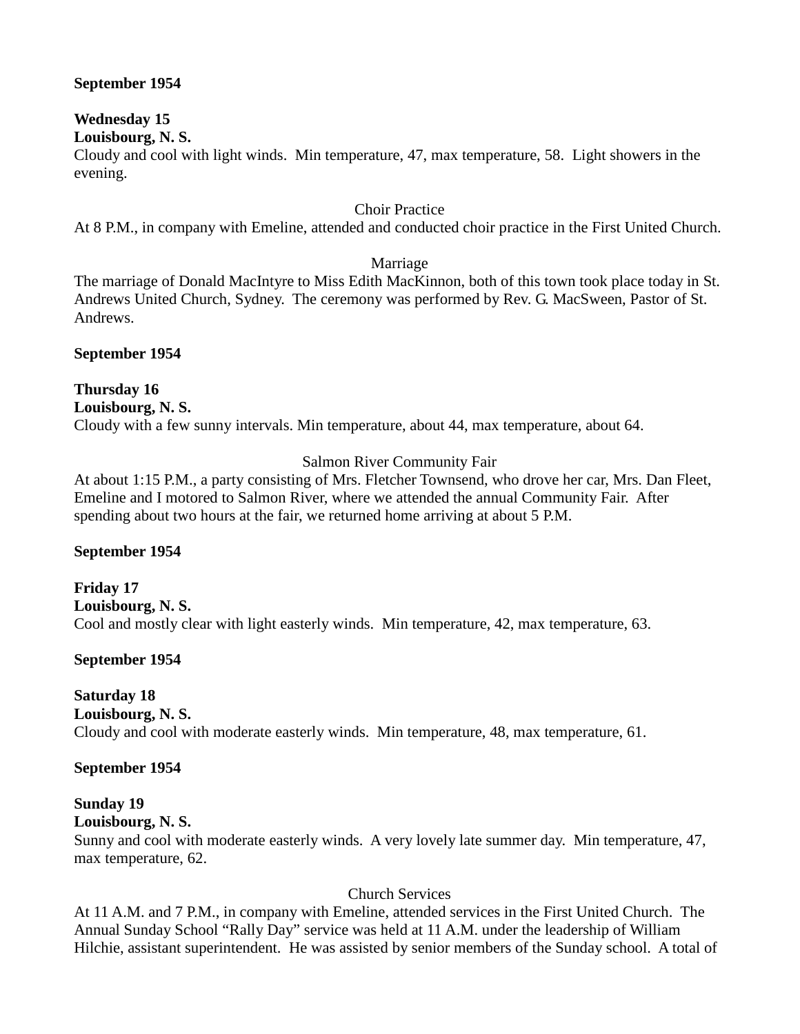**September 1954**

**Wednesday 15**
**Louisbourg, N. S.**
Cloudy and cool with light winds. Min temperature, 47, max temperature, 58. Light showers in the evening.

Choir Practice

At 8 P.M., in company with Emeline, attended and conducted choir practice in the First United Church.

Marriage

The marriage of Donald MacIntyre to Miss Edith MacKinnon, both of this town took place today in St. Andrews United Church, Sydney. The ceremony was performed by Rev. G. MacSween, Pastor of St. Andrews.

**September 1954**

**Thursday 16**
**Louisbourg, N. S.**
Cloudy with a few sunny intervals. Min temperature, about 44, max temperature, about 64.

Salmon River Community Fair

At about 1:15 P.M., a party consisting of Mrs. Fletcher Townsend, who drove her car, Mrs. Dan Fleet, Emeline and I motored to Salmon River, where we attended the annual Community Fair. After spending about two hours at the fair, we returned home arriving at about 5 P.M.

**September 1954**

**Friday 17**
**Louisbourg, N. S.**
Cool and mostly clear with light easterly winds. Min temperature, 42, max temperature, 63.

**September 1954**

**Saturday 18**
**Louisbourg, N. S.**
Cloudy and cool with moderate easterly winds. Min temperature, 48, max temperature, 61.

**September 1954**

**Sunday 19**
**Louisbourg, N. S.**
Sunny and cool with moderate easterly winds. A very lovely late summer day. Min temperature, 47, max temperature, 62.

Church Services

At 11 A.M. and 7 P.M., in company with Emeline, attended services in the First United Church. The Annual Sunday School "Rally Day" service was held at 11 A.M. under the leadership of William Hilchie, assistant superintendent. He was assisted by senior members of the Sunday school. A total of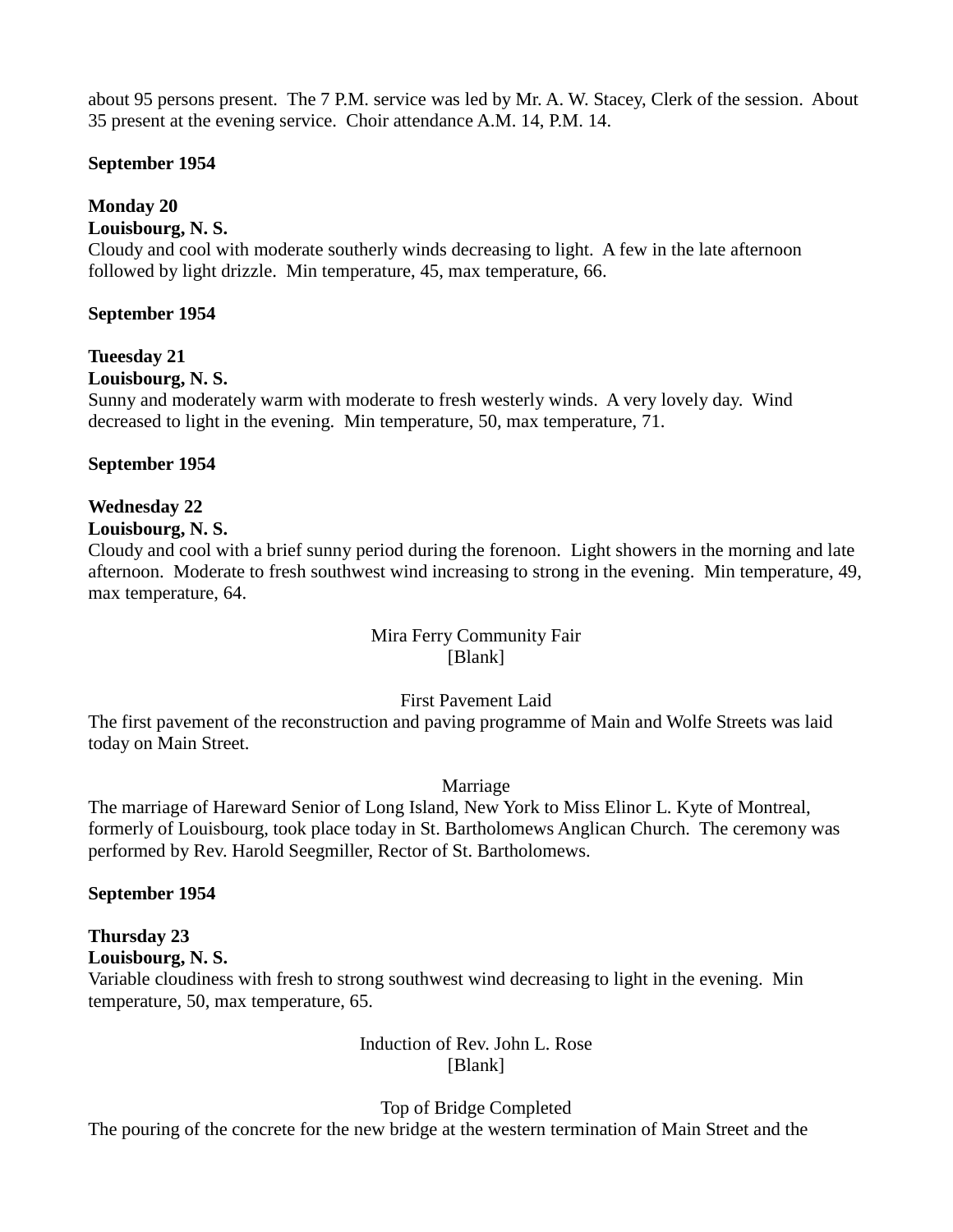about 95 persons present. The 7 P.M. service was led by Mr. A. W. Stacey, Clerk of the session. About 35 present at the evening service. Choir attendance A.M. 14, P.M. 14.

**September 1954**

**Monday 20**
**Louisbourg, N. S.**
Cloudy and cool with moderate southerly winds decreasing to light. A few in the late afternoon followed by light drizzle. Min temperature, 45, max temperature, 66.

**September 1954**

**Tueesday 21**
**Louisbourg, N. S.**
Sunny and moderately warm with moderate to fresh westerly winds. A very lovely day. Wind decreased to light in the evening. Min temperature, 50, max temperature, 71.

**September 1954**

**Wednesday 22**
**Louisbourg, N. S.**
Cloudy and cool with a brief sunny period during the forenoon. Light showers in the morning and late afternoon. Moderate to fresh southwest wind increasing to strong in the evening. Min temperature, 49, max temperature, 64.

Mira Ferry Community Fair
[Blank]

First Pavement Laid
The first pavement of the reconstruction and paving programme of Main and Wolfe Streets was laid today on Main Street.

Marriage
The marriage of Hareward Senior of Long Island, New York to Miss Elinor L. Kyte of Montreal, formerly of Louisbourg, took place today in St. Bartholomews Anglican Church. The ceremony was performed by Rev. Harold Seegmiller, Rector of St. Bartholomews.

**September 1954**

**Thursday 23**
**Louisbourg, N. S.**
Variable cloudiness with fresh to strong southwest wind decreasing to light in the evening. Min temperature, 50, max temperature, 65.

Induction of Rev. John L. Rose
[Blank]

Top of Bridge Completed
The pouring of the concrete for the new bridge at the western termination of Main Street and the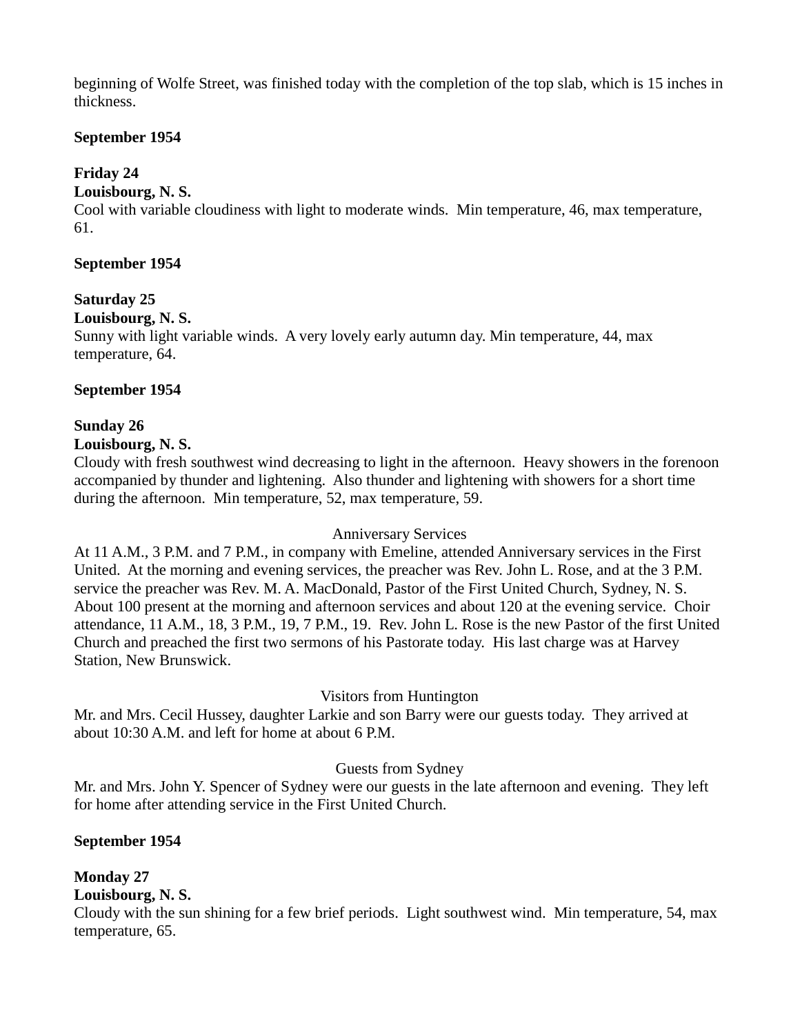beginning of Wolfe Street, was finished today with the completion of the top slab, which is 15 inches in thickness.

**September 1954**

**Friday 24**
**Louisbourg, N. S.**
Cool with variable cloudiness with light to moderate winds. Min temperature, 46, max temperature, 61.

**September 1954**

**Saturday 25**
**Louisbourg, N. S.**
Sunny with light variable winds. A very lovely early autumn day. Min temperature, 44, max temperature, 64.

**September 1954**

**Sunday 26**
**Louisbourg, N. S.**
Cloudy with fresh southwest wind decreasing to light in the afternoon. Heavy showers in the forenoon accompanied by thunder and lightening. Also thunder and lightening with showers for a short time during the afternoon. Min temperature, 52, max temperature, 59.

Anniversary Services

At 11 A.M., 3 P.M. and 7 P.M., in company with Emeline, attended Anniversary services in the First United. At the morning and evening services, the preacher was Rev. John L. Rose, and at the 3 P.M. service the preacher was Rev. M. A. MacDonald, Pastor of the First United Church, Sydney, N. S. About 100 present at the morning and afternoon services and about 120 at the evening service. Choir attendance, 11 A.M., 18, 3 P.M., 19, 7 P.M., 19. Rev. John L. Rose is the new Pastor of the first United Church and preached the first two sermons of his Pastorate today. His last charge was at Harvey Station, New Brunswick.

Visitors from Huntington

Mr. and Mrs. Cecil Hussey, daughter Larkie and son Barry were our guests today. They arrived at about 10:30 A.M. and left for home at about 6 P.M.

Guests from Sydney

Mr. and Mrs. John Y. Spencer of Sydney were our guests in the late afternoon and evening. They left for home after attending service in the First United Church.

**September 1954**

**Monday 27**
**Louisbourg, N. S.**
Cloudy with the sun shining for a few brief periods. Light southwest wind. Min temperature, 54, max temperature, 65.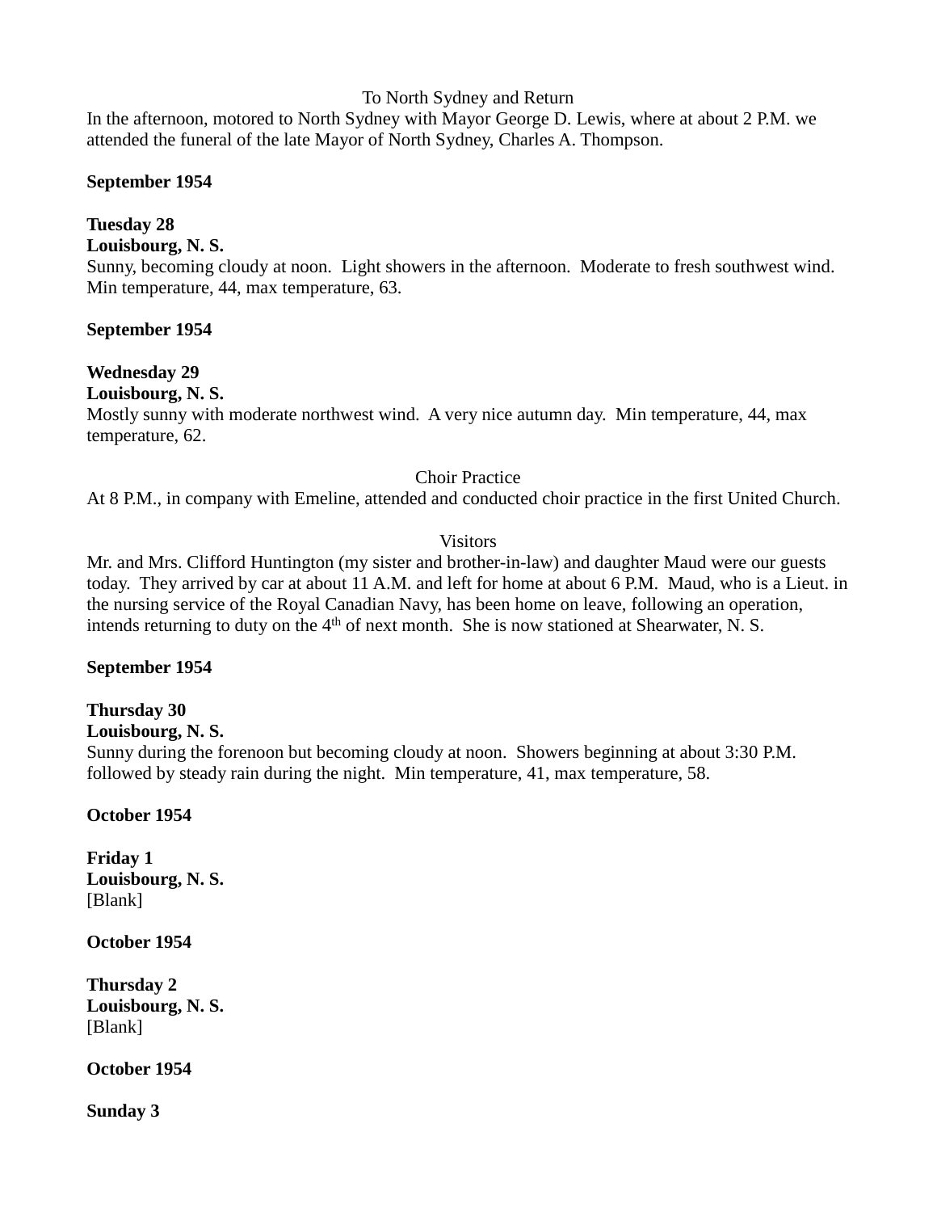To North Sydney and Return

In the afternoon, motored to North Sydney with Mayor George D. Lewis, where at about 2 P.M. we attended the funeral of the late Mayor of North Sydney, Charles A. Thompson.

**September 1954**

**Tuesday 28**
**Louisbourg, N. S.**
Sunny, becoming cloudy at noon. Light showers in the afternoon. Moderate to fresh southwest wind. Min temperature, 44, max temperature, 63.

**September 1954**

**Wednesday 29**
**Louisbourg, N. S.**
Mostly sunny with moderate northwest wind. A very nice autumn day. Min temperature, 44, max temperature, 62.

Choir Practice

At 8 P.M., in company with Emeline, attended and conducted choir practice in the first United Church.

Visitors

Mr. and Mrs. Clifford Huntington (my sister and brother-in-law) and daughter Maud were our guests today. They arrived by car at about 11 A.M. and left for home at about 6 P.M. Maud, who is a Lieut. in the nursing service of the Royal Canadian Navy, has been home on leave, following an operation, intends returning to duty on the 4th of next month. She is now stationed at Shearwater, N. S.

**September 1954**

**Thursday 30**
**Louisbourg, N. S.**
Sunny during the forenoon but becoming cloudy at noon. Showers beginning at about 3:30 P.M. followed by steady rain during the night. Min temperature, 41, max temperature, 58.

**October 1954**

**Friday 1**
**Louisbourg, N. S.**
[Blank]

**October 1954**

**Thursday 2**
**Louisbourg, N. S.**
[Blank]

**October 1954**

**Sunday 3**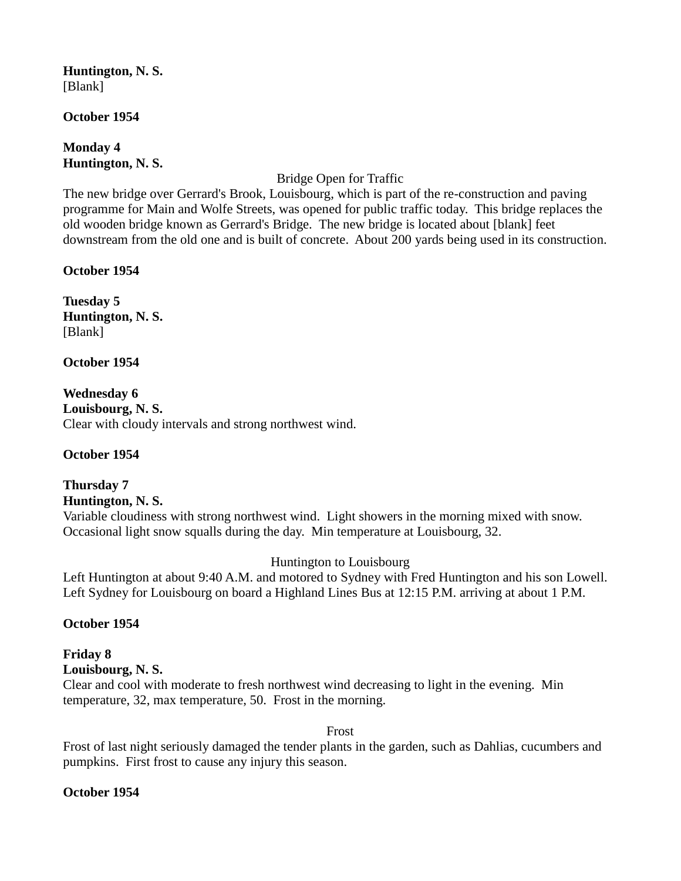**Huntington, N. S.**
[Blank]

**October 1954**

**Monday 4**
**Huntington, N. S.**

Bridge Open for Traffic

The new bridge over Gerrard's Brook, Louisbourg, which is part of the re-construction and paving programme for Main and Wolfe Streets, was opened for public traffic today. This bridge replaces the old wooden bridge known as Gerrard's Bridge. The new bridge is located about [blank] feet downstream from the old one and is built of concrete. About 200 yards being used in its construction.

**October 1954**

**Tuesday 5**
**Huntington, N. S.**
[Blank]

**October 1954**

**Wednesday 6**
**Louisbourg, N. S.**
Clear with cloudy intervals and strong northwest wind.

**October 1954**

**Thursday 7**
**Huntington, N. S.**
Variable cloudiness with strong northwest wind. Light showers in the morning mixed with snow. Occasional light snow squalls during the day. Min temperature at Louisbourg, 32.

Huntington to Louisbourg

Left Huntington at about 9:40 A.M. and motored to Sydney with Fred Huntington and his son Lowell. Left Sydney for Louisbourg on board a Highland Lines Bus at 12:15 P.M. arriving at about 1 P.M.

**October 1954**

**Friday 8**
**Louisbourg, N. S.**
Clear and cool with moderate to fresh northwest wind decreasing to light in the evening. Min temperature, 32, max temperature, 50. Frost in the morning.

Frost

Frost of last night seriously damaged the tender plants in the garden, such as Dahlias, cucumbers and pumpkins. First frost to cause any injury this season.

**October 1954**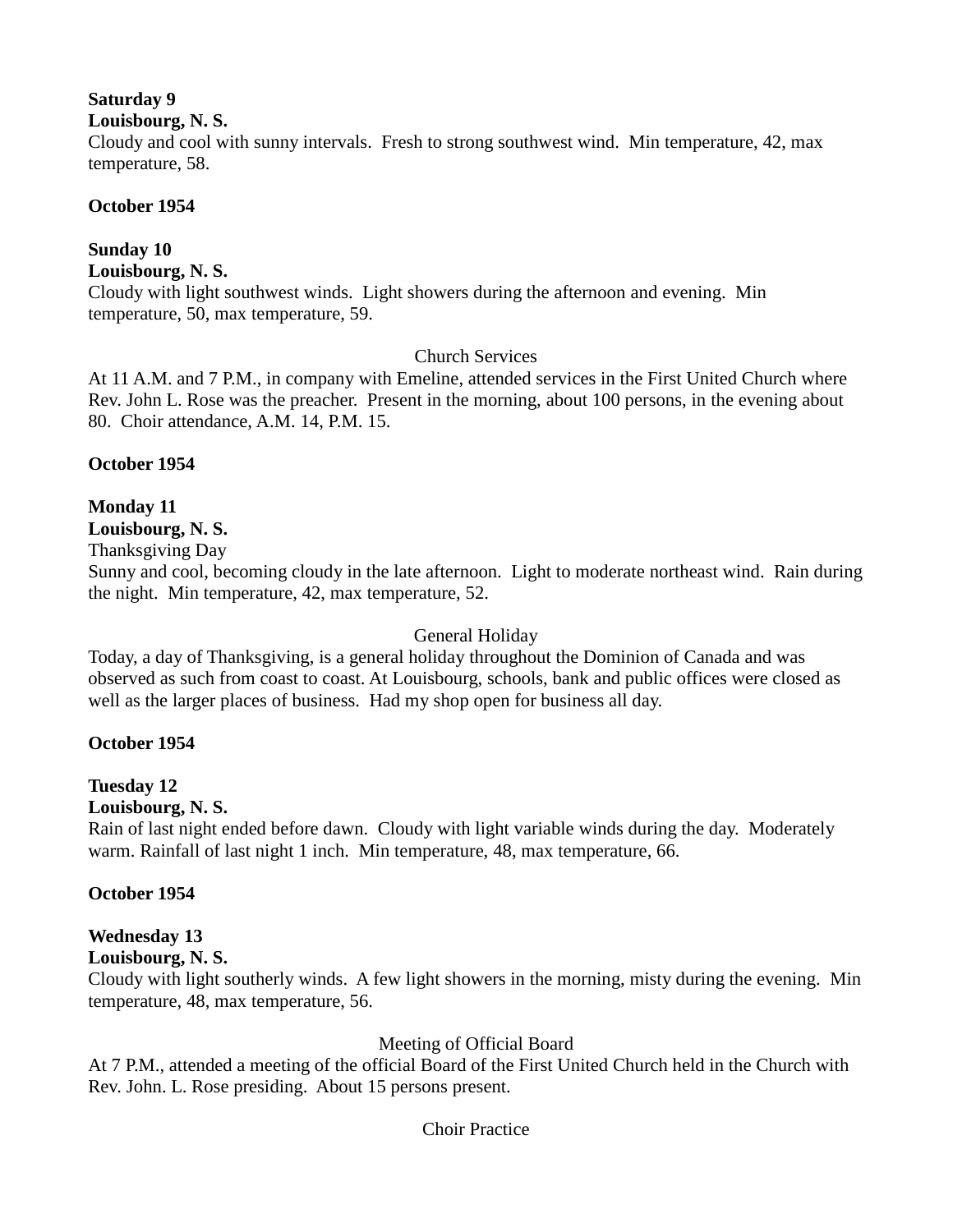**Saturday 9**
**Louisbourg, N. S.**
Cloudy and cool with sunny intervals. Fresh to strong southwest wind. Min temperature, 42, max temperature, 58.

**October 1954**

**Sunday 10**
**Louisbourg, N. S.**
Cloudy with light southwest winds. Light showers during the afternoon and evening. Min temperature, 50, max temperature, 59.

Church Services

At 11 A.M. and 7 P.M., in company with Emeline, attended services in the First United Church where Rev. John L. Rose was the preacher. Present in the morning, about 100 persons, in the evening about 80. Choir attendance, A.M. 14, P.M. 15.

**October 1954**

**Monday 11**
**Louisbourg, N. S.**
Thanksgiving Day
Sunny and cool, becoming cloudy in the late afternoon. Light to moderate northeast wind. Rain during the night. Min temperature, 42, max temperature, 52.

General Holiday

Today, a day of Thanksgiving, is a general holiday throughout the Dominion of Canada and was observed as such from coast to coast. At Louisbourg, schools, bank and public offices were closed as well as the larger places of business. Had my shop open for business all day.

**October 1954**

**Tuesday 12**
**Louisbourg, N. S.**
Rain of last night ended before dawn. Cloudy with light variable winds during the day. Moderately warm. Rainfall of last night 1 inch. Min temperature, 48, max temperature, 66.

**October 1954**

**Wednesday 13**
**Louisbourg, N. S.**
Cloudy with light southerly winds. A few light showers in the morning, misty during the evening. Min temperature, 48, max temperature, 56.

Meeting of Official Board

At 7 P.M., attended a meeting of the official Board of the First United Church held in the Church with Rev. John. L. Rose presiding. About 15 persons present.

Choir Practice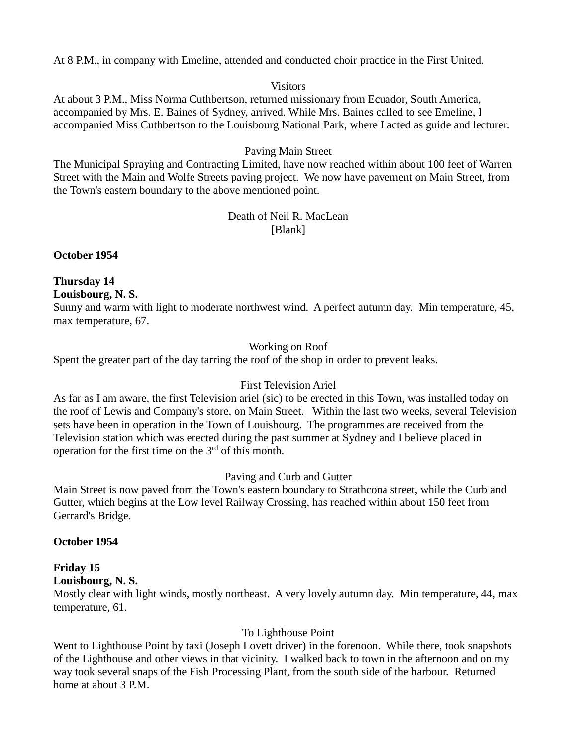At 8 P.M., in company with Emeline, attended and conducted choir practice in the First United.

Visitors

At about 3 P.M., Miss Norma Cuthbertson, returned missionary from Ecuador, South America, accompanied by Mrs. E. Baines of Sydney, arrived. While Mrs. Baines called to see Emeline, I accompanied Miss Cuthbertson to the Louisbourg National Park, where I acted as guide and lecturer.

Paving Main Street

The Municipal Spraying and Contracting Limited, have now reached within about 100 feet of Warren Street with the Main and Wolfe Streets paving project. We now have pavement on Main Street, from the Town's eastern boundary to the above mentioned point.

Death of Neil R. MacLean

[Blank]

**October 1954**

**Thursday 14**
**Louisbourg, N. S.**
Sunny and warm with light to moderate northwest wind. A perfect autumn day. Min temperature, 45, max temperature, 67.

Working on Roof

Spent the greater part of the day tarring the roof of the shop in order to prevent leaks.

First Television Ariel

As far as I am aware, the first Television ariel (sic) to be erected in this Town, was installed today on the roof of Lewis and Company's store, on Main Street. Within the last two weeks, several Television sets have been in operation in the Town of Louisbourg. The programmes are received from the Television station which was erected during the past summer at Sydney and I believe placed in operation for the first time on the 3rd of this month.

Paving and Curb and Gutter

Main Street is now paved from the Town's eastern boundary to Strathcona street, while the Curb and Gutter, which begins at the Low level Railway Crossing, has reached within about 150 feet from Gerrard's Bridge.

**October 1954**

**Friday 15**
**Louisbourg, N. S.**
Mostly clear with light winds, mostly northeast. A very lovely autumn day. Min temperature, 44, max temperature, 61.

To Lighthouse Point

Went to Lighthouse Point by taxi (Joseph Lovett driver) in the forenoon. While there, took snapshots of the Lighthouse and other views in that vicinity. I walked back to town in the afternoon and on my way took several snaps of the Fish Processing Plant, from the south side of the harbour. Returned home at about 3 P.M.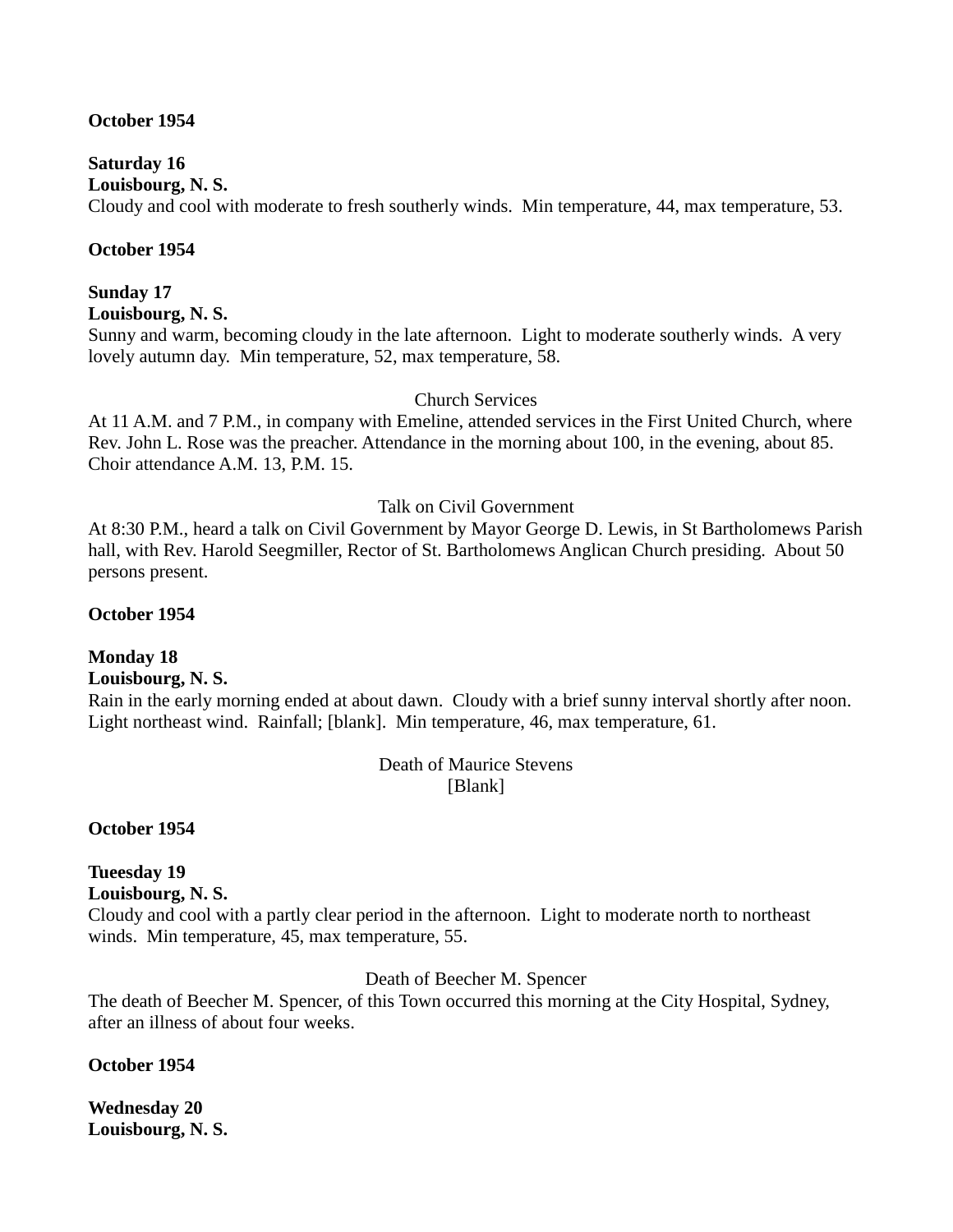**October 1954**

**Saturday 16**
**Louisbourg, N. S.**
Cloudy and cool with moderate to fresh southerly winds.  Min temperature, 44, max temperature, 53.

**October 1954**

**Sunday 17**
**Louisbourg, N. S.**
Sunny and warm, becoming cloudy in the late afternoon.  Light to moderate southerly winds.  A very lovely autumn day.  Min temperature, 52, max temperature, 58.

Church Services

At 11 A.M. and 7 P.M., in company with Emeline, attended services in the First United Church, where Rev. John L. Rose was the preacher. Attendance in the morning about 100, in the evening, about 85. Choir attendance A.M. 13, P.M. 15.

Talk on Civil Government

At 8:30 P.M., heard a talk on Civil Government by Mayor George D. Lewis, in St Bartholomews Parish hall, with Rev. Harold Seegmiller, Rector of St. Bartholomews Anglican Church presiding.  About 50 persons present.

**October 1954**

**Monday 18**
**Louisbourg, N. S.**
Rain in the early morning ended at about dawn.  Cloudy with a brief sunny interval shortly after noon.  Light northeast wind.  Rainfall; [blank].  Min temperature, 46, max temperature, 61.

Death of Maurice Stevens
[Blank]

**October 1954**

**Tueesday 19**
**Louisbourg, N. S.**
Cloudy and cool with a partly clear period in the afternoon.  Light to moderate north to northeast winds.  Min temperature, 45, max temperature, 55.

Death of Beecher M. Spencer

The death of Beecher M. Spencer, of this Town occurred this morning at the City Hospital, Sydney, after an illness of about four weeks.

**October 1954**

**Wednesday 20**
**Louisbourg, N. S.**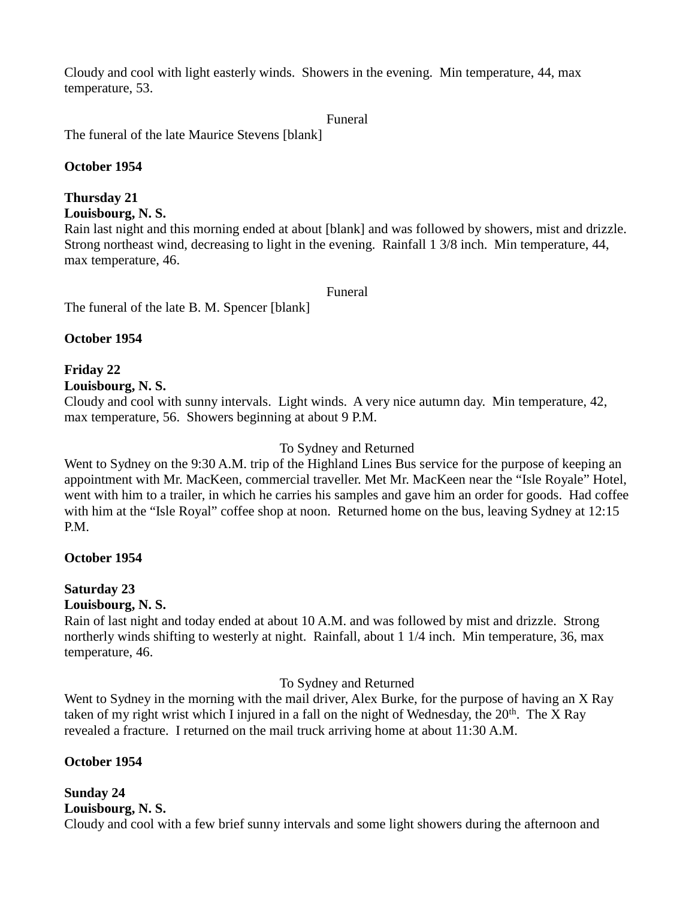Cloudy and cool with light easterly winds.  Showers in the evening.  Min temperature, 44, max temperature, 53.

Funeral

The funeral of the late Maurice Stevens [blank]

**October 1954**

**Thursday 21**
**Louisbourg, N. S.**
Rain last night and this morning ended at about [blank] and was followed by showers, mist and drizzle.  Strong northeast wind, decreasing to light in the evening.  Rainfall 1 3/8 inch.  Min temperature, 44, max temperature, 46.

Funeral

The funeral of the late B. M. Spencer [blank]

**October 1954**

**Friday 22**
**Louisbourg, N. S.**
Cloudy and cool with sunny intervals.  Light winds.  A very nice autumn day.  Min temperature, 42, max temperature, 56.  Showers beginning at about 9 P.M.

To Sydney and Returned

Went to Sydney on the 9:30 A.M. trip of the Highland Lines Bus service for the purpose of keeping an appointment with Mr. MacKeen, commercial traveller. Met Mr. MacKeen near the "Isle Royale" Hotel, went with him to a trailer, in which he carries his samples and gave him an order for goods.  Had coffee with him at the "Isle Royal" coffee shop at noon.  Returned home on the bus, leaving Sydney at 12:15 P.M.

**October 1954**

**Saturday 23**
**Louisbourg, N. S.**
Rain of last night and today ended at about 10 A.M. and was followed by mist and drizzle.  Strong northerly winds shifting to westerly at night.  Rainfall, about 1 1/4 inch.  Min temperature, 36, max temperature, 46.

To Sydney and Returned

Went to Sydney in the morning with the mail driver, Alex Burke, for the purpose of having an X Ray taken of my right wrist which I injured in a fall on the night of Wednesday, the 20th.  The X Ray revealed a fracture.  I returned on the mail truck arriving home at about 11:30 A.M.

**October 1954**

**Sunday 24**
**Louisbourg, N. S.**
Cloudy and cool with a few brief sunny intervals and some light showers during the afternoon and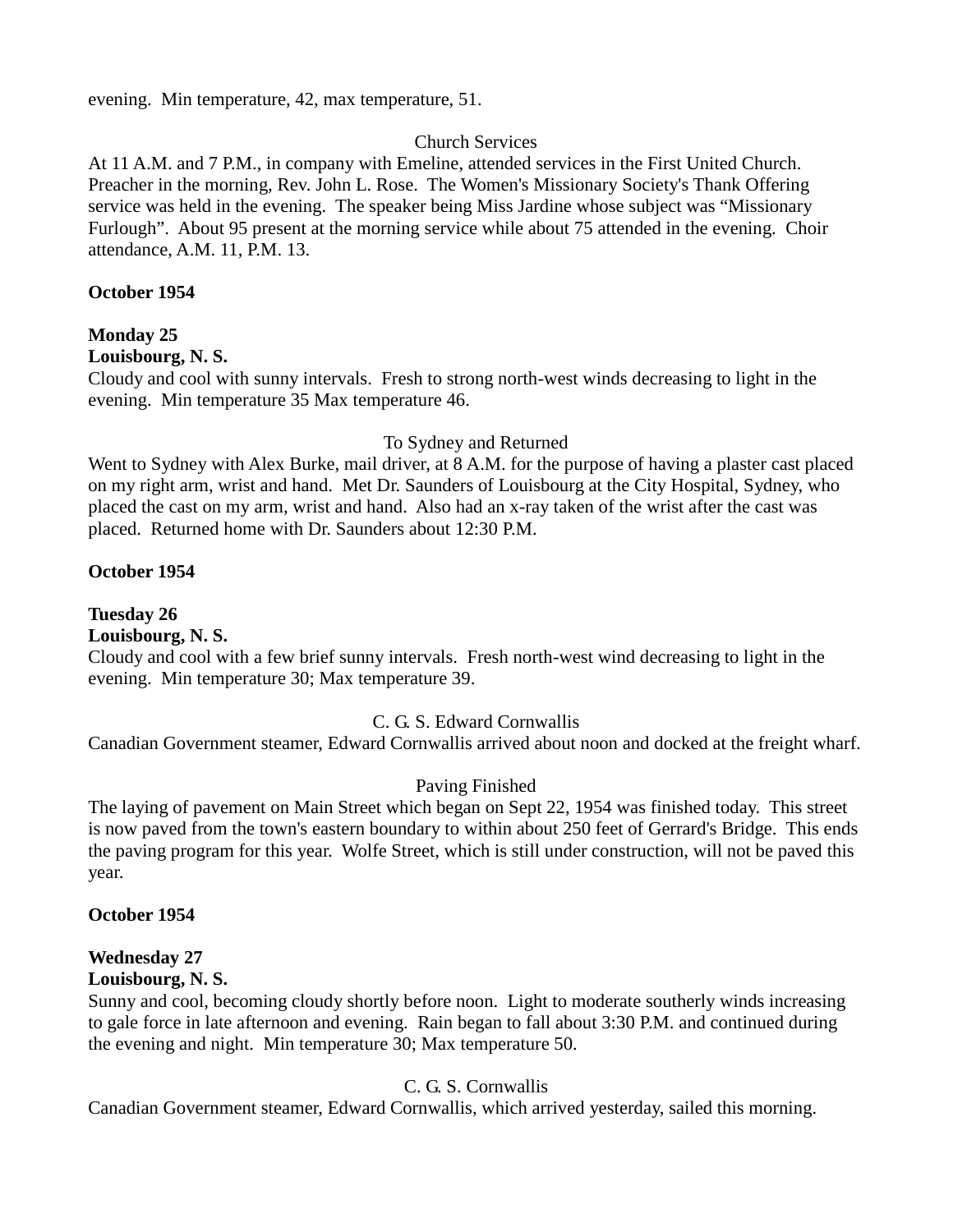evening. Min temperature, 42, max temperature, 51.

Church Services

At 11 A.M. and 7 P.M., in company with Emeline, attended services in the First United Church. Preacher in the morning, Rev. John L. Rose. The Women's Missionary Society's Thank Offering service was held in the evening. The speaker being Miss Jardine whose subject was “Missionary Furlough”. About 95 present at the morning service while about 75 attended in the evening. Choir attendance, A.M. 11, P.M. 13.

**October 1954**

**Monday 25**
**Louisbourg, N. S.**
Cloudy and cool with sunny intervals. Fresh to strong north-west winds decreasing to light in the evening. Min temperature 35 Max temperature 46.

To Sydney and Returned

Went to Sydney with Alex Burke, mail driver, at 8 A.M. for the purpose of having a plaster cast placed on my right arm, wrist and hand. Met Dr. Saunders of Louisbourg at the City Hospital, Sydney, who placed the cast on my arm, wrist and hand. Also had an x-ray taken of the wrist after the cast was placed. Returned home with Dr. Saunders about 12:30 P.M.

**October 1954**

**Tuesday 26**
**Louisbourg, N. S.**
Cloudy and cool with a few brief sunny intervals. Fresh north-west wind decreasing to light in the evening. Min temperature 30; Max temperature 39.

C. G. S. Edward Cornwallis

Canadian Government steamer, Edward Cornwallis arrived about noon and docked at the freight wharf.

Paving Finished

The laying of pavement on Main Street which began on Sept 22, 1954 was finished today. This street is now paved from the town's eastern boundary to within about 250 feet of Gerrard's Bridge. This ends the paving program for this year. Wolfe Street, which is still under construction, will not be paved this year.

**October 1954**

**Wednesday 27**
**Louisbourg, N. S.**
Sunny and cool, becoming cloudy shortly before noon. Light to moderate southerly winds increasing to gale force in late afternoon and evening. Rain began to fall about 3:30 P.M. and continued during the evening and night. Min temperature 30; Max temperature 50.

C. G. S. Cornwallis

Canadian Government steamer, Edward Cornwallis, which arrived yesterday, sailed this morning.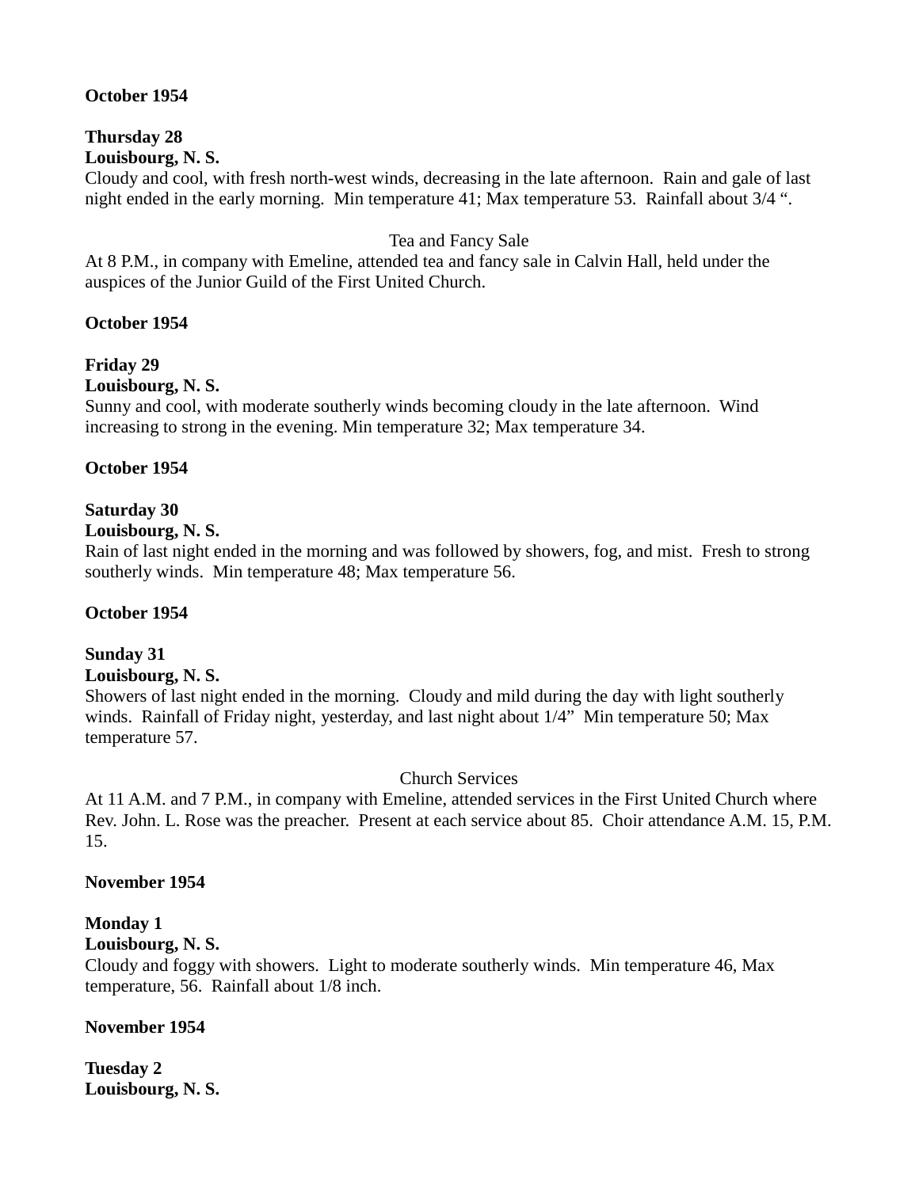**October 1954**

**Thursday 28**
**Louisbourg, N. S.**
Cloudy and cool, with fresh north-west winds, decreasing in the late afternoon. Rain and gale of last night ended in the early morning. Min temperature 41; Max temperature 53. Rainfall about 3/4 ".

Tea and Fancy Sale

At 8 P.M., in company with Emeline, attended tea and fancy sale in Calvin Hall, held under the auspices of the Junior Guild of the First United Church.

**October 1954**

**Friday 29**
**Louisbourg, N. S.**
Sunny and cool, with moderate southerly winds becoming cloudy in the late afternoon. Wind increasing to strong in the evening. Min temperature 32; Max temperature 34.

**October 1954**

**Saturday 30**
**Louisbourg, N. S.**
Rain of last night ended in the morning and was followed by showers, fog, and mist. Fresh to strong southerly winds. Min temperature 48; Max temperature 56.

**October 1954**

**Sunday 31**
**Louisbourg, N. S.**
Showers of last night ended in the morning. Cloudy and mild during the day with light southerly winds. Rainfall of Friday night, yesterday, and last night about 1/4" Min temperature 50; Max temperature 57.

Church Services

At 11 A.M. and 7 P.M., in company with Emeline, attended services in the First United Church where Rev. John. L. Rose was the preacher. Present at each service about 85. Choir attendance A.M. 15, P.M. 15.

**November 1954**

**Monday 1**
**Louisbourg, N. S.**
Cloudy and foggy with showers. Light to moderate southerly winds. Min temperature 46, Max temperature, 56. Rainfall about 1/8 inch.

**November 1954**

**Tuesday 2**
**Louisbourg, N. S.**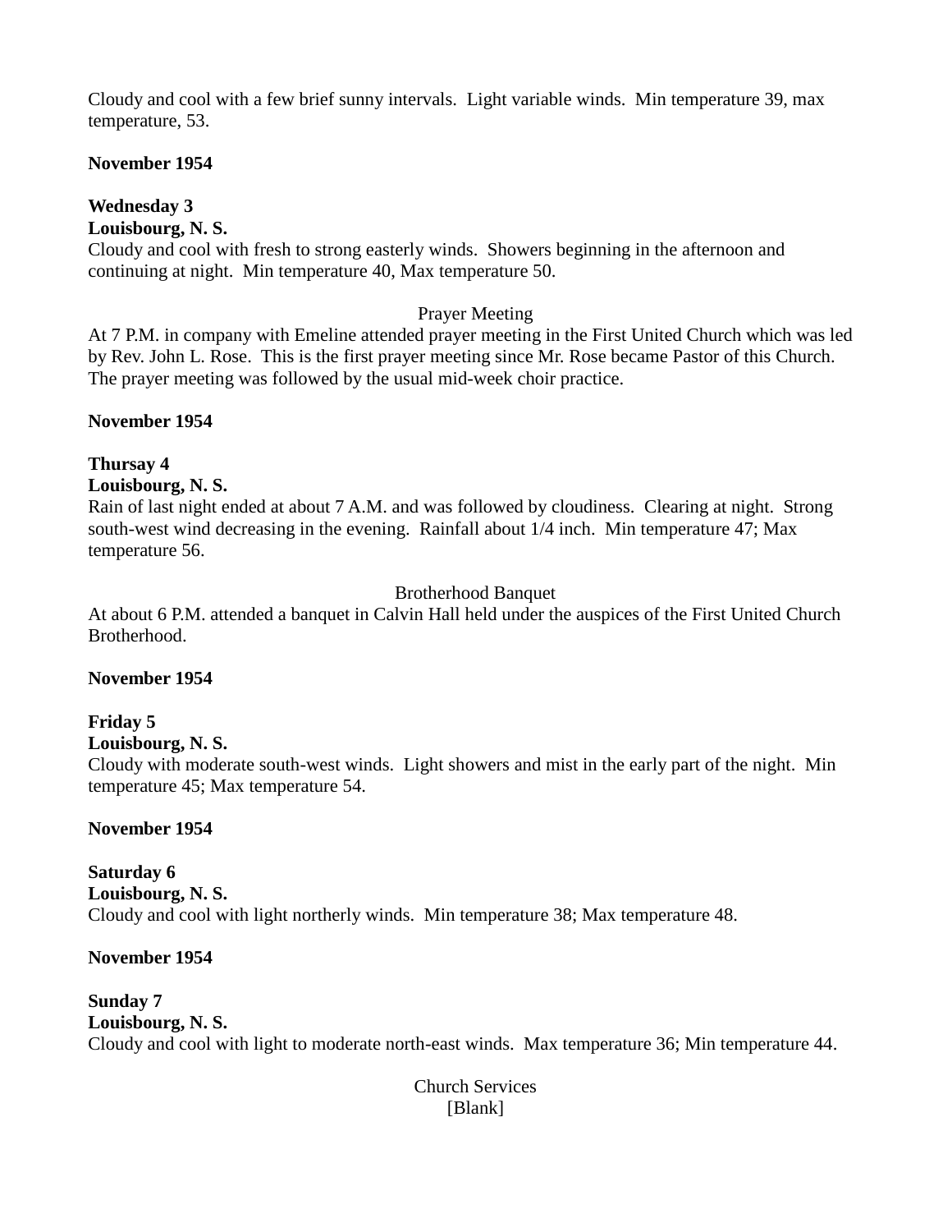Cloudy and cool with a few brief sunny intervals.  Light variable winds.  Min temperature 39, max temperature, 53.

**November 1954**

**Wednesday 3**
**Louisbourg, N. S.**
Cloudy and cool with fresh to strong easterly winds.  Showers beginning in the afternoon and continuing at night.  Min temperature 40, Max temperature 50.

Prayer Meeting

At 7 P.M. in company with Emeline attended prayer meeting in the First United Church which was led by Rev. John L. Rose.  This is the first prayer meeting since Mr. Rose became Pastor of this Church.  The prayer meeting was followed by the usual mid-week choir practice.

**November 1954**

**Thursay 4**
**Louisbourg, N. S.**
Rain of last night ended at about 7 A.M. and was followed by cloudiness.  Clearing at night.  Strong south-west wind decreasing in the evening.  Rainfall about 1/4 inch.  Min temperature 47; Max temperature 56.

Brotherhood Banquet

At about 6 P.M. attended a banquet in Calvin Hall held under the auspices of the First United Church Brotherhood.

**November 1954**

**Friday 5**
**Louisbourg, N. S.**
Cloudy with moderate south-west winds.  Light showers and mist in the early part of the night.  Min temperature 45; Max temperature 54.

**November 1954**

**Saturday 6**
**Louisbourg, N. S.**
Cloudy and cool with light northerly winds.  Min temperature 38; Max temperature 48.

**November 1954**

**Sunday 7**
**Louisbourg, N. S.**
Cloudy and cool with light to moderate north-east winds.  Max temperature 36; Min temperature 44.

Church Services
[Blank]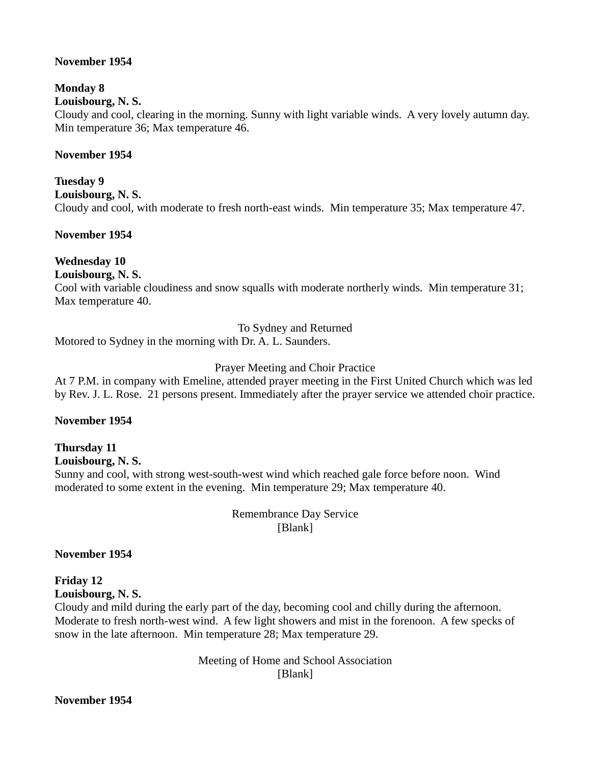**November 1954**

**Monday 8**
**Louisbourg, N. S.**
Cloudy and cool, clearing in the morning. Sunny with light variable winds. A very lovely autumn day. Min temperature 36; Max temperature 46.

**November 1954**

**Tuesday 9**
**Louisbourg, N. S.**
Cloudy and cool, with moderate to fresh north-east winds. Min temperature 35; Max temperature 47.

**November 1954**

**Wednesday 10**
**Louisbourg, N. S.**
Cool with variable cloudiness and snow squalls with moderate northerly winds. Min temperature 31; Max temperature 40.

To Sydney and Returned

Motored to Sydney in the morning with Dr. A. L. Saunders.

Prayer Meeting and Choir Practice

At 7 P.M. in company with Emeline, attended prayer meeting in the First United Church which was led by Rev. J. L. Rose. 21 persons present. Immediately after the prayer service we attended choir practice.

**November 1954**

**Thursday 11**
**Louisbourg, N. S.**
Sunny and cool, with strong west-south-west wind which reached gale force before noon. Wind moderated to some extent in the evening. Min temperature 29; Max temperature 40.

Remembrance Day Service
[Blank]

**November 1954**

**Friday 12**
**Louisbourg, N. S.**
Cloudy and mild during the early part of the day, becoming cool and chilly during the afternoon. Moderate to fresh north-west wind. A few light showers and mist in the forenoon. A few specks of snow in the late afternoon. Min temperature 28; Max temperature 29.

Meeting of Home and School Association
[Blank]

**November 1954**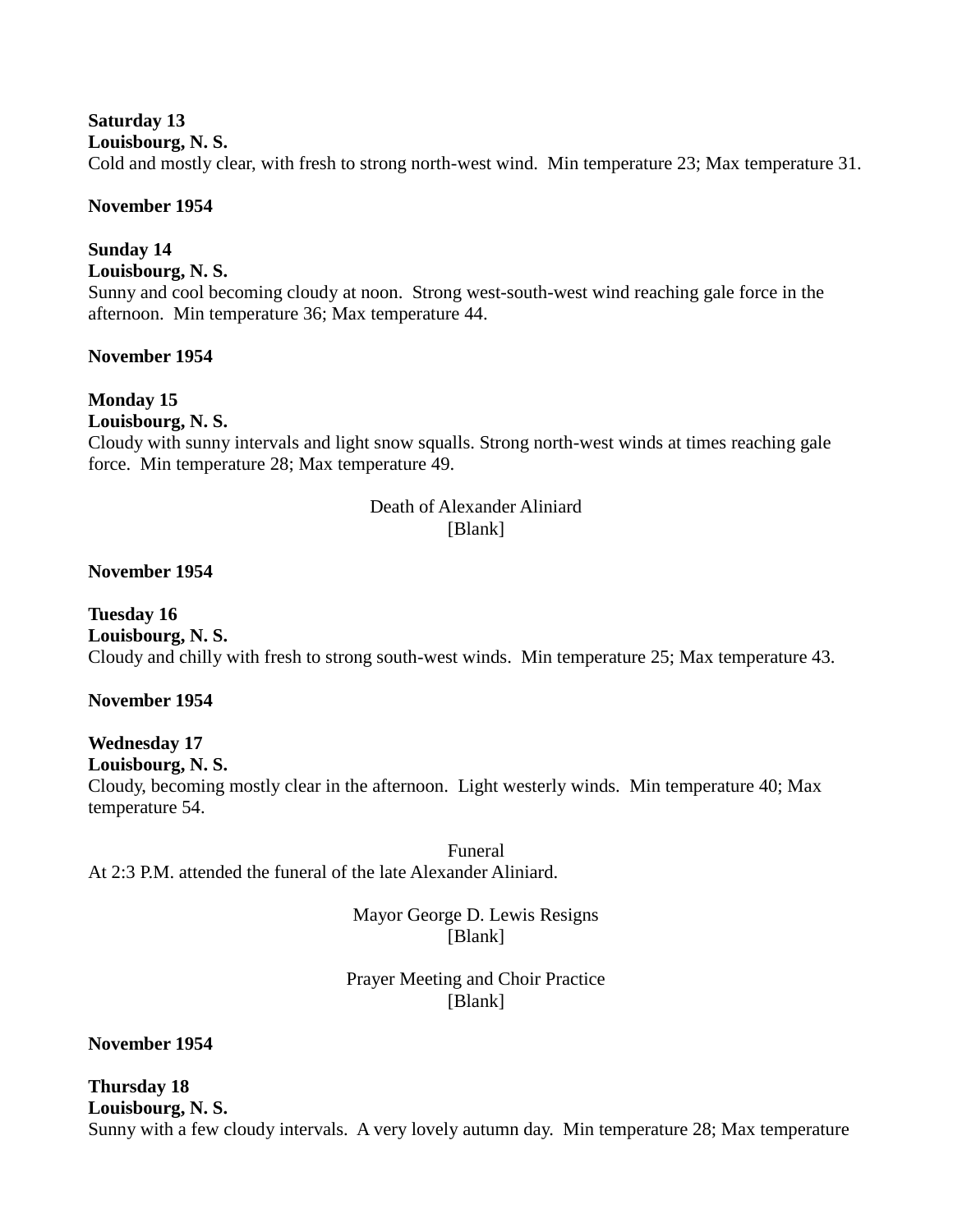**Saturday 13**
**Louisbourg, N. S.**
Cold and mostly clear, with fresh to strong north-west wind. Min temperature 23; Max temperature 31.

**November 1954**

**Sunday 14**
**Louisbourg, N. S.**
Sunny and cool becoming cloudy at noon. Strong west-south-west wind reaching gale force in the afternoon. Min temperature 36; Max temperature 44.

**November 1954**

**Monday 15**
**Louisbourg, N. S.**
Cloudy with sunny intervals and light snow squalls. Strong north-west winds at times reaching gale force. Min temperature 28; Max temperature 49.

Death of Alexander Aliniard
[Blank]

**November 1954**

**Tuesday 16**
**Louisbourg, N. S.**
Cloudy and chilly with fresh to strong south-west winds. Min temperature 25; Max temperature 43.

**November 1954**

**Wednesday 17**
**Louisbourg, N. S.**
Cloudy, becoming mostly clear in the afternoon. Light westerly winds. Min temperature 40; Max temperature 54.

Funeral
At 2:3 P.M. attended the funeral of the late Alexander Aliniard.

Mayor George D. Lewis Resigns
[Blank]

Prayer Meeting and Choir Practice
[Blank]

**November 1954**

**Thursday 18**
**Louisbourg, N. S.**
Sunny with a few cloudy intervals. A very lovely autumn day. Min temperature 28; Max temperature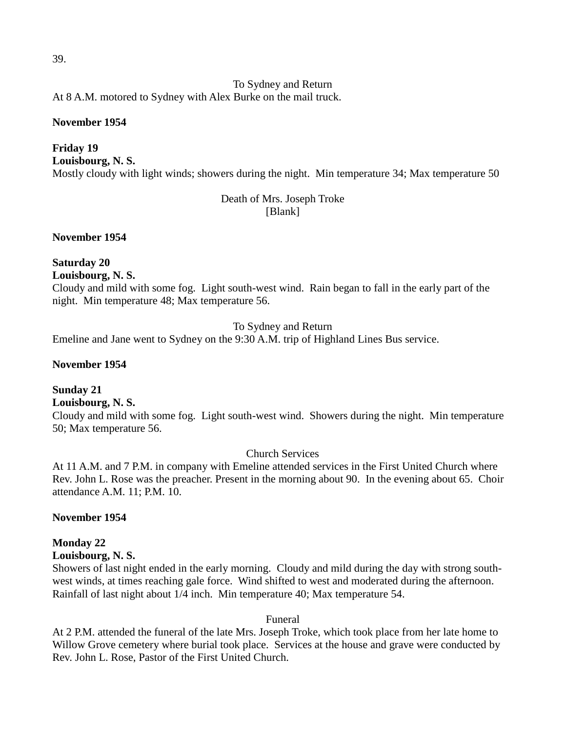To Sydney and Return

At 8 A.M. motored to Sydney with Alex Burke on the mail truck.

**November 1954**

**Friday 19**
**Louisbourg, N. S.**
Mostly cloudy with light winds; showers during the night. Min temperature 34; Max temperature 50

Death of Mrs. Joseph Troke
[Blank]

**November 1954**

**Saturday 20**
**Louisbourg, N. S.**
Cloudy and mild with some fog. Light south-west wind. Rain began to fall in the early part of the night. Min temperature 48; Max temperature 56.

To Sydney and Return

Emeline and Jane went to Sydney on the 9:30 A.M. trip of Highland Lines Bus service.

**November 1954**

**Sunday 21**
**Louisbourg, N. S.**
Cloudy and mild with some fog. Light south-west wind. Showers during the night. Min temperature 50; Max temperature 56.

Church Services

At 11 A.M. and 7 P.M. in company with Emeline attended services in the First United Church where Rev. John L. Rose was the preacher. Present in the morning about 90. In the evening about 65. Choir attendance A.M. 11; P.M. 10.

**November 1954**

**Monday 22**
**Louisbourg, N. S.**
Showers of last night ended in the early morning. Cloudy and mild during the day with strong south-west winds, at times reaching gale force. Wind shifted to west and moderated during the afternoon. Rainfall of last night about 1/4 inch. Min temperature 40; Max temperature 54.

Funeral

At 2 P.M. attended the funeral of the late Mrs. Joseph Troke, which took place from her late home to Willow Grove cemetery where burial took place. Services at the house and grave were conducted by Rev. John L. Rose, Pastor of the First United Church.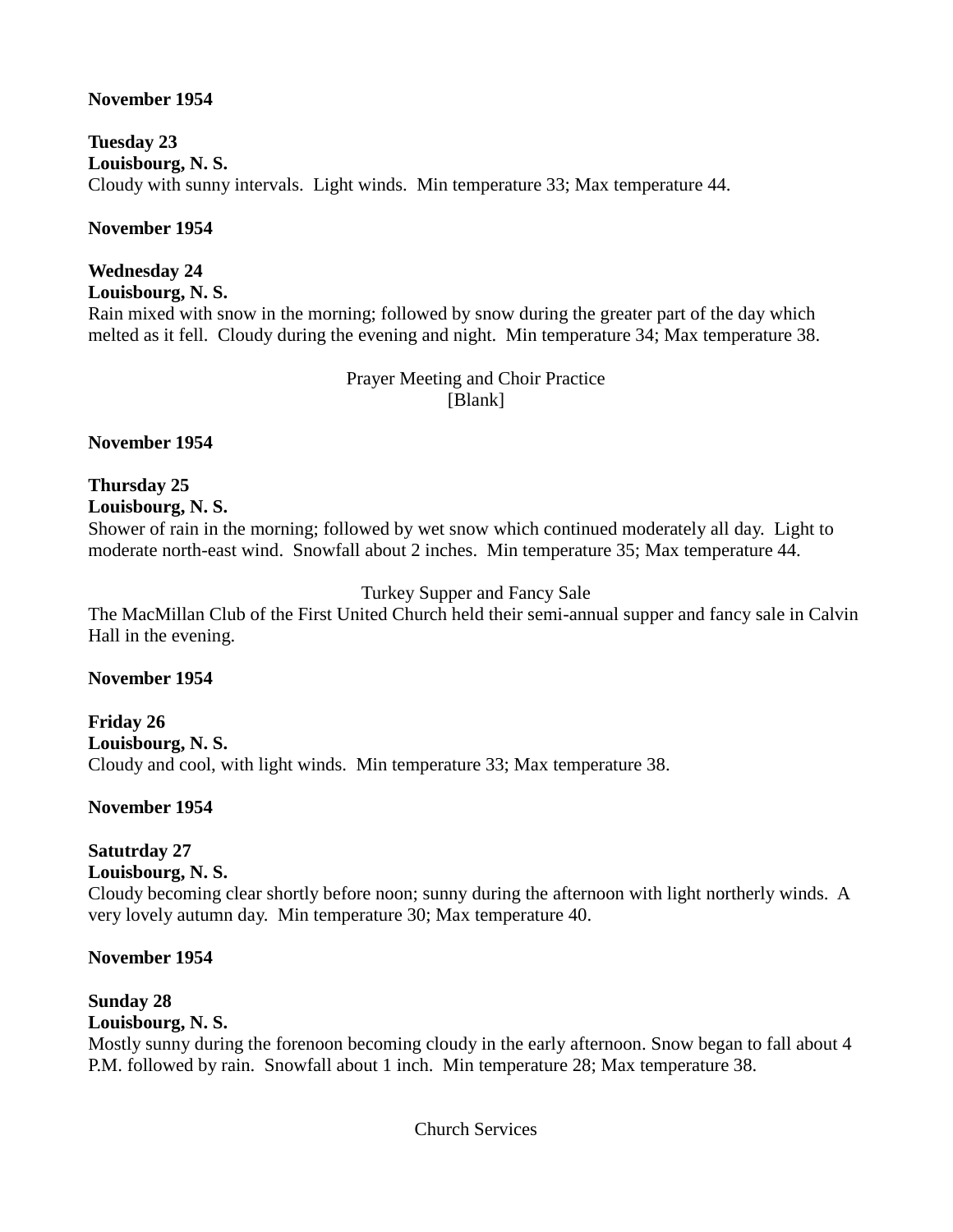**November 1954**

**Tuesday 23**
**Louisbourg, N. S.**
Cloudy with sunny intervals. Light winds. Min temperature 33; Max temperature 44.

**November 1954**

**Wednesday 24**
**Louisbourg, N. S.**
Rain mixed with snow in the morning; followed by snow during the greater part of the day which melted as it fell. Cloudy during the evening and night. Min temperature 34; Max temperature 38.

Prayer Meeting and Choir Practice
[Blank]

**November 1954**

**Thursday 25**
**Louisbourg, N. S.**
Shower of rain in the morning; followed by wet snow which continued moderately all day. Light to moderate north-east wind. Snowfall about 2 inches. Min temperature 35; Max temperature 44.

Turkey Supper and Fancy Sale
The MacMillan Club of the First United Church held their semi-annual supper and fancy sale in Calvin Hall in the evening.

**November 1954**

**Friday 26**
**Louisbourg, N. S.**
Cloudy and cool, with light winds. Min temperature 33; Max temperature 38.

**November 1954**

**Satutrday 27**
**Louisbourg, N. S.**
Cloudy becoming clear shortly before noon; sunny during the afternoon with light northerly winds. A very lovely autumn day. Min temperature 30; Max temperature 40.

**November 1954**

**Sunday 28**
**Louisbourg, N. S.**
Mostly sunny during the forenoon becoming cloudy in the early afternoon. Snow began to fall about 4 P.M. followed by rain. Snowfall about 1 inch. Min temperature 28; Max temperature 38.

Church Services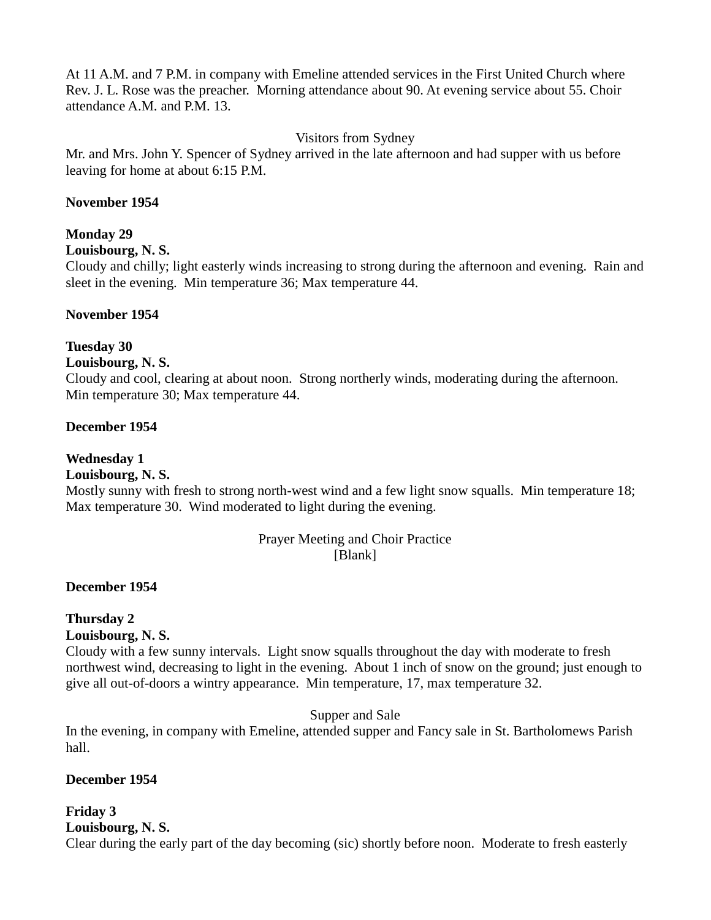At 11 A.M. and 7 P.M. in company with Emeline attended services in the First United Church where Rev. J. L. Rose was the preacher.  Morning attendance about 90. At evening service about 55. Choir attendance A.M. and P.M. 13.

Visitors from Sydney

Mr. and Mrs. John Y. Spencer of Sydney arrived in the late afternoon and had supper with us before leaving for home at about 6:15 P.M.

**November 1954**

**Monday 29**
**Louisbourg, N. S.**
Cloudy and chilly; light easterly winds increasing to strong during the afternoon and evening.  Rain and sleet in the evening.  Min temperature 36; Max temperature 44.

**November 1954**

**Tuesday 30**
**Louisbourg, N. S.**
Cloudy and cool, clearing at about noon.  Strong northerly winds, moderating during the afternoon.  Min temperature 30; Max temperature 44.

**December 1954**

**Wednesday 1**
**Louisbourg, N. S.**
Mostly sunny with fresh to strong north-west wind and a few light snow squalls.  Min temperature 18; Max temperature 30.  Wind moderated to light during the evening.

Prayer Meeting and Choir Practice
[Blank]

**December 1954**

**Thursday 2**
**Louisbourg, N. S.**
Cloudy with a few sunny intervals.  Light snow squalls throughout the day with moderate to fresh northwest wind, decreasing to light in the evening.  About 1 inch of snow on the ground; just enough to give all out-of-doors a wintry appearance.  Min temperature, 17, max temperature 32.

Supper and Sale

In the evening, in company with Emeline, attended supper and Fancy sale in St. Bartholomews Parish hall.

**December 1954**

**Friday 3**
**Louisbourg, N. S.**
Clear during the early part of the day becoming (sic) shortly before noon.  Moderate to fresh easterly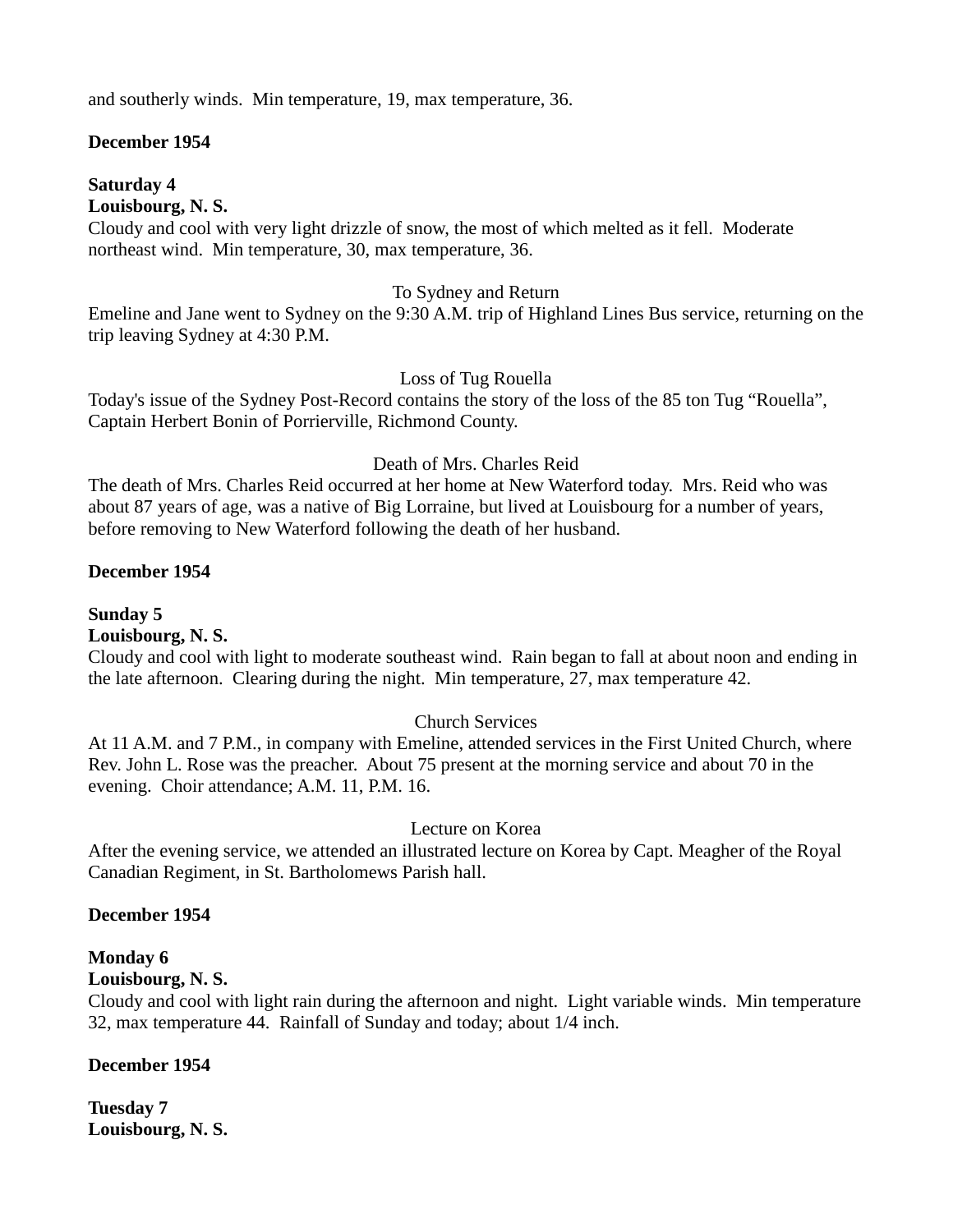and southerly winds.  Min temperature, 19, max temperature, 36.

**December 1954**

**Saturday 4**
**Louisbourg, N. S.**
Cloudy and cool with very light drizzle of snow, the most of which melted as it fell.  Moderate northeast wind.  Min temperature, 30, max temperature, 36.

To Sydney and Return

Emeline and Jane went to Sydney on the 9:30 A.M. trip of Highland Lines Bus service, returning on the trip leaving Sydney at 4:30 P.M.

Loss of Tug Rouella

Today's issue of the Sydney Post-Record contains the story of the loss of the 85 ton Tug "Rouella", Captain Herbert Bonin of Porrierville, Richmond County.

Death of Mrs. Charles Reid

The death of Mrs. Charles Reid occurred at her home at New Waterford today.  Mrs. Reid who was about 87 years of age, was a native of Big Lorraine, but lived at Louisbourg for a number of years, before removing to New Waterford following the death of her husband.

**December 1954**

**Sunday 5**
**Louisbourg, N. S.**
Cloudy and cool with light to moderate southeast wind.  Rain began to fall at about noon and ending in the late afternoon.  Clearing during the night.  Min temperature, 27, max temperature 42.

Church Services

At 11 A.M. and 7 P.M., in company with Emeline, attended services in the First United Church, where Rev. John L. Rose was the preacher.  About 75 present at the morning service and about 70 in the evening.  Choir attendance; A.M. 11, P.M. 16.

Lecture on Korea

After the evening service, we attended an illustrated lecture on Korea by Capt. Meagher of the Royal Canadian Regiment, in St. Bartholomews Parish hall.

**December 1954**

**Monday 6**
**Louisbourg, N. S.**
Cloudy and cool with light rain during the afternoon and night.  Light variable winds.  Min temperature 32, max temperature 44.  Rainfall of Sunday and today; about 1/4 inch.

**December 1954**

**Tuesday 7**
**Louisbourg, N. S.**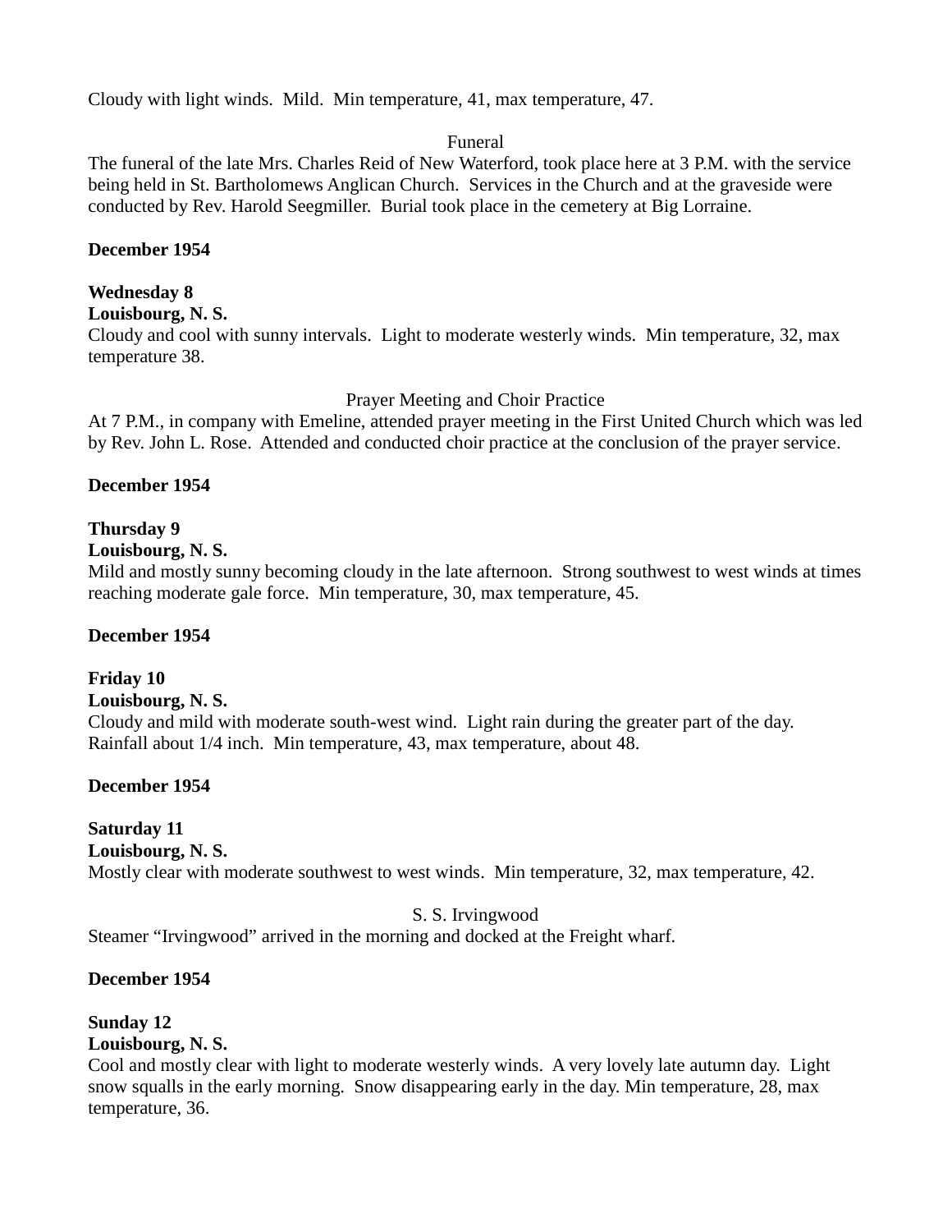Cloudy with light winds.  Mild.  Min temperature, 41, max temperature, 47.

Funeral

The funeral of the late Mrs. Charles Reid of New Waterford, took place here at 3 P.M. with the service being held in St. Bartholomews Anglican Church.  Services in the Church and at the graveside were conducted by Rev. Harold Seegmiller.  Burial took place in the cemetery at Big Lorraine.

**December 1954**

**Wednesday 8**
**Louisbourg, N. S.**
Cloudy and cool with sunny intervals.  Light to moderate westerly winds.  Min temperature, 32, max temperature 38.

Prayer Meeting and Choir Practice

At 7 P.M., in company with Emeline, attended prayer meeting in the First United Church which was led by Rev. John L. Rose.  Attended and conducted choir practice at the conclusion of the prayer service.

**December 1954**

**Thursday 9**
**Louisbourg, N. S.**
Mild and mostly sunny becoming cloudy in the late afternoon.  Strong southwest to west winds at times reaching moderate gale force.  Min temperature, 30, max temperature, 45.

**December 1954**

**Friday 10**
**Louisbourg, N. S.**
Cloudy and mild with moderate south-west wind.  Light rain during the greater part of the day.  Rainfall about 1/4 inch.  Min temperature, 43, max temperature, about 48.

**December 1954**

**Saturday 11**
**Louisbourg, N. S.**
Mostly clear with moderate southwest to west winds.  Min temperature, 32, max temperature, 42.

S. S. Irvingwood

Steamer "Irvingwood" arrived in the morning and docked at the Freight wharf.

**December 1954**

**Sunday 12**
**Louisbourg, N. S.**
Cool and mostly clear with light to moderate westerly winds.  A very lovely late autumn day.  Light snow squalls in the early morning.  Snow disappearing early in the day. Min temperature, 28, max temperature, 36.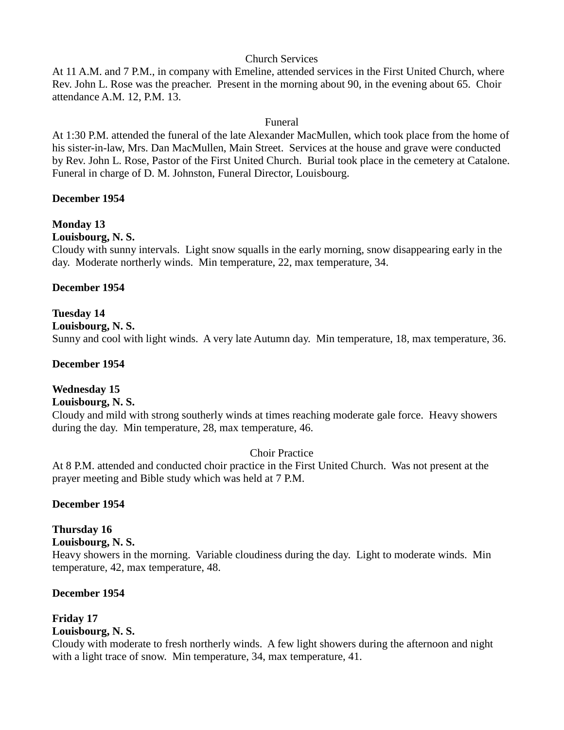Church Services

At 11 A.M. and 7 P.M., in company with Emeline, attended services in the First United Church, where Rev. John L. Rose was the preacher. Present in the morning about 90, in the evening about 65. Choir attendance A.M. 12, P.M. 13.

Funeral

At 1:30 P.M. attended the funeral of the late Alexander MacMullen, which took place from the home of his sister-in-law, Mrs. Dan MacMullen, Main Street. Services at the house and grave were conducted by Rev. John L. Rose, Pastor of the First United Church. Burial took place in the cemetery at Catalone. Funeral in charge of D. M. Johnston, Funeral Director, Louisbourg.

**December 1954**

**Monday 13**
**Louisbourg, N. S.**
Cloudy with sunny intervals. Light snow squalls in the early morning, snow disappearing early in the day. Moderate northerly winds. Min temperature, 22, max temperature, 34.

**December 1954**

**Tuesday 14**
**Louisbourg, N. S.**
Sunny and cool with light winds. A very late Autumn day. Min temperature, 18, max temperature, 36.

**December 1954**

**Wednesday 15**
**Louisbourg, N. S.**
Cloudy and mild with strong southerly winds at times reaching moderate gale force. Heavy showers during the day. Min temperature, 28, max temperature, 46.

Choir Practice

At 8 P.M. attended and conducted choir practice in the First United Church. Was not present at the prayer meeting and Bible study which was held at 7 P.M.

**December 1954**

**Thursday 16**
**Louisbourg, N. S.**
Heavy showers in the morning. Variable cloudiness during the day. Light to moderate winds. Min temperature, 42, max temperature, 48.

**December 1954**

**Friday 17**
**Louisbourg, N. S.**
Cloudy with moderate to fresh northerly winds. A few light showers during the afternoon and night with a light trace of snow. Min temperature, 34, max temperature, 41.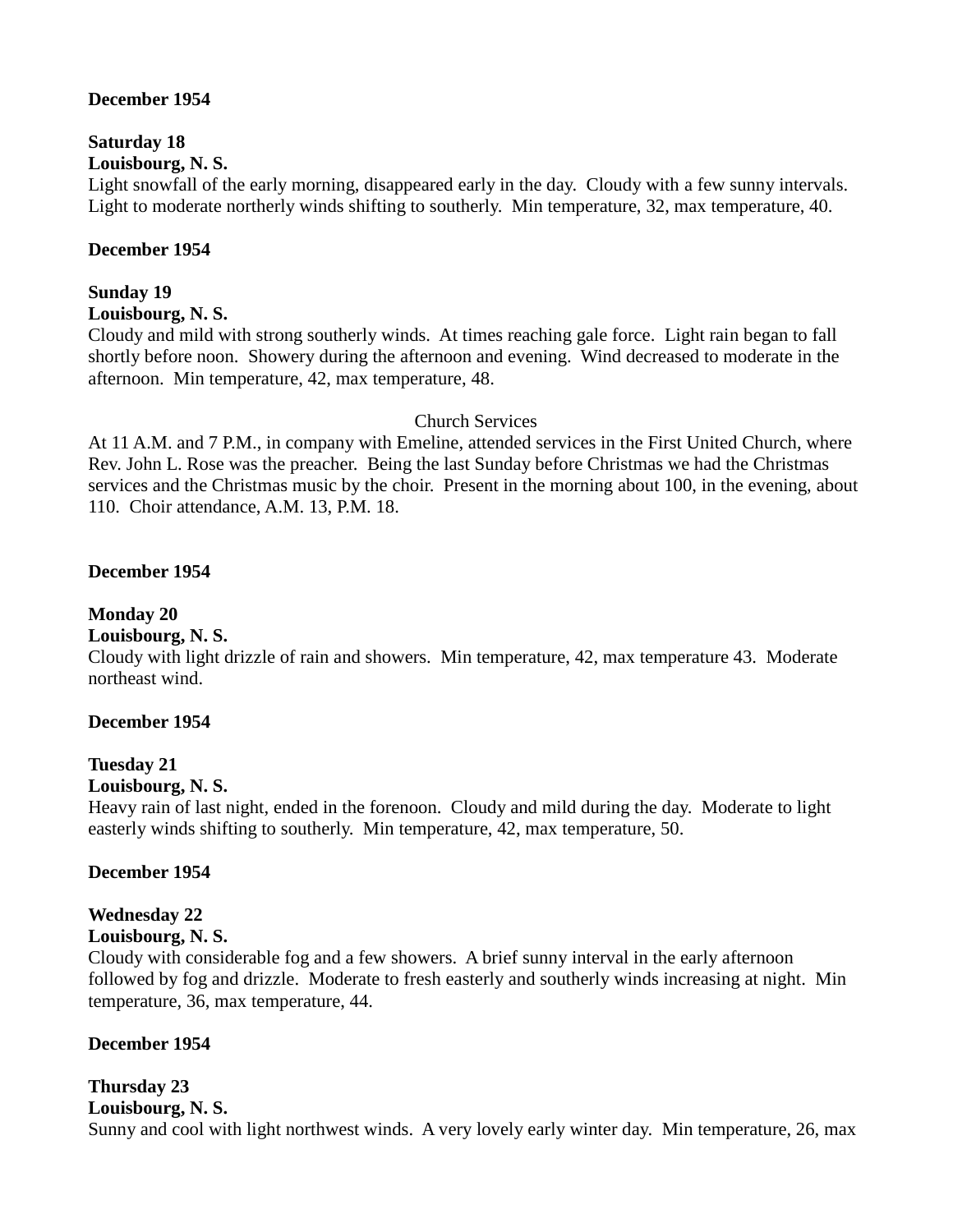**December 1954**

**Saturday 18**
**Louisbourg, N. S.**
Light snowfall of the early morning, disappeared early in the day. Cloudy with a few sunny intervals. Light to moderate northerly winds shifting to southerly. Min temperature, 32, max temperature, 40.

**December 1954**

**Sunday 19**
**Louisbourg, N. S.**
Cloudy and mild with strong southerly winds. At times reaching gale force. Light rain began to fall shortly before noon. Showery during the afternoon and evening. Wind decreased to moderate in the afternoon. Min temperature, 42, max temperature, 48.

Church Services

At 11 A.M. and 7 P.M., in company with Emeline, attended services in the First United Church, where Rev. John L. Rose was the preacher. Being the last Sunday before Christmas we had the Christmas services and the Christmas music by the choir. Present in the morning about 100, in the evening, about 110. Choir attendance, A.M. 13, P.M. 18.

**December 1954**

**Monday 20**
**Louisbourg, N. S.**
Cloudy with light drizzle of rain and showers. Min temperature, 42, max temperature 43. Moderate northeast wind.

**December 1954**

**Tuesday 21**
**Louisbourg, N. S.**
Heavy rain of last night, ended in the forenoon. Cloudy and mild during the day. Moderate to light easterly winds shifting to southerly. Min temperature, 42, max temperature, 50.

**December 1954**

**Wednesday 22**
**Louisbourg, N. S.**
Cloudy with considerable fog and a few showers. A brief sunny interval in the early afternoon followed by fog and drizzle. Moderate to fresh easterly and southerly winds increasing at night. Min temperature, 36, max temperature, 44.

**December 1954**

**Thursday 23**
**Louisbourg, N. S.**
Sunny and cool with light northwest winds. A very lovely early winter day. Min temperature, 26, max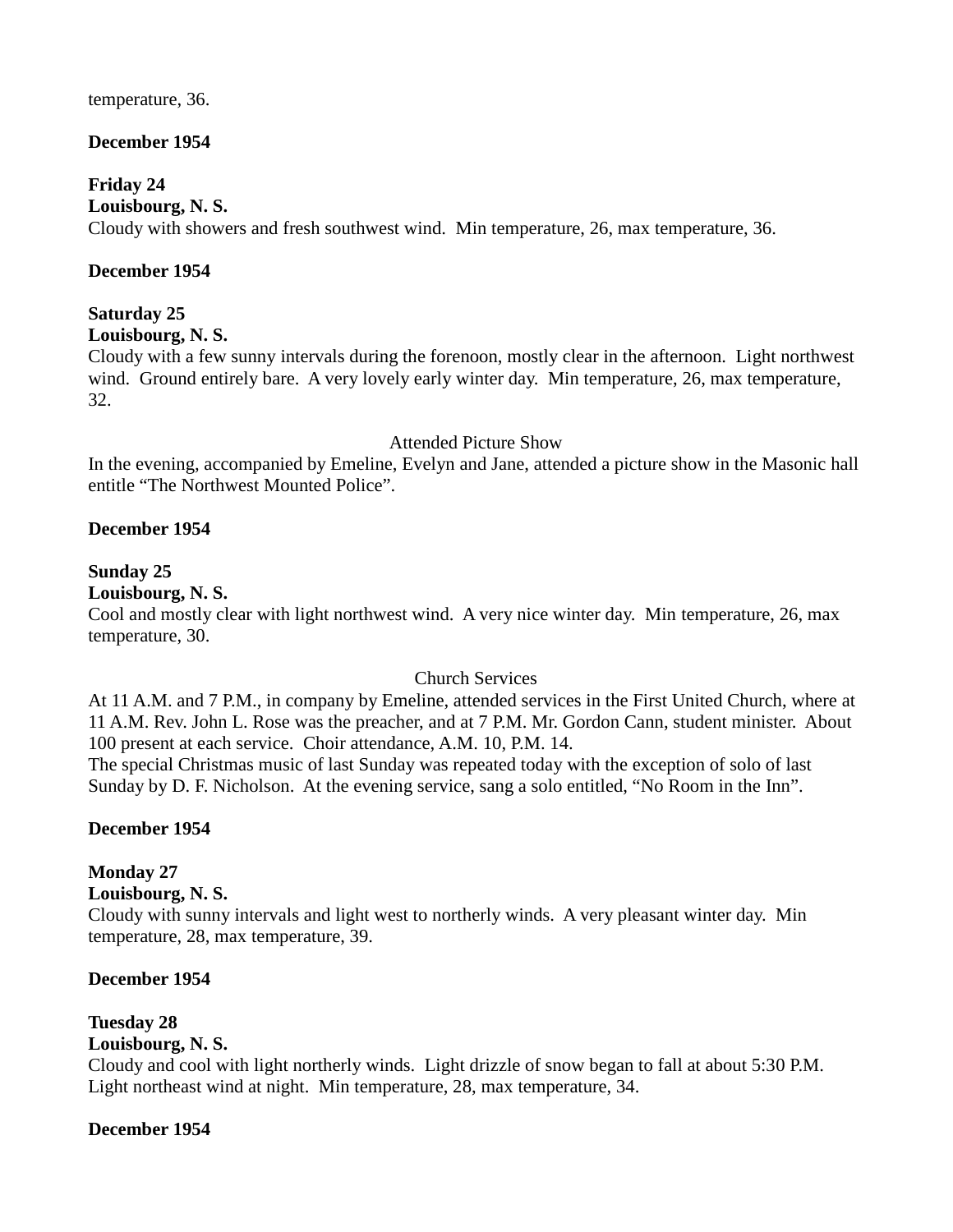temperature, 36.

**December 1954**

**Friday 24**
**Louisbourg, N. S.**
Cloudy with showers and fresh southwest wind.  Min temperature, 26, max temperature, 36.

**December 1954**

**Saturday 25**
**Louisbourg, N. S.**
Cloudy with a few sunny intervals during the forenoon, mostly clear in the afternoon.  Light northwest wind.  Ground entirely bare.  A very lovely early winter day.  Min temperature, 26, max temperature, 32.

Attended Picture Show

In the evening, accompanied by Emeline, Evelyn and Jane, attended a picture show in the Masonic hall entitle "The Northwest Mounted Police".

**December 1954**

**Sunday 25**
**Louisbourg, N. S.**
Cool and mostly clear with light northwest wind.  A very nice winter day.  Min temperature, 26, max temperature, 30.

Church Services

At 11 A.M. and 7 P.M., in company by Emeline, attended services in the First United Church, where at 11 A.M. Rev. John L. Rose was the preacher, and at 7 P.M. Mr. Gordon Cann, student minister.  About 100 present at each service.  Choir attendance, A.M. 10, P.M. 14.
The special Christmas music of last Sunday was repeated today with the exception of solo of last Sunday by D. F. Nicholson.  At the evening service, sang a solo entitled, "No Room in the Inn".

**December 1954**

**Monday 27**
**Louisbourg, N. S.**
Cloudy with sunny intervals and light west to northerly winds.  A very pleasant winter day.  Min temperature, 28, max temperature, 39.

**December 1954**

**Tuesday 28**
**Louisbourg, N. S.**
Cloudy and cool with light northerly winds.  Light drizzle of snow began to fall at about 5:30 P.M. Light northeast wind at night.  Min temperature, 28, max temperature, 34.

**December 1954**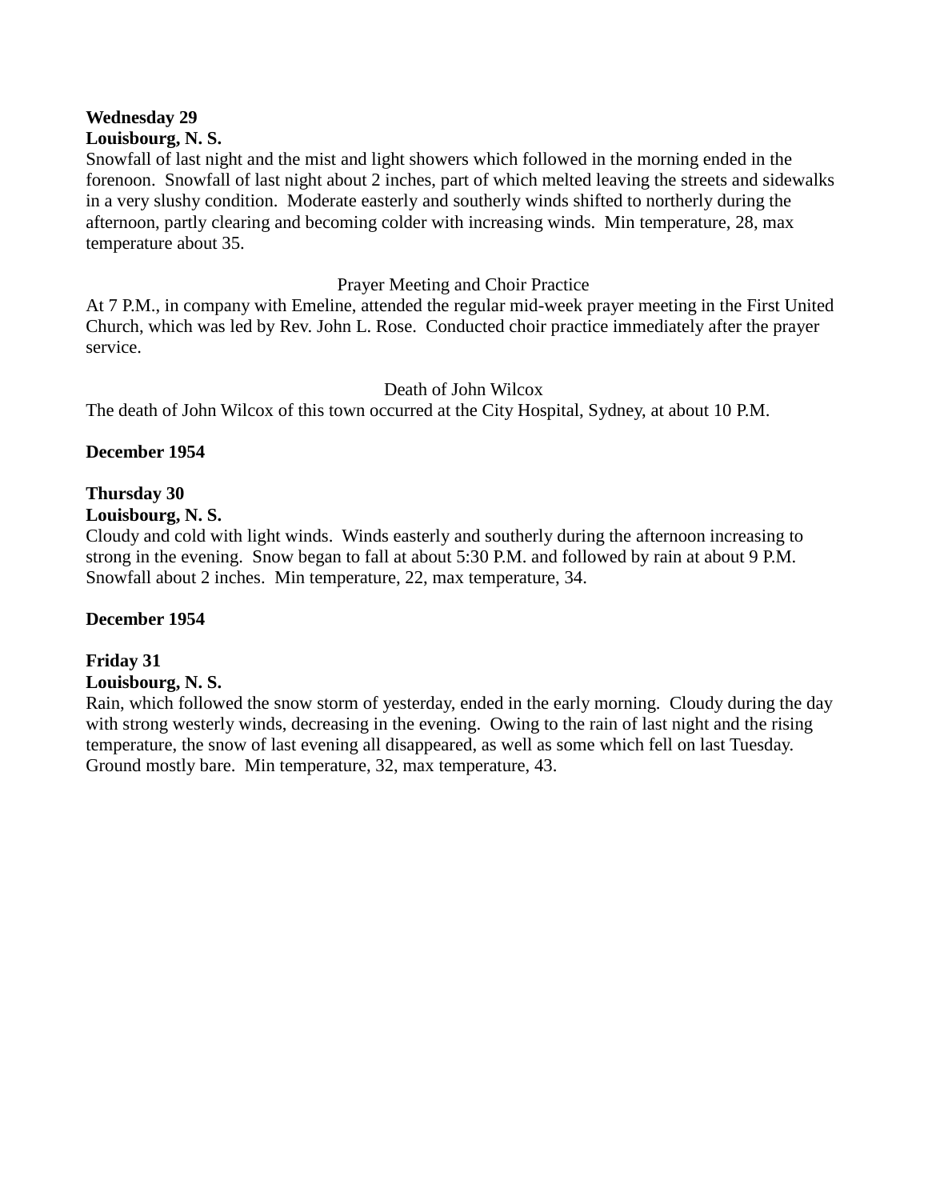**Wednesday 29**
**Louisbourg, N. S.**
Snowfall of last night and the mist and light showers which followed in the morning ended in the forenoon. Snowfall of last night about 2 inches, part of which melted leaving the streets and sidewalks in a very slushy condition. Moderate easterly and southerly winds shifted to northerly during the afternoon, partly clearing and becoming colder with increasing winds. Min temperature, 28, max temperature about 35.

Prayer Meeting and Choir Practice

At 7 P.M., in company with Emeline, attended the regular mid-week prayer meeting in the First United Church, which was led by Rev. John L. Rose. Conducted choir practice immediately after the prayer service.

Death of John Wilcox

The death of John Wilcox of this town occurred at the City Hospital, Sydney, at about 10 P.M.

**December 1954**

**Thursday 30**
**Louisbourg, N. S.**
Cloudy and cold with light winds. Winds easterly and southerly during the afternoon increasing to strong in the evening. Snow began to fall at about 5:30 P.M. and followed by rain at about 9 P.M. Snowfall about 2 inches. Min temperature, 22, max temperature, 34.

**December 1954**

**Friday 31**
**Louisbourg, N. S.**
Rain, which followed the snow storm of yesterday, ended in the early morning. Cloudy during the day with strong westerly winds, decreasing in the evening. Owing to the rain of last night and the rising temperature, the snow of last evening all disappeared, as well as some which fell on last Tuesday. Ground mostly bare. Min temperature, 32, max temperature, 43.